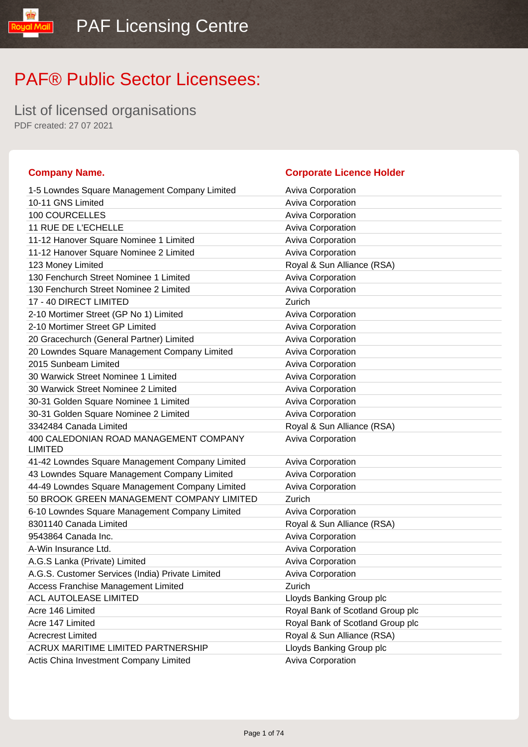# PAF® Public Sector Licensees:

## List of licensed organisations

PDF created: 27 07 2021

| Company Name. | Corporate Licence Holder |
| --- | --- |
| 1-5 Lowndes Square Management Company Limited | Aviva Corporation |
| 10-11 GNS Limited | Aviva Corporation |
| 100 COURCELLES | Aviva Corporation |
| 11 RUE DE L'ECHELLE | Aviva Corporation |
| 11-12 Hanover Square Nominee 1 Limited | Aviva Corporation |
| 11-12 Hanover Square Nominee 2 Limited | Aviva Corporation |
| 123 Money Limited | Royal & Sun Alliance (RSA) |
| 130 Fenchurch Street Nominee 1 Limited | Aviva Corporation |
| 130 Fenchurch Street Nominee 2 Limited | Aviva Corporation |
| 17 - 40 DIRECT LIMITED | Zurich |
| 2-10 Mortimer Street (GP No 1) Limited | Aviva Corporation |
| 2-10 Mortimer Street GP Limited | Aviva Corporation |
| 20 Gracechurch (General Partner) Limited | Aviva Corporation |
| 20 Lowndes Square Management Company Limited | Aviva Corporation |
| 2015 Sunbeam Limited | Aviva Corporation |
| 30 Warwick Street Nominee 1 Limited | Aviva Corporation |
| 30 Warwick Street Nominee 2 Limited | Aviva Corporation |
| 30-31 Golden Square Nominee 1 Limited | Aviva Corporation |
| 30-31 Golden Square Nominee 2 Limited | Aviva Corporation |
| 3342484 Canada Limited | Royal & Sun Alliance (RSA) |
| 400 CALEDONIAN ROAD MANAGEMENT COMPANY LIMITED | Aviva Corporation |
| 41-42 Lowndes Square Management Company Limited | Aviva Corporation |
| 43 Lowndes Square Management Company Limited | Aviva Corporation |
| 44-49 Lowndes Square Management Company Limited | Aviva Corporation |
| 50 BROOK GREEN MANAGEMENT COMPANY LIMITED | Zurich |
| 6-10 Lowndes Square Management Company Limited | Aviva Corporation |
| 8301140 Canada Limited | Royal & Sun Alliance (RSA) |
| 9543864 Canada Inc. | Aviva Corporation |
| A-Win Insurance Ltd. | Aviva Corporation |
| A.G.S Lanka (Private) Limited | Aviva Corporation |
| A.G.S. Customer Services (India) Private Limited | Aviva Corporation |
| Access Franchise Management Limited | Zurich |
| ACL AUTOLEASE LIMITED | Lloyds Banking Group plc |
| Acre 146 Limited | Royal Bank of Scotland Group plc |
| Acre 147 Limited | Royal Bank of Scotland Group plc |
| Acrecrest Limited | Royal & Sun Alliance (RSA) |
| ACRUX MARITIME LIMITED PARTNERSHIP | Lloyds Banking Group plc |
| Actis China Investment Company Limited | Aviva Corporation |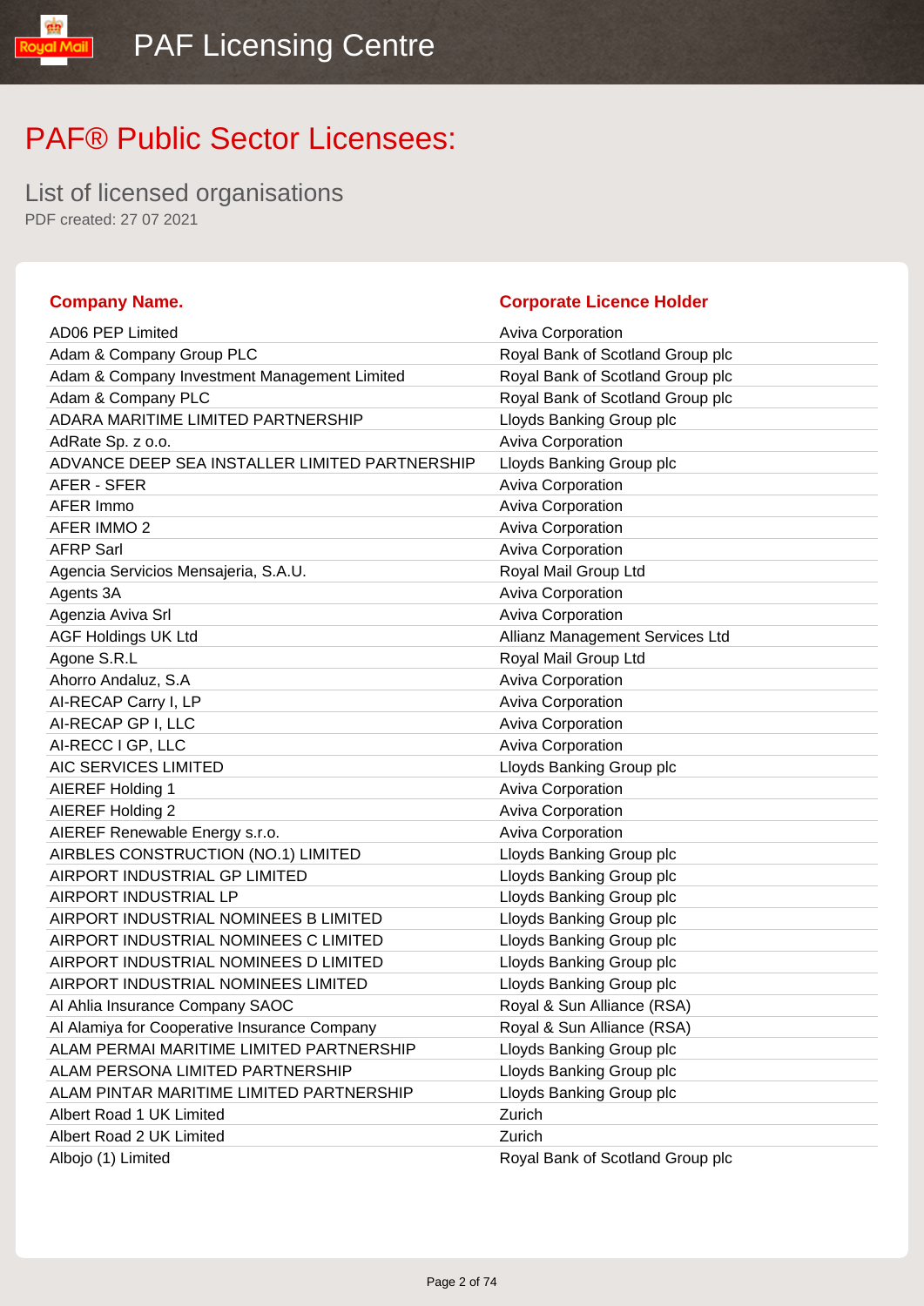# PAF® Public Sector Licensees:

## List of licensed organisations

PDF created: 27 07 2021

| Company Name. | Corporate Licence Holder |
|---|---|
| AD06 PEP Limited | Aviva Corporation |
| Adam & Company Group PLC | Royal Bank of Scotland Group plc |
| Adam & Company Investment Management Limited | Royal Bank of Scotland Group plc |
| Adam & Company PLC | Royal Bank of Scotland Group plc |
| ADARA MARITIME LIMITED PARTNERSHIP | Lloyds Banking Group plc |
| AdRate Sp. z o.o. | Aviva Corporation |
| ADVANCE DEEP SEA INSTALLER LIMITED PARTNERSHIP | Lloyds Banking Group plc |
| AFER - SFER | Aviva Corporation |
| AFER Immo | Aviva Corporation |
| AFER IMMO 2 | Aviva Corporation |
| AFRP Sarl | Aviva Corporation |
| Agencia Servicios Mensajeria, S.A.U. | Royal Mail Group Ltd |
| Agents 3A | Aviva Corporation |
| Agenzia Aviva Srl | Aviva Corporation |
| AGF Holdings UK Ltd | Allianz Management Services Ltd |
| Agone S.R.L | Royal Mail Group Ltd |
| Ahorro Andaluz, S.A | Aviva Corporation |
| AI-RECAP Carry I, LP | Aviva Corporation |
| AI-RECAP GP I, LLC | Aviva Corporation |
| AI-RECC I GP, LLC | Aviva Corporation |
| AIC SERVICES LIMITED | Lloyds Banking Group plc |
| AIEREF Holding 1 | Aviva Corporation |
| AIEREF Holding 2 | Aviva Corporation |
| AIEREF Renewable Energy s.r.o. | Aviva Corporation |
| AIRBLES CONSTRUCTION (NO.1) LIMITED | Lloyds Banking Group plc |
| AIRPORT INDUSTRIAL GP LIMITED | Lloyds Banking Group plc |
| AIRPORT INDUSTRIAL LP | Lloyds Banking Group plc |
| AIRPORT INDUSTRIAL NOMINEES B LIMITED | Lloyds Banking Group plc |
| AIRPORT INDUSTRIAL NOMINEES C LIMITED | Lloyds Banking Group plc |
| AIRPORT INDUSTRIAL NOMINEES D LIMITED | Lloyds Banking Group plc |
| AIRPORT INDUSTRIAL NOMINEES LIMITED | Lloyds Banking Group plc |
| Al Ahlia Insurance Company SAOC | Royal & Sun Alliance (RSA) |
| Al Alamiya for Cooperative Insurance Company | Royal & Sun Alliance (RSA) |
| ALAM PERMAI MARITIME LIMITED PARTNERSHIP | Lloyds Banking Group plc |
| ALAM PERSONA LIMITED PARTNERSHIP | Lloyds Banking Group plc |
| ALAM PINTAR MARITIME LIMITED PARTNERSHIP | Lloyds Banking Group plc |
| Albert Road 1 UK Limited | Zurich |
| Albert Road 2 UK Limited | Zurich |
| Albojo (1) Limited | Royal Bank of Scotland Group plc |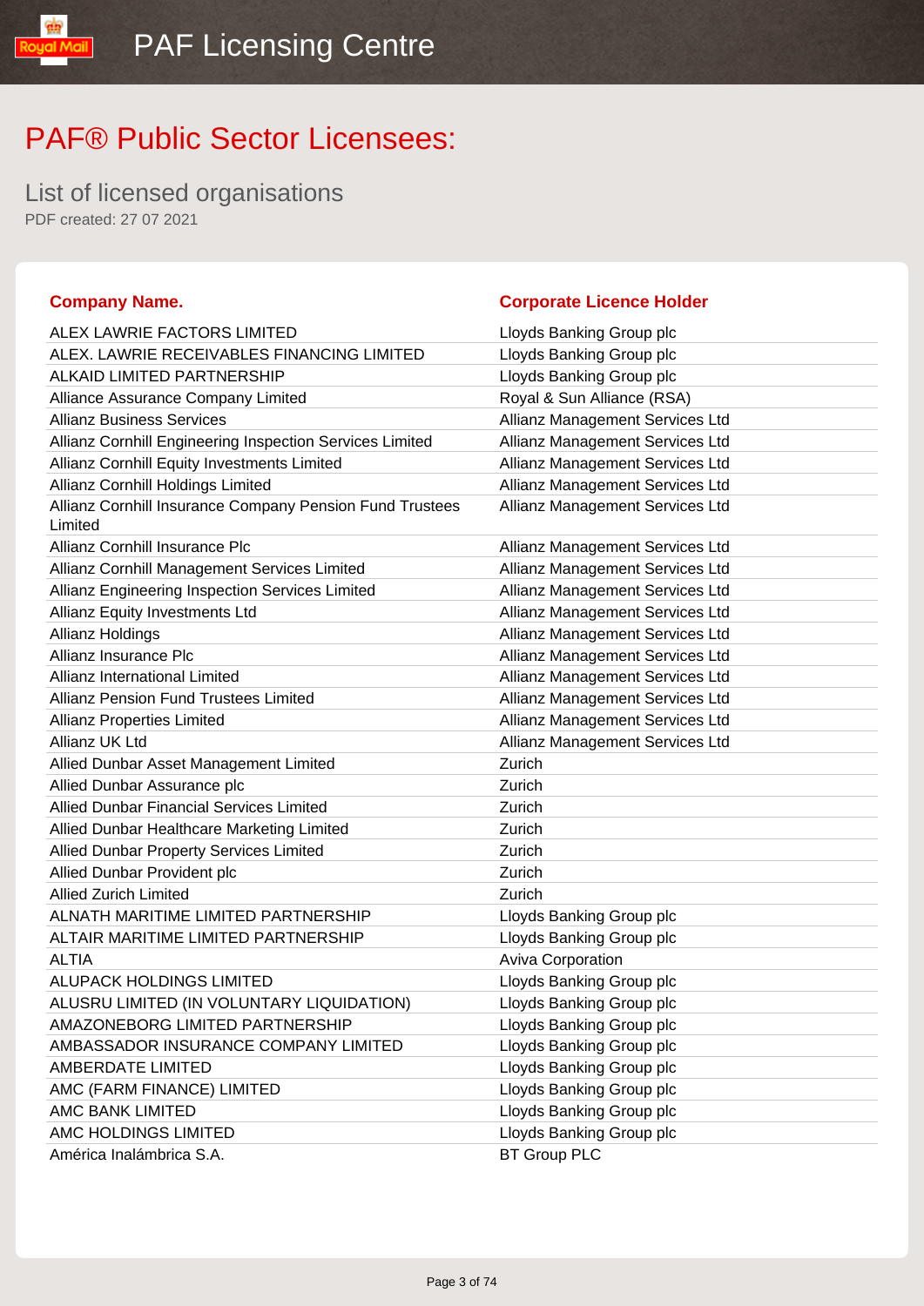# PAF® Public Sector Licensees:

## List of licensed organisations

PDF created: 27 07 2021

| Company Name. | Corporate Licence Holder |
|---|---|
| ALEX LAWRIE FACTORS LIMITED | Lloyds Banking Group plc |
| ALEX. LAWRIE RECEIVABLES FINANCING LIMITED | Lloyds Banking Group plc |
| ALKAID LIMITED PARTNERSHIP | Lloyds Banking Group plc |
| Alliance Assurance Company Limited | Royal & Sun Alliance (RSA) |
| Allianz Business Services | Allianz Management Services Ltd |
| Allianz Cornhill Engineering Inspection Services Limited | Allianz Management Services Ltd |
| Allianz Cornhill Equity Investments Limited | Allianz Management Services Ltd |
| Allianz Cornhill Holdings Limited | Allianz Management Services Ltd |
| Allianz Cornhill Insurance Company Pension Fund Trustees Limited | Allianz Management Services Ltd |
| Allianz Cornhill Insurance Plc | Allianz Management Services Ltd |
| Allianz Cornhill Management Services Limited | Allianz Management Services Ltd |
| Allianz Engineering Inspection Services Limited | Allianz Management Services Ltd |
| Allianz Equity Investments Ltd | Allianz Management Services Ltd |
| Allianz Holdings | Allianz Management Services Ltd |
| Allianz Insurance Plc | Allianz Management Services Ltd |
| Allianz International Limited | Allianz Management Services Ltd |
| Allianz Pension Fund Trustees Limited | Allianz Management Services Ltd |
| Allianz Properties Limited | Allianz Management Services Ltd |
| Allianz UK Ltd | Allianz Management Services Ltd |
| Allied Dunbar Asset Management Limited | Zurich |
| Allied Dunbar Assurance plc | Zurich |
| Allied Dunbar Financial Services Limited | Zurich |
| Allied Dunbar Healthcare Marketing Limited | Zurich |
| Allied Dunbar Property Services Limited | Zurich |
| Allied Dunbar Provident plc | Zurich |
| Allied Zurich Limited | Zurich |
| ALNATH MARITIME LIMITED PARTNERSHIP | Lloyds Banking Group plc |
| ALTAIR MARITIME LIMITED PARTNERSHIP | Lloyds Banking Group plc |
| ALTIA | Aviva Corporation |
| ALUPACK HOLDINGS LIMITED | Lloyds Banking Group plc |
| ALUSRU LIMITED (IN VOLUNTARY LIQUIDATION) | Lloyds Banking Group plc |
| AMAZONEBORG LIMITED PARTNERSHIP | Lloyds Banking Group plc |
| AMBASSADOR INSURANCE COMPANY LIMITED | Lloyds Banking Group plc |
| AMBERDATE LIMITED | Lloyds Banking Group plc |
| AMC (FARM FINANCE) LIMITED | Lloyds Banking Group plc |
| AMC BANK LIMITED | Lloyds Banking Group plc |
| AMC HOLDINGS LIMITED | Lloyds Banking Group plc |
| América Inalámbrica S.A. | BT Group PLC |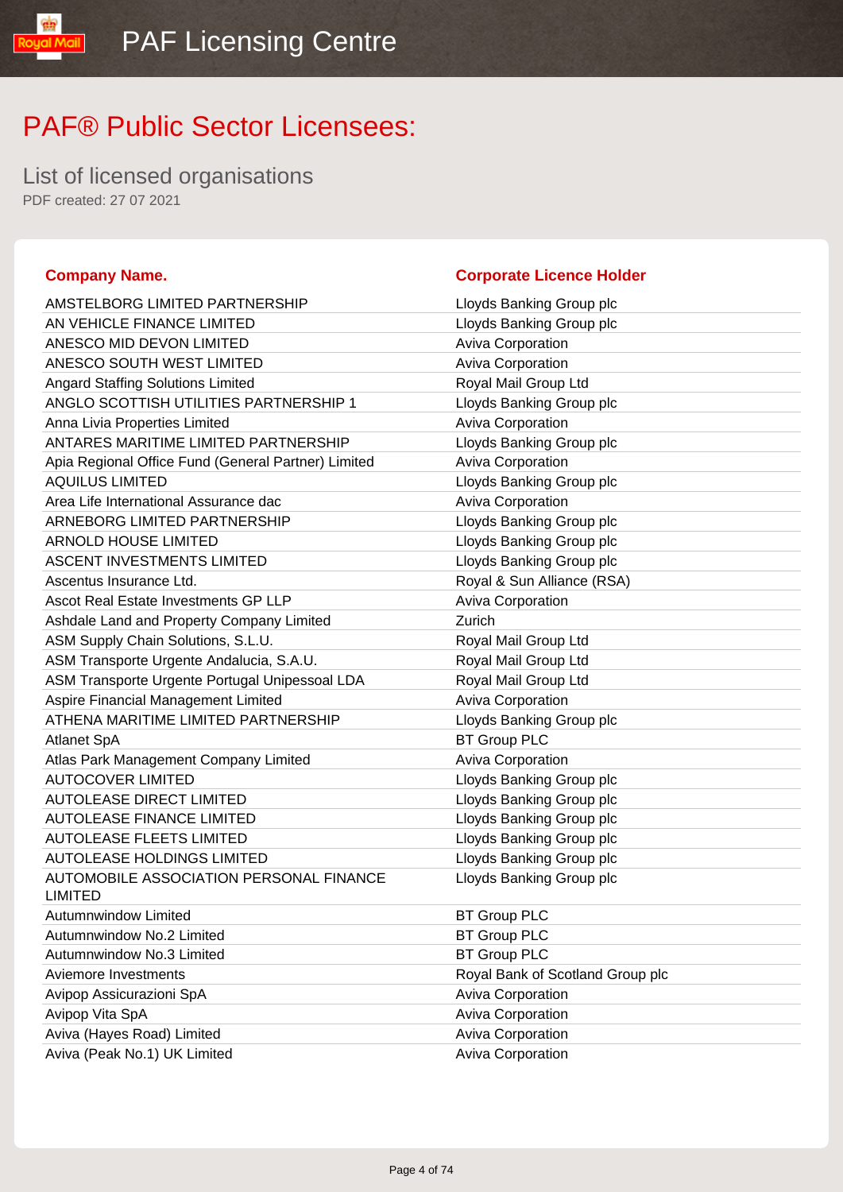# PAF Licensing Centre

# PAF® Public Sector Licensees:

## List of licensed organisations

PDF created: 27 07 2021

| Company Name. | Corporate Licence Holder |
|---|---|
| AMSTELBORG LIMITED PARTNERSHIP | Lloyds Banking Group plc |
| AN VEHICLE FINANCE LIMITED | Lloyds Banking Group plc |
| ANESCO MID DEVON LIMITED | Aviva Corporation |
| ANESCO SOUTH WEST LIMITED | Aviva Corporation |
| Angard Staffing Solutions Limited | Royal Mail Group Ltd |
| ANGLO SCOTTISH UTILITIES PARTNERSHIP 1 | Lloyds Banking Group plc |
| Anna Livia Properties Limited | Aviva Corporation |
| ANTARES MARITIME LIMITED PARTNERSHIP | Lloyds Banking Group plc |
| Apia Regional Office Fund (General Partner) Limited | Aviva Corporation |
| AQUILUS LIMITED | Lloyds Banking Group plc |
| Area Life International Assurance dac | Aviva Corporation |
| ARNEBORG LIMITED PARTNERSHIP | Lloyds Banking Group plc |
| ARNOLD HOUSE LIMITED | Lloyds Banking Group plc |
| ASCENT INVESTMENTS LIMITED | Lloyds Banking Group plc |
| Ascentus Insurance Ltd. | Royal & Sun Alliance (RSA) |
| Ascot Real Estate Investments GP LLP | Aviva Corporation |
| Ashdale Land and Property Company Limited | Zurich |
| ASM Supply Chain Solutions, S.L.U. | Royal Mail Group Ltd |
| ASM Transporte Urgente Andalucia, S.A.U. | Royal Mail Group Ltd |
| ASM Transporte Urgente Portugal Unipessoal LDA | Royal Mail Group Ltd |
| Aspire Financial Management Limited | Aviva Corporation |
| ATHENA MARITIME LIMITED PARTNERSHIP | Lloyds Banking Group plc |
| Atlanet SpA | BT Group PLC |
| Atlas Park Management Company Limited | Aviva Corporation |
| AUTOCOVER LIMITED | Lloyds Banking Group plc |
| AUTOLEASE DIRECT LIMITED | Lloyds Banking Group plc |
| AUTOLEASE FINANCE LIMITED | Lloyds Banking Group plc |
| AUTOLEASE FLEETS LIMITED | Lloyds Banking Group plc |
| AUTOLEASE HOLDINGS LIMITED | Lloyds Banking Group plc |
| AUTOMOBILE ASSOCIATION PERSONAL FINANCE LIMITED | Lloyds Banking Group plc |
| Autumnwindow Limited | BT Group PLC |
| Autumnwindow No.2 Limited | BT Group PLC |
| Autumnwindow No.3 Limited | BT Group PLC |
| Aviemore Investments | Royal Bank of Scotland Group plc |
| Avipop Assicurazioni SpA | Aviva Corporation |
| Avipop Vita SpA | Aviva Corporation |
| Aviva (Hayes Road) Limited | Aviva Corporation |
| Aviva (Peak No.1) UK Limited | Aviva Corporation |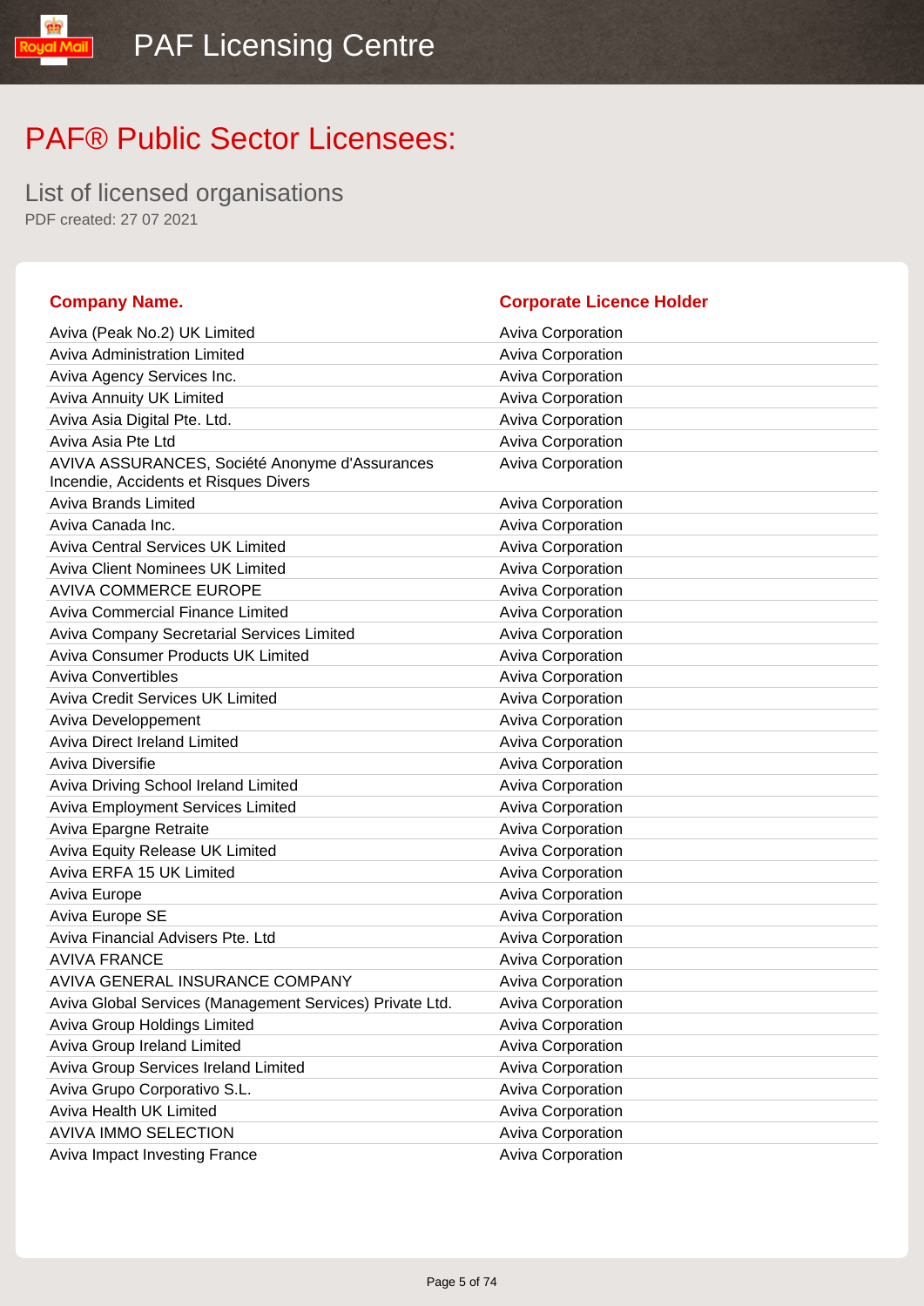# PAF® Public Sector Licensees:

## List of licensed organisations

PDF created: 27 07 2021

| Company Name. | Corporate Licence Holder |
|---|---|
| Aviva (Peak No.2) UK Limited | Aviva Corporation |
| Aviva Administration Limited | Aviva Corporation |
| Aviva Agency Services Inc. | Aviva Corporation |
| Aviva Annuity UK Limited | Aviva Corporation |
| Aviva Asia Digital Pte. Ltd. | Aviva Corporation |
| Aviva Asia Pte Ltd | Aviva Corporation |
| AVIVA ASSURANCES, Société Anonyme d'Assurances Incendie, Accidents et Risques Divers | Aviva Corporation |
| Aviva Brands Limited | Aviva Corporation |
| Aviva Canada Inc. | Aviva Corporation |
| Aviva Central Services UK Limited | Aviva Corporation |
| Aviva Client Nominees UK Limited | Aviva Corporation |
| AVIVA COMMERCE EUROPE | Aviva Corporation |
| Aviva Commercial Finance Limited | Aviva Corporation |
| Aviva Company Secretarial Services Limited | Aviva Corporation |
| Aviva Consumer Products UK Limited | Aviva Corporation |
| Aviva Convertibles | Aviva Corporation |
| Aviva Credit Services UK Limited | Aviva Corporation |
| Aviva Developpement | Aviva Corporation |
| Aviva Direct Ireland Limited | Aviva Corporation |
| Aviva Diversifie | Aviva Corporation |
| Aviva Driving School Ireland Limited | Aviva Corporation |
| Aviva Employment Services Limited | Aviva Corporation |
| Aviva Epargne Retraite | Aviva Corporation |
| Aviva Equity Release UK Limited | Aviva Corporation |
| Aviva ERFA 15 UK Limited | Aviva Corporation |
| Aviva Europe | Aviva Corporation |
| Aviva Europe SE | Aviva Corporation |
| Aviva Financial Advisers Pte. Ltd | Aviva Corporation |
| AVIVA FRANCE | Aviva Corporation |
| AVIVA GENERAL INSURANCE COMPANY | Aviva Corporation |
| Aviva Global Services (Management Services) Private Ltd. | Aviva Corporation |
| Aviva Group Holdings Limited | Aviva Corporation |
| Aviva Group Ireland Limited | Aviva Corporation |
| Aviva Group Services Ireland Limited | Aviva Corporation |
| Aviva Grupo Corporativo S.L. | Aviva Corporation |
| Aviva Health UK Limited | Aviva Corporation |
| AVIVA IMMO SELECTION | Aviva Corporation |
| Aviva Impact Investing France | Aviva Corporation |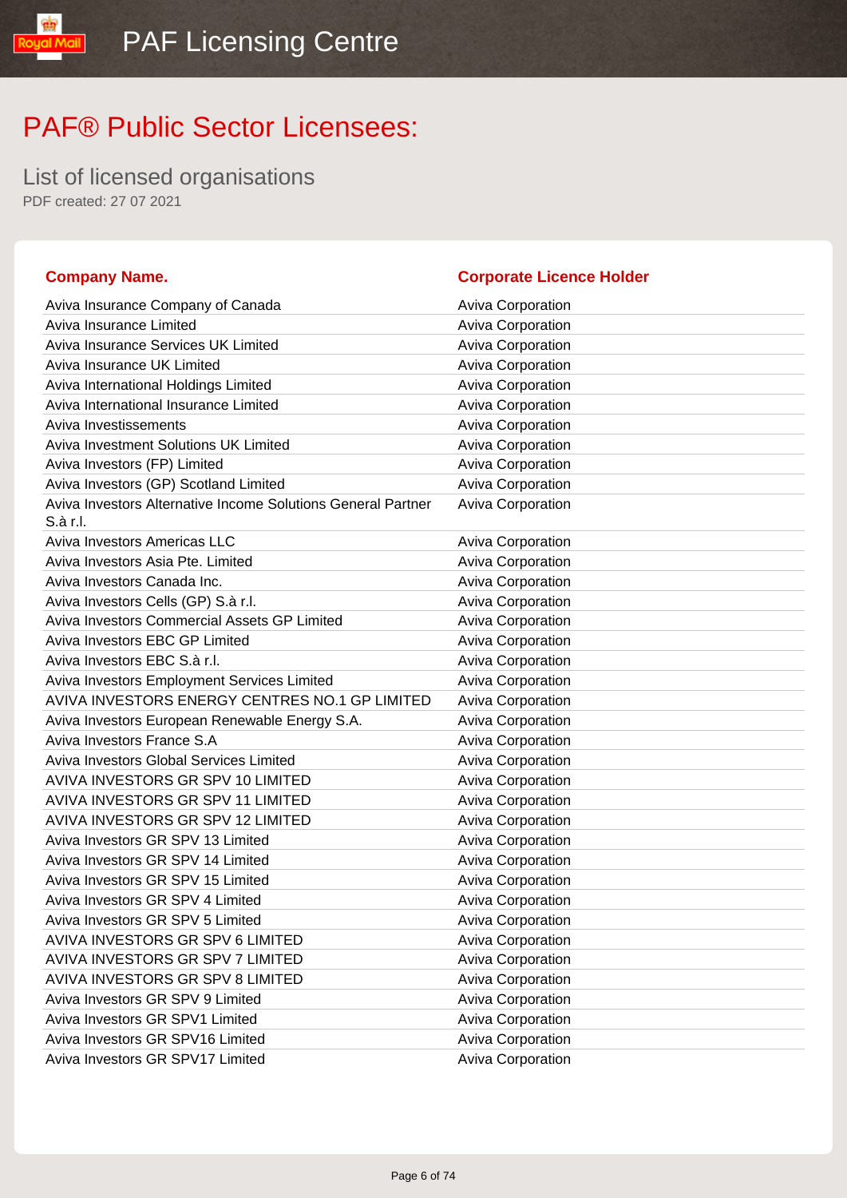# PAF Licensing Centre

# PAF® Public Sector Licensees:

## List of licensed organisations

PDF created: 27 07 2021

| Company Name. | Corporate Licence Holder |
|---|---|
| Aviva Insurance Company of Canada | Aviva Corporation |
| Aviva Insurance Limited | Aviva Corporation |
| Aviva Insurance Services UK Limited | Aviva Corporation |
| Aviva Insurance UK Limited | Aviva Corporation |
| Aviva International Holdings Limited | Aviva Corporation |
| Aviva International Insurance Limited | Aviva Corporation |
| Aviva Investissements | Aviva Corporation |
| Aviva Investment Solutions UK Limited | Aviva Corporation |
| Aviva Investors (FP) Limited | Aviva Corporation |
| Aviva Investors (GP) Scotland Limited | Aviva Corporation |
| Aviva Investors Alternative Income Solutions General Partner S.à r.l. | Aviva Corporation |
| Aviva Investors Americas LLC | Aviva Corporation |
| Aviva Investors Asia Pte. Limited | Aviva Corporation |
| Aviva Investors Canada Inc. | Aviva Corporation |
| Aviva Investors Cells (GP) S.à r.l. | Aviva Corporation |
| Aviva Investors Commercial Assets GP Limited | Aviva Corporation |
| Aviva Investors EBC GP Limited | Aviva Corporation |
| Aviva Investors EBC S.à r.l. | Aviva Corporation |
| Aviva Investors Employment Services Limited | Aviva Corporation |
| AVIVA INVESTORS ENERGY CENTRES NO.1 GP LIMITED | Aviva Corporation |
| Aviva Investors European Renewable Energy S.A. | Aviva Corporation |
| Aviva Investors France S.A | Aviva Corporation |
| Aviva Investors Global Services Limited | Aviva Corporation |
| AVIVA INVESTORS GR SPV 10 LIMITED | Aviva Corporation |
| AVIVA INVESTORS GR SPV 11 LIMITED | Aviva Corporation |
| AVIVA INVESTORS GR SPV 12 LIMITED | Aviva Corporation |
| Aviva Investors GR SPV 13 Limited | Aviva Corporation |
| Aviva Investors GR SPV 14 Limited | Aviva Corporation |
| Aviva Investors GR SPV 15 Limited | Aviva Corporation |
| Aviva Investors GR SPV 4 Limited | Aviva Corporation |
| Aviva Investors GR SPV 5 Limited | Aviva Corporation |
| AVIVA INVESTORS GR SPV 6 LIMITED | Aviva Corporation |
| AVIVA INVESTORS GR SPV 7 LIMITED | Aviva Corporation |
| AVIVA INVESTORS GR SPV 8 LIMITED | Aviva Corporation |
| Aviva Investors GR SPV 9 Limited | Aviva Corporation |
| Aviva Investors GR SPV1 Limited | Aviva Corporation |
| Aviva Investors GR SPV16 Limited | Aviva Corporation |
| Aviva Investors GR SPV17 Limited | Aviva Corporation |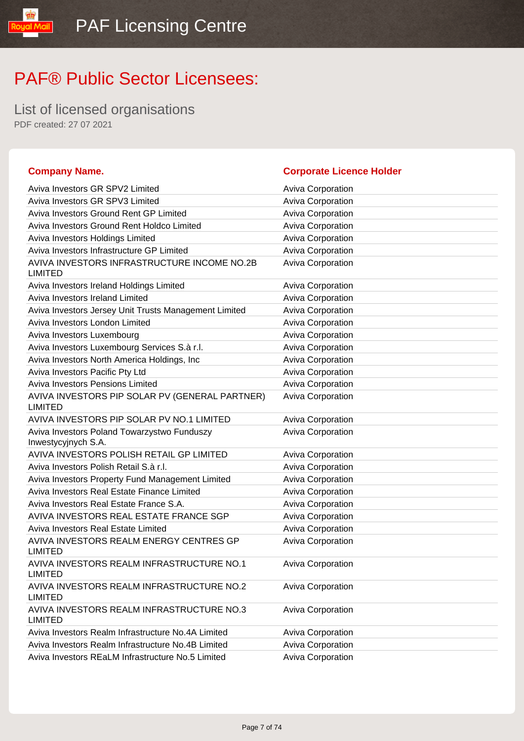# PAF® Public Sector Licensees:

## List of licensed organisations

PDF created: 27 07 2021

| Company Name. | Corporate Licence Holder |
|---|---|
| Aviva Investors GR SPV2 Limited | Aviva Corporation |
| Aviva Investors GR SPV3 Limited | Aviva Corporation |
| Aviva Investors Ground Rent GP Limited | Aviva Corporation |
| Aviva Investors Ground Rent Holdco Limited | Aviva Corporation |
| Aviva Investors Holdings Limited | Aviva Corporation |
| Aviva Investors Infrastructure GP Limited | Aviva Corporation |
| AVIVA INVESTORS INFRASTRUCTURE INCOME NO.2B LIMITED | Aviva Corporation |
| Aviva Investors Ireland Holdings Limited | Aviva Corporation |
| Aviva Investors Ireland Limited | Aviva Corporation |
| Aviva Investors Jersey Unit Trusts Management Limited | Aviva Corporation |
| Aviva Investors London Limited | Aviva Corporation |
| Aviva Investors Luxembourg | Aviva Corporation |
| Aviva Investors Luxembourg Services S.à r.l. | Aviva Corporation |
| Aviva Investors North America Holdings, Inc | Aviva Corporation |
| Aviva Investors Pacific Pty Ltd | Aviva Corporation |
| Aviva Investors Pensions Limited | Aviva Corporation |
| AVIVA INVESTORS PIP SOLAR PV (GENERAL PARTNER) LIMITED | Aviva Corporation |
| AVIVA INVESTORS PIP SOLAR PV NO.1 LIMITED | Aviva Corporation |
| Aviva Investors Poland Towarzystwo Funduszy Inwestycyjnych S.A. | Aviva Corporation |
| AVIVA INVESTORS POLISH RETAIL GP LIMITED | Aviva Corporation |
| Aviva Investors Polish Retail S.à r.l. | Aviva Corporation |
| Aviva Investors Property Fund Management Limited | Aviva Corporation |
| Aviva Investors Real Estate Finance Limited | Aviva Corporation |
| Aviva Investors Real Estate France S.A. | Aviva Corporation |
| AVIVA INVESTORS REAL ESTATE FRANCE SGP | Aviva Corporation |
| Aviva Investors Real Estate Limited | Aviva Corporation |
| AVIVA INVESTORS REALM ENERGY CENTRES GP LIMITED | Aviva Corporation |
| AVIVA INVESTORS REALM INFRASTRUCTURE NO.1 LIMITED | Aviva Corporation |
| AVIVA INVESTORS REALM INFRASTRUCTURE NO.2 LIMITED | Aviva Corporation |
| AVIVA INVESTORS REALM INFRASTRUCTURE NO.3 LIMITED | Aviva Corporation |
| Aviva Investors Realm Infrastructure No.4A Limited | Aviva Corporation |
| Aviva Investors Realm Infrastructure No.4B Limited | Aviva Corporation |
| Aviva Investors REaLM Infrastructure No.5 Limited | Aviva Corporation |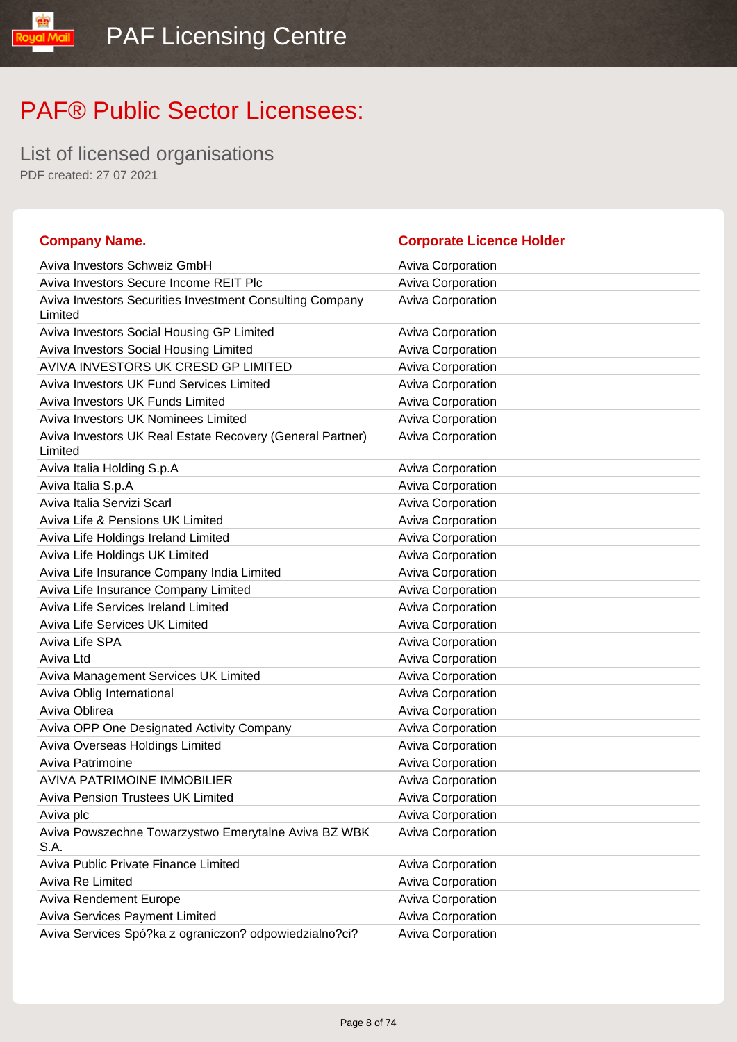# PAF® Public Sector Licensees:

## List of licensed organisations

PDF created: 27 07 2021

| Company Name. | Corporate Licence Holder |
|---|---|
| Aviva Investors Schweiz GmbH | Aviva Corporation |
| Aviva Investors Secure Income REIT Plc | Aviva Corporation |
| Aviva Investors Securities Investment Consulting Company Limited | Aviva Corporation |
| Aviva Investors Social Housing GP Limited | Aviva Corporation |
| Aviva Investors Social Housing Limited | Aviva Corporation |
| AVIVA INVESTORS UK CRESD GP LIMITED | Aviva Corporation |
| Aviva Investors UK Fund Services Limited | Aviva Corporation |
| Aviva Investors UK Funds Limited | Aviva Corporation |
| Aviva Investors UK Nominees Limited | Aviva Corporation |
| Aviva Investors UK Real Estate Recovery (General Partner) Limited | Aviva Corporation |
| Aviva Italia Holding S.p.A | Aviva Corporation |
| Aviva Italia S.p.A | Aviva Corporation |
| Aviva Italia Servizi Scarl | Aviva Corporation |
| Aviva Life & Pensions UK Limited | Aviva Corporation |
| Aviva Life Holdings Ireland Limited | Aviva Corporation |
| Aviva Life Holdings UK Limited | Aviva Corporation |
| Aviva Life Insurance Company India Limited | Aviva Corporation |
| Aviva Life Insurance Company Limited | Aviva Corporation |
| Aviva Life Services Ireland Limited | Aviva Corporation |
| Aviva Life Services UK Limited | Aviva Corporation |
| Aviva Life SPA | Aviva Corporation |
| Aviva Ltd | Aviva Corporation |
| Aviva Management Services UK Limited | Aviva Corporation |
| Aviva Oblig International | Aviva Corporation |
| Aviva Oblirea | Aviva Corporation |
| Aviva OPP One Designated Activity Company | Aviva Corporation |
| Aviva Overseas Holdings Limited | Aviva Corporation |
| Aviva Patrimoine | Aviva Corporation |
| AVIVA PATRIMOINE IMMOBILIER | Aviva Corporation |
| Aviva Pension Trustees UK Limited | Aviva Corporation |
| Aviva plc | Aviva Corporation |
| Aviva Powszechne Towarzystwo Emerytalne Aviva BZ WBK S.A. | Aviva Corporation |
| Aviva Public Private Finance Limited | Aviva Corporation |
| Aviva Re Limited | Aviva Corporation |
| Aviva Rendement Europe | Aviva Corporation |
| Aviva Services Payment Limited | Aviva Corporation |
| Aviva Services Spó?ka z ograniczon? odpowiedzialno?ci? | Aviva Corporation |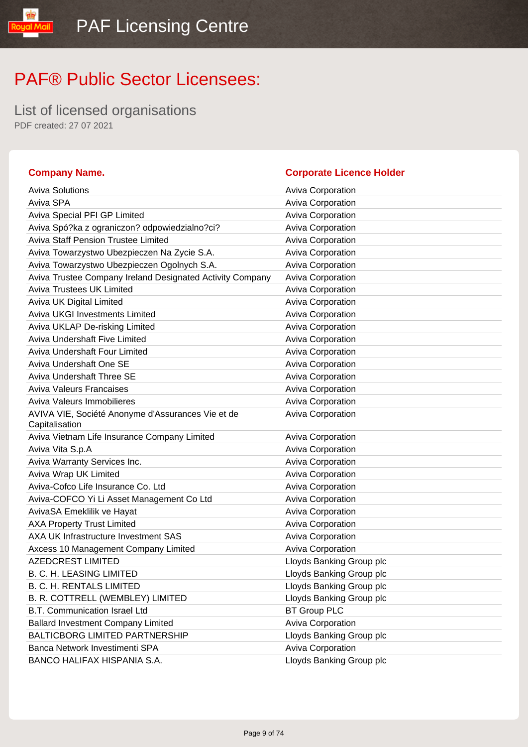# PAF® Public Sector Licensees:

## List of licensed organisations

PDF created: 27 07 2021

| Company Name. | Corporate Licence Holder |
|---|---|
| Aviva Solutions | Aviva Corporation |
| Aviva SPA | Aviva Corporation |
| Aviva Special PFI GP Limited | Aviva Corporation |
| Aviva Spó?ka z ograniczon? odpowiedzialno?ci? | Aviva Corporation |
| Aviva Staff Pension Trustee Limited | Aviva Corporation |
| Aviva Towarzystwo Ubezpieczen Na Zycie S.A. | Aviva Corporation |
| Aviva Towarzystwo Ubezpieczen Ogolnych S.A. | Aviva Corporation |
| Aviva Trustee Company Ireland Designated Activity Company | Aviva Corporation |
| Aviva Trustees UK Limited | Aviva Corporation |
| Aviva UK Digital Limited | Aviva Corporation |
| Aviva UKGI Investments Limited | Aviva Corporation |
| Aviva UKLAP De-risking Limited | Aviva Corporation |
| Aviva Undershaft Five Limited | Aviva Corporation |
| Aviva Undershaft Four Limited | Aviva Corporation |
| Aviva Undershaft One SE | Aviva Corporation |
| Aviva Undershaft Three SE | Aviva Corporation |
| Aviva Valeurs Francaises | Aviva Corporation |
| Aviva Valeurs Immobilieres | Aviva Corporation |
| AVIVA VIE, Société Anonyme d'Assurances Vie et de Capitalisation | Aviva Corporation |
| Aviva Vietnam Life Insurance Company Limited | Aviva Corporation |
| Aviva Vita S.p.A | Aviva Corporation |
| Aviva Warranty Services Inc. | Aviva Corporation |
| Aviva Wrap UK Limited | Aviva Corporation |
| Aviva-Cofco Life Insurance Co. Ltd | Aviva Corporation |
| Aviva-COFCO Yi Li Asset Management Co Ltd | Aviva Corporation |
| AvivaSA Emeklilik ve Hayat | Aviva Corporation |
| AXA Property Trust Limited | Aviva Corporation |
| AXA UK Infrastructure Investment SAS | Aviva Corporation |
| Axcess 10 Management Company Limited | Aviva Corporation |
| AZEDCREST LIMITED | Lloyds Banking Group plc |
| B. C. H. LEASING LIMITED | Lloyds Banking Group plc |
| B. C. H. RENTALS LIMITED | Lloyds Banking Group plc |
| B. R. COTTRELL (WEMBLEY) LIMITED | Lloyds Banking Group plc |
| B.T. Communication Israel Ltd | BT Group PLC |
| Ballard Investment Company Limited | Aviva Corporation |
| BALTICBORG LIMITED PARTNERSHIP | Lloyds Banking Group plc |
| Banca Network Investimenti SPA | Aviva Corporation |
| BANCO HALIFAX HISPANIA S.A. | Lloyds Banking Group plc |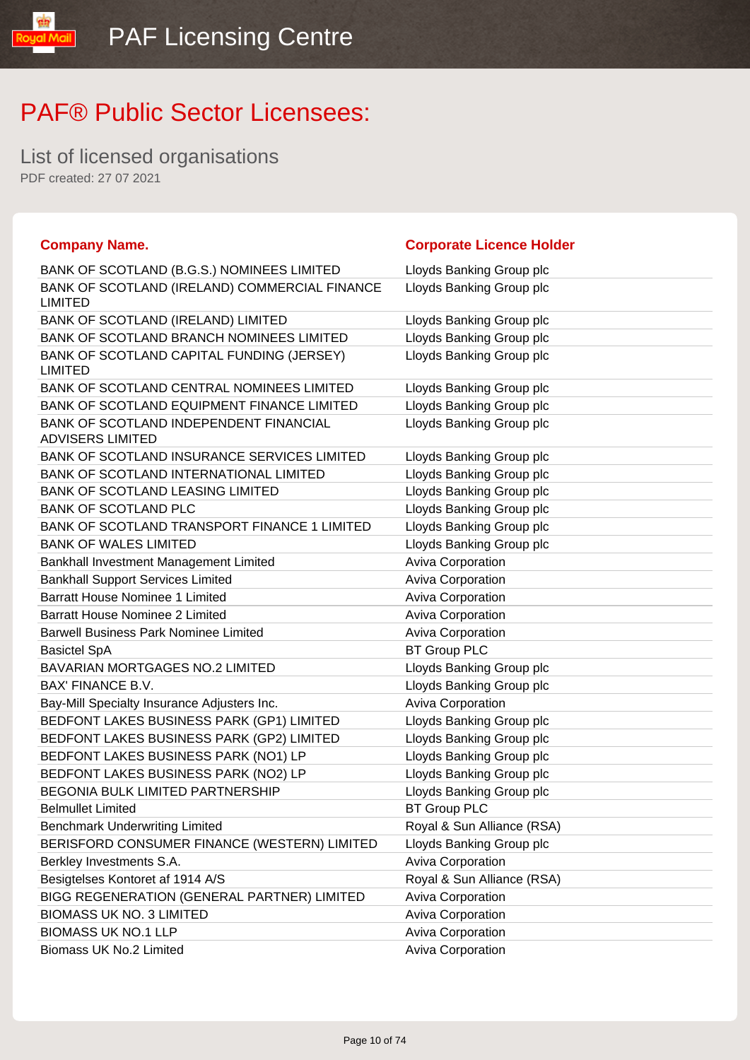# PAF® Public Sector Licensees:

## List of licensed organisations

PDF created: 27 07 2021

| Company Name. | Corporate Licence Holder |
|---|---|
| BANK OF SCOTLAND (B.G.S.) NOMINEES LIMITED | Lloyds Banking Group plc |
| BANK OF SCOTLAND (IRELAND) COMMERCIAL FINANCE LIMITED | Lloyds Banking Group plc |
| BANK OF SCOTLAND (IRELAND) LIMITED | Lloyds Banking Group plc |
| BANK OF SCOTLAND BRANCH NOMINEES LIMITED | Lloyds Banking Group plc |
| BANK OF SCOTLAND CAPITAL FUNDING (JERSEY) LIMITED | Lloyds Banking Group plc |
| BANK OF SCOTLAND CENTRAL NOMINEES LIMITED | Lloyds Banking Group plc |
| BANK OF SCOTLAND EQUIPMENT FINANCE LIMITED | Lloyds Banking Group plc |
| BANK OF SCOTLAND INDEPENDENT FINANCIAL ADVISERS LIMITED | Lloyds Banking Group plc |
| BANK OF SCOTLAND INSURANCE SERVICES LIMITED | Lloyds Banking Group plc |
| BANK OF SCOTLAND INTERNATIONAL LIMITED | Lloyds Banking Group plc |
| BANK OF SCOTLAND LEASING LIMITED | Lloyds Banking Group plc |
| BANK OF SCOTLAND PLC | Lloyds Banking Group plc |
| BANK OF SCOTLAND TRANSPORT FINANCE 1 LIMITED | Lloyds Banking Group plc |
| BANK OF WALES LIMITED | Lloyds Banking Group plc |
| Bankhall Investment Management Limited | Aviva Corporation |
| Bankhall Support Services Limited | Aviva Corporation |
| Barratt House Nominee 1 Limited | Aviva Corporation |
| Barratt House Nominee 2 Limited | Aviva Corporation |
| Barwell Business Park Nominee Limited | Aviva Corporation |
| Basictel SpA | BT Group PLC |
| BAVARIAN MORTGAGES NO.2 LIMITED | Lloyds Banking Group plc |
| BAX' FINANCE B.V. | Lloyds Banking Group plc |
| Bay-Mill Specialty Insurance Adjusters Inc. | Aviva Corporation |
| BEDFONT LAKES BUSINESS PARK (GP1) LIMITED | Lloyds Banking Group plc |
| BEDFONT LAKES BUSINESS PARK (GP2) LIMITED | Lloyds Banking Group plc |
| BEDFONT LAKES BUSINESS PARK (NO1) LP | Lloyds Banking Group plc |
| BEDFONT LAKES BUSINESS PARK (NO2) LP | Lloyds Banking Group plc |
| BEGONIA BULK LIMITED PARTNERSHIP | Lloyds Banking Group plc |
| Belmullet Limited | BT Group PLC |
| Benchmark Underwriting Limited | Royal & Sun Alliance (RSA) |
| BERISFORD CONSUMER FINANCE (WESTERN) LIMITED | Lloyds Banking Group plc |
| Berkley Investments S.A. | Aviva Corporation |
| Besigtelses Kontoret af 1914 A/S | Royal & Sun Alliance (RSA) |
| BIGG REGENERATION (GENERAL PARTNER) LIMITED | Aviva Corporation |
| BIOMASS UK NO. 3 LIMITED | Aviva Corporation |
| BIOMASS UK NO.1 LLP | Aviva Corporation |
| Biomass UK No.2 Limited | Aviva Corporation |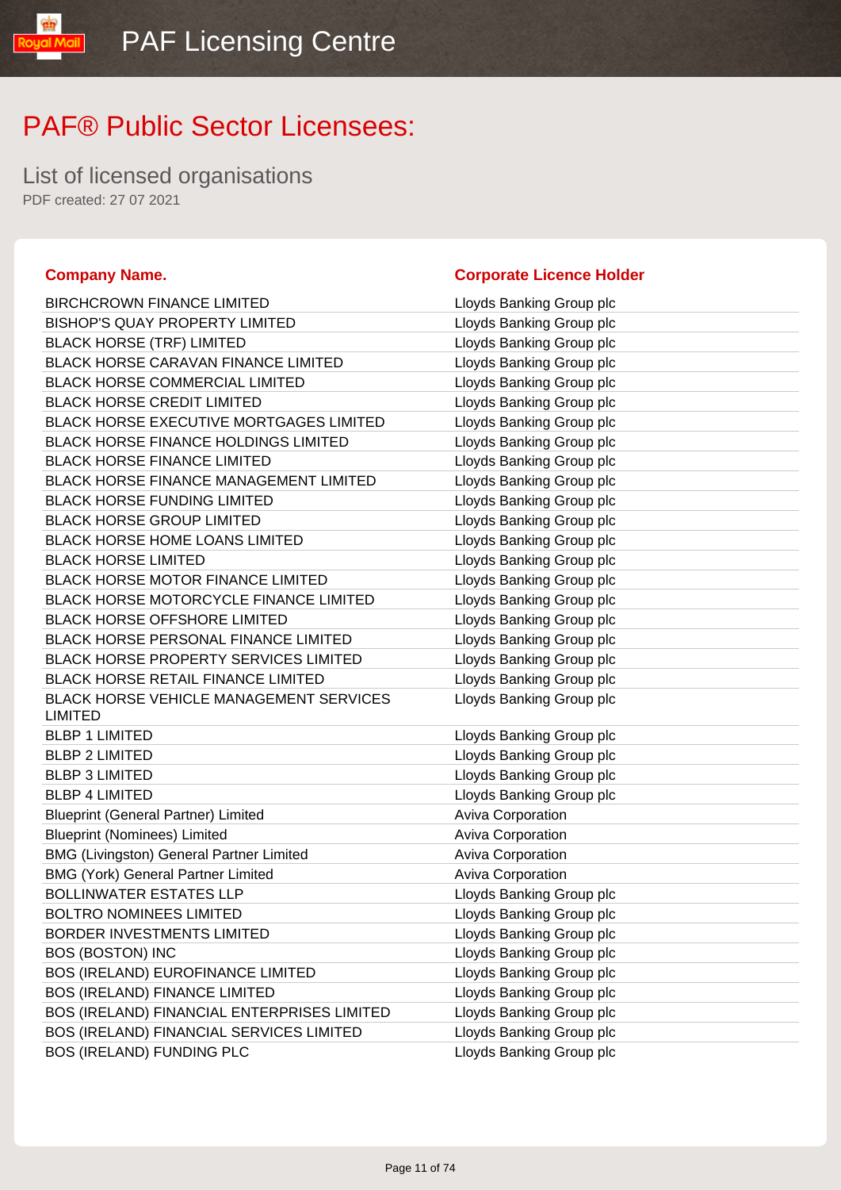# PAF® Public Sector Licensees:

## List of licensed organisations

PDF created: 27 07 2021

| Company Name. | Corporate Licence Holder |
| --- | --- |
| BIRCHCROWN FINANCE LIMITED | Lloyds Banking Group plc |
| BISHOP'S QUAY PROPERTY LIMITED | Lloyds Banking Group plc |
| BLACK HORSE (TRF) LIMITED | Lloyds Banking Group plc |
| BLACK HORSE CARAVAN FINANCE LIMITED | Lloyds Banking Group plc |
| BLACK HORSE COMMERCIAL LIMITED | Lloyds Banking Group plc |
| BLACK HORSE CREDIT LIMITED | Lloyds Banking Group plc |
| BLACK HORSE EXECUTIVE MORTGAGES LIMITED | Lloyds Banking Group plc |
| BLACK HORSE FINANCE HOLDINGS LIMITED | Lloyds Banking Group plc |
| BLACK HORSE FINANCE LIMITED | Lloyds Banking Group plc |
| BLACK HORSE FINANCE MANAGEMENT LIMITED | Lloyds Banking Group plc |
| BLACK HORSE FUNDING LIMITED | Lloyds Banking Group plc |
| BLACK HORSE GROUP LIMITED | Lloyds Banking Group plc |
| BLACK HORSE HOME LOANS LIMITED | Lloyds Banking Group plc |
| BLACK HORSE LIMITED | Lloyds Banking Group plc |
| BLACK HORSE MOTOR FINANCE LIMITED | Lloyds Banking Group plc |
| BLACK HORSE MOTORCYCLE FINANCE LIMITED | Lloyds Banking Group plc |
| BLACK HORSE OFFSHORE LIMITED | Lloyds Banking Group plc |
| BLACK HORSE PERSONAL FINANCE LIMITED | Lloyds Banking Group plc |
| BLACK HORSE PROPERTY SERVICES LIMITED | Lloyds Banking Group plc |
| BLACK HORSE RETAIL FINANCE LIMITED | Lloyds Banking Group plc |
| BLACK HORSE VEHICLE MANAGEMENT SERVICES LIMITED | Lloyds Banking Group plc |
| BLBP 1 LIMITED | Lloyds Banking Group plc |
| BLBP 2 LIMITED | Lloyds Banking Group plc |
| BLBP 3 LIMITED | Lloyds Banking Group plc |
| BLBP 4 LIMITED | Lloyds Banking Group plc |
| Blueprint (General Partner) Limited | Aviva Corporation |
| Blueprint (Nominees) Limited | Aviva Corporation |
| BMG (Livingston) General Partner Limited | Aviva Corporation |
| BMG (York) General Partner Limited | Aviva Corporation |
| BOLLINWATER ESTATES LLP | Lloyds Banking Group plc |
| BOLTRO NOMINEES LIMITED | Lloyds Banking Group plc |
| BORDER INVESTMENTS LIMITED | Lloyds Banking Group plc |
| BOS (BOSTON) INC | Lloyds Banking Group plc |
| BOS (IRELAND) EUROFINANCE LIMITED | Lloyds Banking Group plc |
| BOS (IRELAND) FINANCE LIMITED | Lloyds Banking Group plc |
| BOS (IRELAND) FINANCIAL ENTERPRISES LIMITED | Lloyds Banking Group plc |
| BOS (IRELAND) FINANCIAL SERVICES LIMITED | Lloyds Banking Group plc |
| BOS (IRELAND) FUNDING PLC | Lloyds Banking Group plc |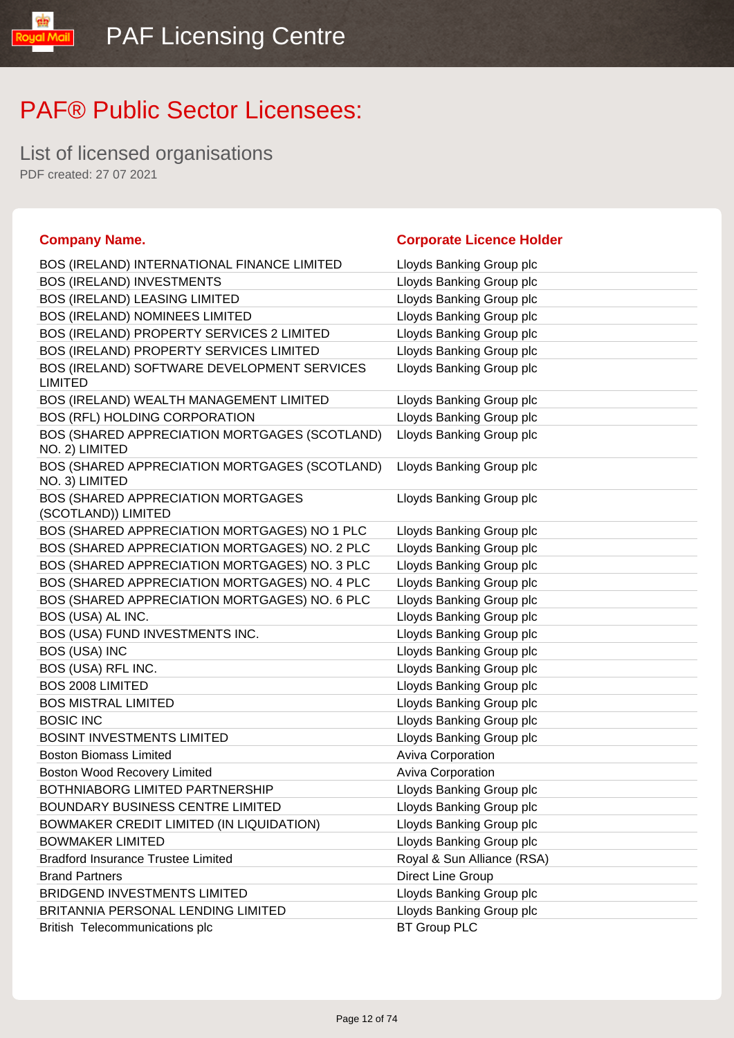PAF Licensing Centre

# PAF® Public Sector Licensees:

## List of licensed organisations

PDF created: 27 07 2021

| Company Name. | Corporate Licence Holder |
|---|---|
| BOS (IRELAND) INTERNATIONAL FINANCE LIMITED | Lloyds Banking Group plc |
| BOS (IRELAND) INVESTMENTS | Lloyds Banking Group plc |
| BOS (IRELAND) LEASING LIMITED | Lloyds Banking Group plc |
| BOS (IRELAND) NOMINEES LIMITED | Lloyds Banking Group plc |
| BOS (IRELAND) PROPERTY SERVICES 2 LIMITED | Lloyds Banking Group plc |
| BOS (IRELAND) PROPERTY SERVICES LIMITED | Lloyds Banking Group plc |
| BOS (IRELAND) SOFTWARE DEVELOPMENT SERVICES LIMITED | Lloyds Banking Group plc |
| BOS (IRELAND) WEALTH MANAGEMENT LIMITED | Lloyds Banking Group plc |
| BOS (RFL) HOLDING CORPORATION | Lloyds Banking Group plc |
| BOS (SHARED APPRECIATION MORTGAGES (SCOTLAND) NO. 2) LIMITED | Lloyds Banking Group plc |
| BOS (SHARED APPRECIATION MORTGAGES (SCOTLAND) NO. 3) LIMITED | Lloyds Banking Group plc |
| BOS (SHARED APPRECIATION MORTGAGES (SCOTLAND)) LIMITED | Lloyds Banking Group plc |
| BOS (SHARED APPRECIATION MORTGAGES) NO 1 PLC | Lloyds Banking Group plc |
| BOS (SHARED APPRECIATION MORTGAGES) NO. 2 PLC | Lloyds Banking Group plc |
| BOS (SHARED APPRECIATION MORTGAGES) NO. 3 PLC | Lloyds Banking Group plc |
| BOS (SHARED APPRECIATION MORTGAGES) NO. 4 PLC | Lloyds Banking Group plc |
| BOS (SHARED APPRECIATION MORTGAGES) NO. 6 PLC | Lloyds Banking Group plc |
| BOS (USA) AL INC. | Lloyds Banking Group plc |
| BOS (USA) FUND INVESTMENTS INC. | Lloyds Banking Group plc |
| BOS (USA) INC | Lloyds Banking Group plc |
| BOS (USA) RFL INC. | Lloyds Banking Group plc |
| BOS 2008 LIMITED | Lloyds Banking Group plc |
| BOS MISTRAL LIMITED | Lloyds Banking Group plc |
| BOSIC INC | Lloyds Banking Group plc |
| BOSINT INVESTMENTS LIMITED | Lloyds Banking Group plc |
| Boston Biomass Limited | Aviva Corporation |
| Boston Wood Recovery Limited | Aviva Corporation |
| BOTHNIABORG LIMITED PARTNERSHIP | Lloyds Banking Group plc |
| BOUNDARY BUSINESS CENTRE LIMITED | Lloyds Banking Group plc |
| BOWMAKER CREDIT LIMITED (IN LIQUIDATION) | Lloyds Banking Group plc |
| BOWMAKER LIMITED | Lloyds Banking Group plc |
| Bradford Insurance Trustee Limited | Royal & Sun Alliance (RSA) |
| Brand Partners | Direct Line Group |
| BRIDGEND INVESTMENTS LIMITED | Lloyds Banking Group plc |
| BRITANNIA PERSONAL LENDING LIMITED | Lloyds Banking Group plc |
| British Telecommunications plc | BT Group PLC |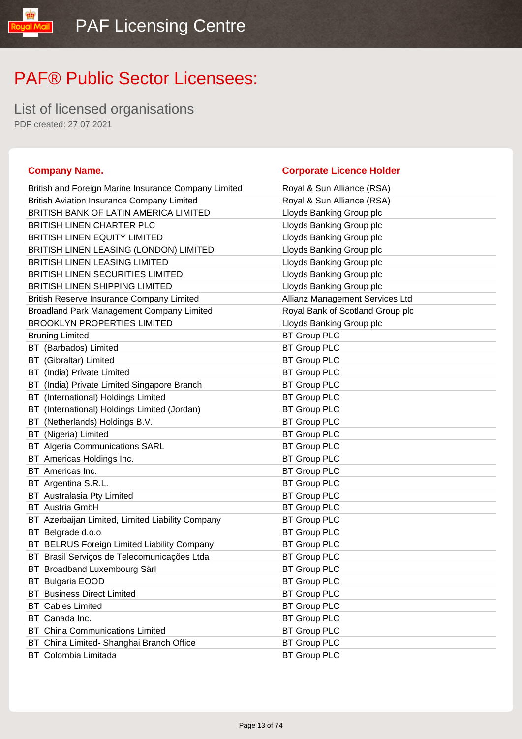# PAF® Public Sector Licensees:

## List of licensed organisations

PDF created: 27 07 2021

| Company Name. | Corporate Licence Holder |
| --- | --- |
| British and Foreign Marine Insurance Company Limited | Royal & Sun Alliance (RSA) |
| British Aviation Insurance Company Limited | Royal & Sun Alliance (RSA) |
| BRITISH BANK OF LATIN AMERICA LIMITED | Lloyds Banking Group plc |
| BRITISH LINEN CHARTER PLC | Lloyds Banking Group plc |
| BRITISH LINEN EQUITY LIMITED | Lloyds Banking Group plc |
| BRITISH LINEN LEASING (LONDON) LIMITED | Lloyds Banking Group plc |
| BRITISH LINEN LEASING LIMITED | Lloyds Banking Group plc |
| BRITISH LINEN SECURITIES LIMITED | Lloyds Banking Group plc |
| BRITISH LINEN SHIPPING LIMITED | Lloyds Banking Group plc |
| British Reserve Insurance Company Limited | Allianz Management Services Ltd |
| Broadland Park Management Company Limited | Royal Bank of Scotland Group plc |
| BROOKLYN PROPERTIES LIMITED | Lloyds Banking Group plc |
| Bruning Limited | BT Group PLC |
| BT (Barbados) Limited | BT Group PLC |
| BT (Gibraltar) Limited | BT Group PLC |
| BT (India) Private Limited | BT Group PLC |
| BT (India) Private Limited Singapore Branch | BT Group PLC |
| BT (International) Holdings Limited | BT Group PLC |
| BT (International) Holdings Limited (Jordan) | BT Group PLC |
| BT (Netherlands) Holdings B.V. | BT Group PLC |
| BT (Nigeria) Limited | BT Group PLC |
| BT Algeria Communications SARL | BT Group PLC |
| BT Americas Holdings Inc. | BT Group PLC |
| BT Americas Inc. | BT Group PLC |
| BT Argentina S.R.L. | BT Group PLC |
| BT Australasia Pty Limited | BT Group PLC |
| BT Austria GmbH | BT Group PLC |
| BT Azerbaijan Limited, Limited Liability Company | BT Group PLC |
| BT Belgrade d.o.o | BT Group PLC |
| BT BELRUS Foreign Limited Liability Company | BT Group PLC |
| BT Brasil Serviços de Telecomunicações Ltda | BT Group PLC |
| BT Broadband Luxembourg Sàrl | BT Group PLC |
| BT Bulgaria EOOD | BT Group PLC |
| BT Business Direct Limited | BT Group PLC |
| BT Cables Limited | BT Group PLC |
| BT Canada Inc. | BT Group PLC |
| BT China Communications Limited | BT Group PLC |
| BT China Limited- Shanghai Branch Office | BT Group PLC |
| BT Colombia Limitada | BT Group PLC |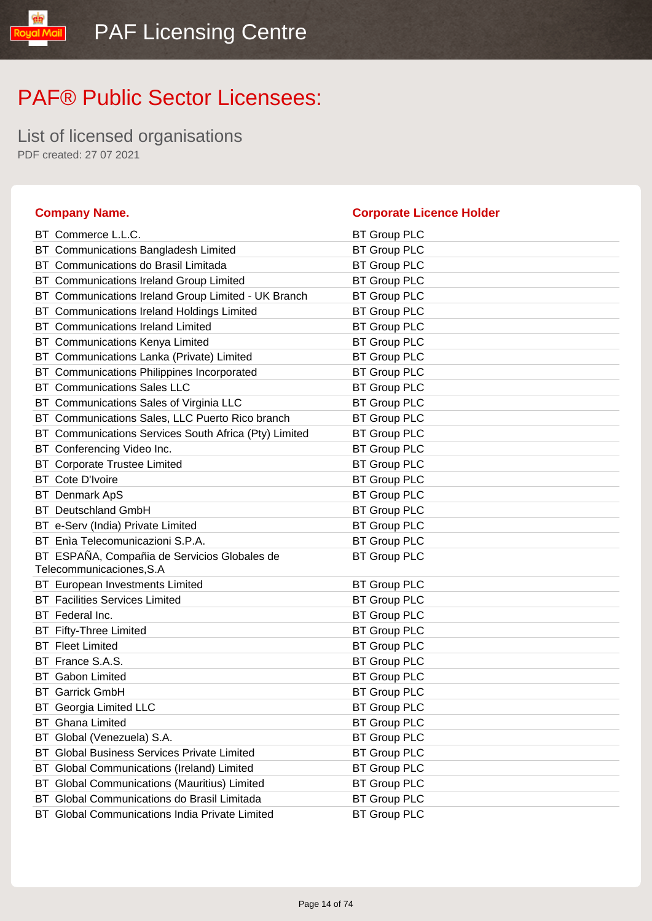# PAF® Public Sector Licensees:

## List of licensed organisations

PDF created: 27 07 2021

| Company Name. | Corporate Licence Holder |
|---|---|
| BT Commerce L.L.C. | BT Group PLC |
| BT Communications Bangladesh Limited | BT Group PLC |
| BT Communications do Brasil Limitada | BT Group PLC |
| BT Communications Ireland Group Limited | BT Group PLC |
| BT Communications Ireland Group Limited - UK Branch | BT Group PLC |
| BT Communications Ireland Holdings Limited | BT Group PLC |
| BT Communications Ireland Limited | BT Group PLC |
| BT Communications Kenya Limited | BT Group PLC |
| BT Communications Lanka (Private) Limited | BT Group PLC |
| BT Communications Philippines Incorporated | BT Group PLC |
| BT Communications Sales LLC | BT Group PLC |
| BT Communications Sales of Virginia LLC | BT Group PLC |
| BT Communications Sales, LLC Puerto Rico branch | BT Group PLC |
| BT Communications Services South Africa (Pty) Limited | BT Group PLC |
| BT Conferencing Video Inc. | BT Group PLC |
| BT Corporate Trustee Limited | BT Group PLC |
| BT Cote D'Ivoire | BT Group PLC |
| BT Denmark ApS | BT Group PLC |
| BT Deutschland GmbH | BT Group PLC |
| BT e-Serv (India) Private Limited | BT Group PLC |
| BT Enìa Telecomunicazioni S.P.A. | BT Group PLC |
| BT ESPAÑA, Compañia de Servicios Globales de Telecommunicaciones,S.A | BT Group PLC |
| BT European Investments Limited | BT Group PLC |
| BT Facilities Services Limited | BT Group PLC |
| BT Federal Inc. | BT Group PLC |
| BT Fifty-Three Limited | BT Group PLC |
| BT Fleet Limited | BT Group PLC |
| BT France S.A.S. | BT Group PLC |
| BT Gabon Limited | BT Group PLC |
| BT Garrick GmbH | BT Group PLC |
| BT Georgia Limited LLC | BT Group PLC |
| BT Ghana Limited | BT Group PLC |
| BT Global (Venezuela) S.A. | BT Group PLC |
| BT Global Business Services Private Limited | BT Group PLC |
| BT Global Communications (Ireland) Limited | BT Group PLC |
| BT Global Communications (Mauritius) Limited | BT Group PLC |
| BT Global Communications do Brasil Limitada | BT Group PLC |
| BT Global Communications India Private Limited | BT Group PLC |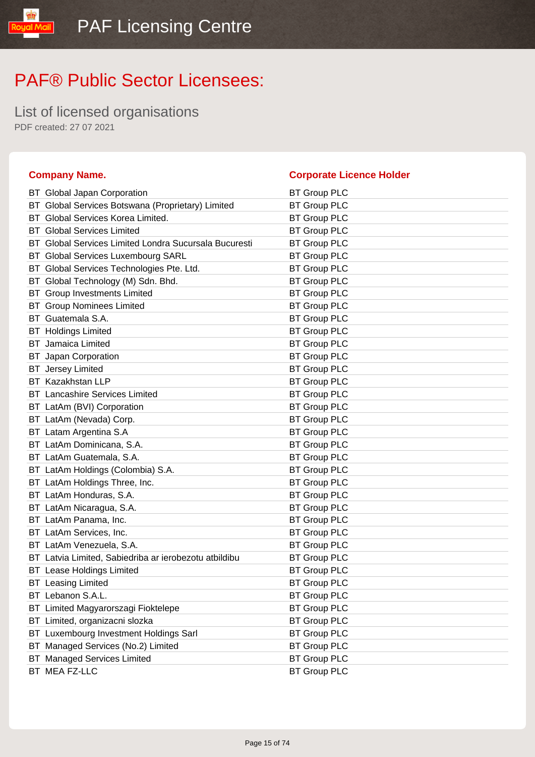# PAF® Public Sector Licensees:

## List of licensed organisations

PDF created: 27 07 2021

| Company Name. | Corporate Licence Holder |
|---|---|
| BT Global Japan Corporation | BT Group PLC |
| BT Global Services Botswana (Proprietary) Limited | BT Group PLC |
| BT Global Services Korea Limited. | BT Group PLC |
| BT Global Services Limited | BT Group PLC |
| BT Global Services Limited Londra Sucursala Bucuresti | BT Group PLC |
| BT Global Services Luxembourg SARL | BT Group PLC |
| BT Global Services Technologies Pte. Ltd. | BT Group PLC |
| BT Global Technology (M) Sdn. Bhd. | BT Group PLC |
| BT Group Investments Limited | BT Group PLC |
| BT Group Nominees Limited | BT Group PLC |
| BT Guatemala S.A. | BT Group PLC |
| BT Holdings Limited | BT Group PLC |
| BT Jamaica Limited | BT Group PLC |
| BT Japan Corporation | BT Group PLC |
| BT Jersey Limited | BT Group PLC |
| BT Kazakhstan LLP | BT Group PLC |
| BT Lancashire Services Limited | BT Group PLC |
| BT LatAm (BVI) Corporation | BT Group PLC |
| BT LatAm (Nevada) Corp. | BT Group PLC |
| BT Latam Argentina S.A | BT Group PLC |
| BT LatAm Dominicana, S.A. | BT Group PLC |
| BT LatAm Guatemala, S.A. | BT Group PLC |
| BT LatAm Holdings (Colombia) S.A. | BT Group PLC |
| BT LatAm Holdings Three, Inc. | BT Group PLC |
| BT LatAm Honduras, S.A. | BT Group PLC |
| BT LatAm Nicaragua, S.A. | BT Group PLC |
| BT LatAm Panama, Inc. | BT Group PLC |
| BT LatAm Services, Inc. | BT Group PLC |
| BT LatAm Venezuela, S.A. | BT Group PLC |
| BT Latvia Limited, Sabiedriba ar ierobezotu atbildibu | BT Group PLC |
| BT Lease Holdings Limited | BT Group PLC |
| BT Leasing Limited | BT Group PLC |
| BT Lebanon S.A.L. | BT Group PLC |
| BT Limited Magyarorszagi Fioktelepe | BT Group PLC |
| BT Limited, organizacni slozka | BT Group PLC |
| BT Luxembourg Investment Holdings Sarl | BT Group PLC |
| BT Managed Services (No.2) Limited | BT Group PLC |
| BT Managed Services Limited | BT Group PLC |
| BT MEA FZ-LLC | BT Group PLC |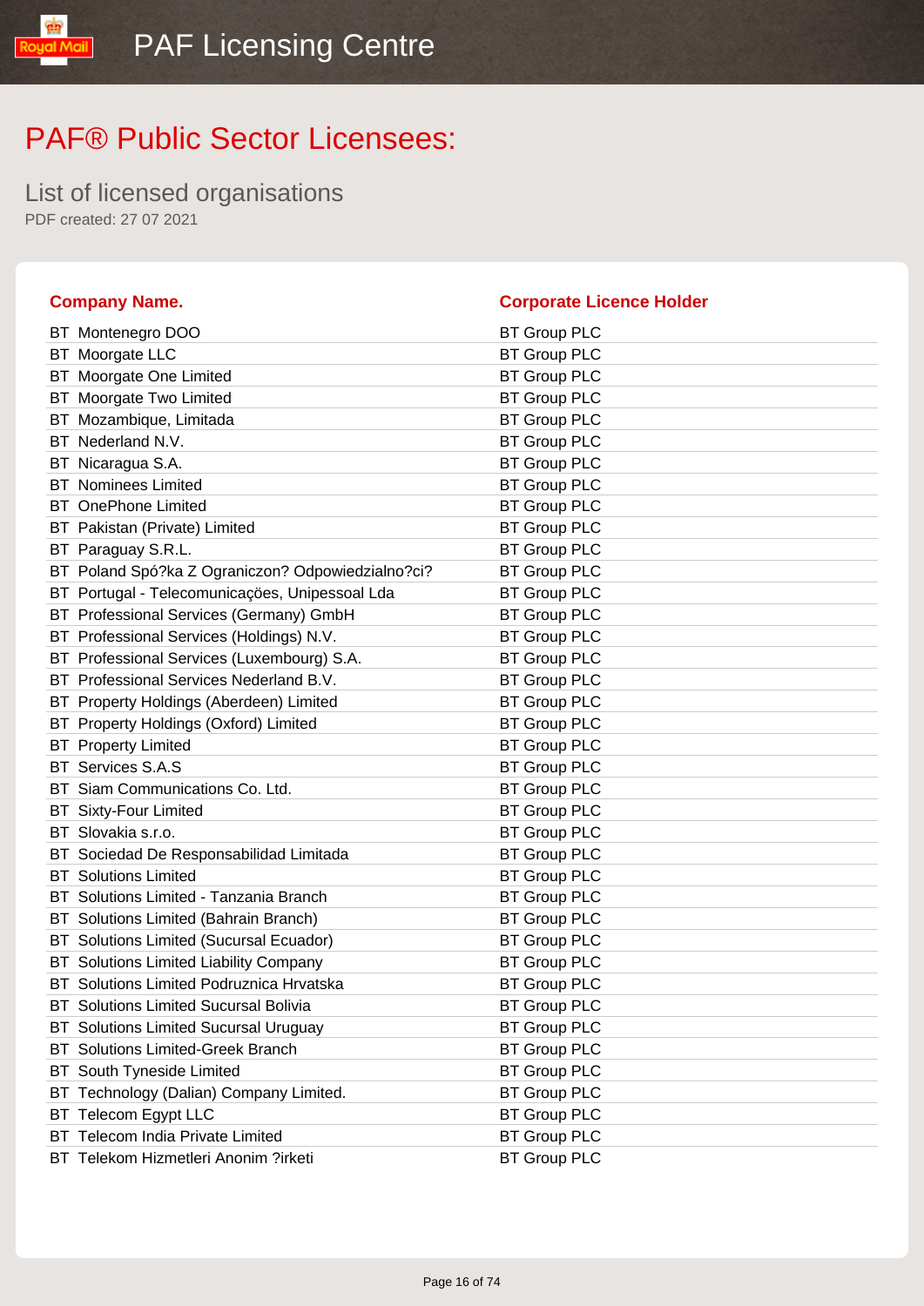# PAF® Public Sector Licensees:

## List of licensed organisations

PDF created: 27 07 2021

| Company Name. | Corporate Licence Holder |
|---|---|
| BT Montenegro DOO | BT Group PLC |
| BT Moorgate LLC | BT Group PLC |
| BT Moorgate One Limited | BT Group PLC |
| BT Moorgate Two Limited | BT Group PLC |
| BT Mozambique, Limitada | BT Group PLC |
| BT Nederland N.V. | BT Group PLC |
| BT Nicaragua S.A. | BT Group PLC |
| BT Nominees Limited | BT Group PLC |
| BT OnePhone Limited | BT Group PLC |
| BT Pakistan (Private) Limited | BT Group PLC |
| BT Paraguay S.R.L. | BT Group PLC |
| BT Poland Spó?ka Z Ograniczon? Odpowiedzialno?ci? | BT Group PLC |
| BT Portugal - Telecomunicações, Unipessoal Lda | BT Group PLC |
| BT Professional Services (Germany) GmbH | BT Group PLC |
| BT Professional Services (Holdings) N.V. | BT Group PLC |
| BT Professional Services (Luxembourg) S.A. | BT Group PLC |
| BT Professional Services Nederland B.V. | BT Group PLC |
| BT Property Holdings (Aberdeen) Limited | BT Group PLC |
| BT Property Holdings (Oxford) Limited | BT Group PLC |
| BT Property Limited | BT Group PLC |
| BT Services S.A.S | BT Group PLC |
| BT Siam Communications Co. Ltd. | BT Group PLC |
| BT Sixty-Four Limited | BT Group PLC |
| BT Slovakia s.r.o. | BT Group PLC |
| BT Sociedad De Responsabilidad Limitada | BT Group PLC |
| BT Solutions Limited | BT Group PLC |
| BT Solutions Limited - Tanzania Branch | BT Group PLC |
| BT Solutions Limited (Bahrain Branch) | BT Group PLC |
| BT Solutions Limited (Sucursal Ecuador) | BT Group PLC |
| BT Solutions Limited Liability Company | BT Group PLC |
| BT Solutions Limited Podruznica Hrvatska | BT Group PLC |
| BT Solutions Limited Sucursal Bolivia | BT Group PLC |
| BT Solutions Limited Sucursal Uruguay | BT Group PLC |
| BT Solutions Limited-Greek Branch | BT Group PLC |
| BT South Tyneside Limited | BT Group PLC |
| BT Technology (Dalian) Company Limited. | BT Group PLC |
| BT Telecom Egypt LLC | BT Group PLC |
| BT Telecom India Private Limited | BT Group PLC |
| BT Telekom Hizmetleri Anonim ?irketi | BT Group PLC |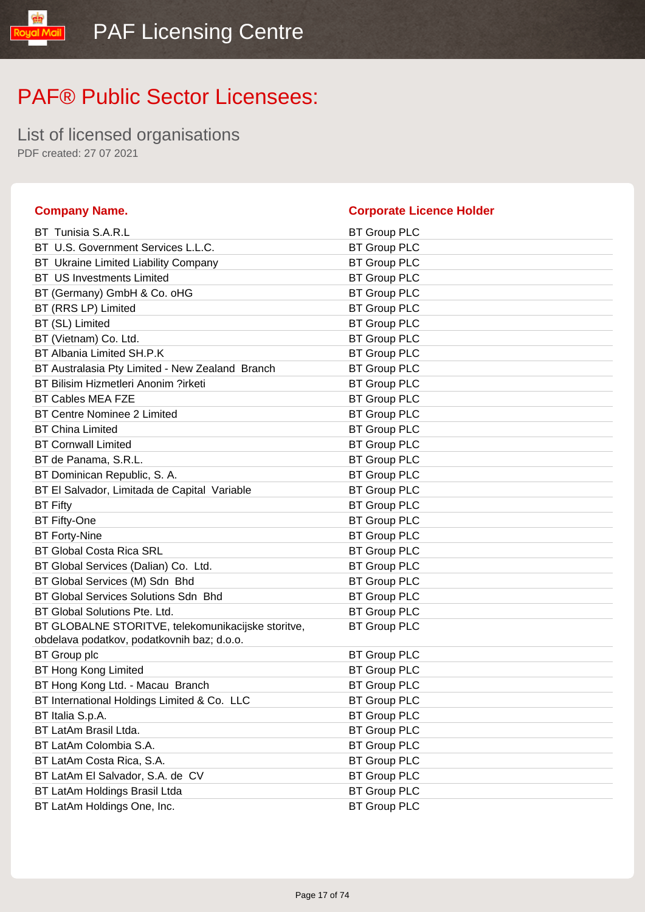# PAF® Public Sector Licensees:

## List of licensed organisations

PDF created: 27 07 2021

| Company Name. | Corporate Licence Holder |
| --- | --- |
| BT  Tunisia S.A.R.L | BT Group PLC |
| BT  U.S. Government Services L.L.C. | BT Group PLC |
| BT  Ukraine Limited Liability Company | BT Group PLC |
| BT  US Investments Limited | BT Group PLC |
| BT (Germany) GmbH & Co. oHG | BT Group PLC |
| BT (RRS LP) Limited | BT Group PLC |
| BT (SL) Limited | BT Group PLC |
| BT (Vietnam) Co. Ltd. | BT Group PLC |
| BT Albania Limited SH.P.K | BT Group PLC |
| BT Australasia Pty Limited - New Zealand  Branch | BT Group PLC |
| BT Bilisim Hizmetleri Anonim ?irketi | BT Group PLC |
| BT Cables MEA FZE | BT Group PLC |
| BT Centre Nominee 2 Limited | BT Group PLC |
| BT China Limited | BT Group PLC |
| BT Cornwall Limited | BT Group PLC |
| BT de Panama, S.R.L. | BT Group PLC |
| BT Dominican Republic, S. A. | BT Group PLC |
| BT El Salvador, Limitada de Capital  Variable | BT Group PLC |
| BT Fifty | BT Group PLC |
| BT Fifty-One | BT Group PLC |
| BT Forty-Nine | BT Group PLC |
| BT Global Costa Rica SRL | BT Group PLC |
| BT Global Services (Dalian) Co.  Ltd. | BT Group PLC |
| BT Global Services (M) Sdn  Bhd | BT Group PLC |
| BT Global Services Solutions Sdn  Bhd | BT Group PLC |
| BT Global Solutions Pte. Ltd. | BT Group PLC |
| BT GLOBALNE STORITVE, telekomunikacijske storitve, obdelava podatkov, podatkovnih baz; d.o.o. | BT Group PLC |
| BT Group plc | BT Group PLC |
| BT Hong Kong Limited | BT Group PLC |
| BT Hong Kong Ltd. - Macau  Branch | BT Group PLC |
| BT International Holdings Limited & Co.  LLC | BT Group PLC |
| BT Italia S.p.A. | BT Group PLC |
| BT LatAm Brasil Ltda. | BT Group PLC |
| BT LatAm Colombia S.A. | BT Group PLC |
| BT LatAm Costa Rica, S.A. | BT Group PLC |
| BT LatAm El Salvador, S.A. de  CV | BT Group PLC |
| BT LatAm Holdings Brasil Ltda | BT Group PLC |
| BT LatAm Holdings One, Inc. | BT Group PLC |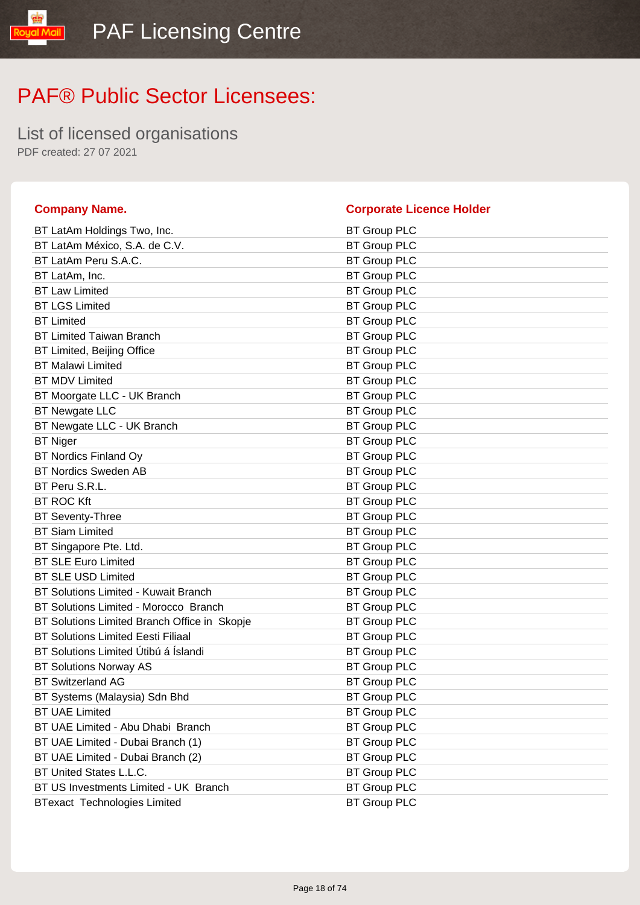# PAF® Public Sector Licensees:

List of licensed organisations

PDF created: 27 07 2021

| Company Name. | Corporate Licence Holder |
|---|---|
| BT LatAm Holdings Two, Inc. | BT Group PLC |
| BT LatAm México, S.A. de C.V. | BT Group PLC |
| BT LatAm Peru S.A.C. | BT Group PLC |
| BT LatAm, Inc. | BT Group PLC |
| BT Law Limited | BT Group PLC |
| BT LGS Limited | BT Group PLC |
| BT Limited | BT Group PLC |
| BT Limited Taiwan Branch | BT Group PLC |
| BT Limited, Beijing Office | BT Group PLC |
| BT Malawi Limited | BT Group PLC |
| BT MDV Limited | BT Group PLC |
| BT Moorgate LLC - UK Branch | BT Group PLC |
| BT Newgate LLC | BT Group PLC |
| BT Newgate LLC - UK Branch | BT Group PLC |
| BT Niger | BT Group PLC |
| BT Nordics Finland Oy | BT Group PLC |
| BT Nordics Sweden AB | BT Group PLC |
| BT Peru S.R.L. | BT Group PLC |
| BT ROC Kft | BT Group PLC |
| BT Seventy-Three | BT Group PLC |
| BT Siam Limited | BT Group PLC |
| BT Singapore Pte. Ltd. | BT Group PLC |
| BT SLE Euro Limited | BT Group PLC |
| BT SLE USD Limited | BT Group PLC |
| BT Solutions Limited - Kuwait Branch | BT Group PLC |
| BT Solutions Limited - Morocco Branch | BT Group PLC |
| BT Solutions Limited Branch Office in Skopje | BT Group PLC |
| BT Solutions Limited Eesti Filiaal | BT Group PLC |
| BT Solutions Limited Útibú á Íslandi | BT Group PLC |
| BT Solutions Norway AS | BT Group PLC |
| BT Switzerland AG | BT Group PLC |
| BT Systems (Malaysia) Sdn Bhd | BT Group PLC |
| BT UAE Limited | BT Group PLC |
| BT UAE Limited - Abu Dhabi Branch | BT Group PLC |
| BT UAE Limited - Dubai Branch (1) | BT Group PLC |
| BT UAE Limited - Dubai Branch (2) | BT Group PLC |
| BT United States L.L.C. | BT Group PLC |
| BT US Investments Limited - UK Branch | BT Group PLC |
| BTexact Technologies Limited | BT Group PLC |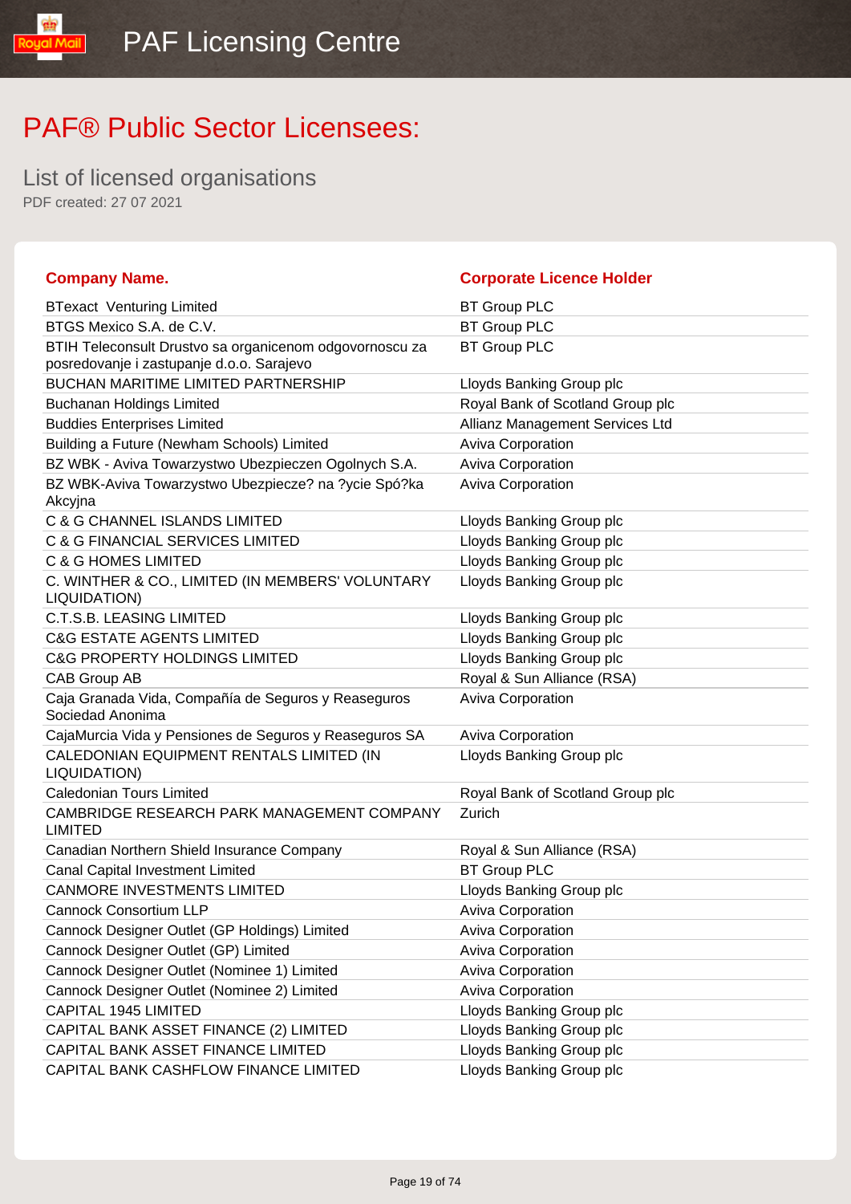# PAF® Public Sector Licensees:

## List of licensed organisations

PDF created: 27 07 2021

| Company Name. | Corporate Licence Holder |
|---|---|
| BTexact  Venturing Limited | BT Group PLC |
| BTGS Mexico S.A. de C.V. | BT Group PLC |
| BTIH Teleconsult Drustvo sa organicenom odgovornoscu za posredovanje i zastupanje d.o.o. Sarajevo | BT Group PLC |
| BUCHAN MARITIME LIMITED PARTNERSHIP | Lloyds Banking Group plc |
| Buchanan Holdings Limited | Royal Bank of Scotland Group plc |
| Buddies Enterprises Limited | Allianz Management Services Ltd |
| Building a Future (Newham Schools) Limited | Aviva Corporation |
| BZ WBK - Aviva Towarzystwo Ubezpieczen Ogolnych S.A. | Aviva Corporation |
| BZ WBK-Aviva Towarzystwo Ubezpiecze? na ?ycie Spó?ka Akcyjna | Aviva Corporation |
| C & G CHANNEL ISLANDS LIMITED | Lloyds Banking Group plc |
| C & G FINANCIAL SERVICES LIMITED | Lloyds Banking Group plc |
| C & G HOMES LIMITED | Lloyds Banking Group plc |
| C. WINTHER & CO., LIMITED (IN MEMBERS' VOLUNTARY LIQUIDATION) | Lloyds Banking Group plc |
| C.T.S.B. LEASING LIMITED | Lloyds Banking Group plc |
| C&G ESTATE AGENTS LIMITED | Lloyds Banking Group plc |
| C&G PROPERTY HOLDINGS LIMITED | Lloyds Banking Group plc |
| CAB Group AB | Royal & Sun Alliance (RSA) |
| Caja Granada Vida, Compañía de Seguros y Reaseguros Sociedad Anonima | Aviva Corporation |
| CajaMurcia Vida y Pensiones de Seguros y Reaseguros SA | Aviva Corporation |
| CALEDONIAN EQUIPMENT RENTALS LIMITED (IN LIQUIDATION) | Lloyds Banking Group plc |
| Caledonian Tours Limited | Royal Bank of Scotland Group plc |
| CAMBRIDGE RESEARCH PARK MANAGEMENT COMPANY LIMITED | Zurich |
| Canadian Northern Shield Insurance Company | Royal & Sun Alliance (RSA) |
| Canal Capital Investment Limited | BT Group PLC |
| CANMORE INVESTMENTS LIMITED | Lloyds Banking Group plc |
| Cannock Consortium LLP | Aviva Corporation |
| Cannock Designer Outlet (GP Holdings) Limited | Aviva Corporation |
| Cannock Designer Outlet (GP) Limited | Aviva Corporation |
| Cannock Designer Outlet (Nominee 1) Limited | Aviva Corporation |
| Cannock Designer Outlet (Nominee 2) Limited | Aviva Corporation |
| CAPITAL 1945 LIMITED | Lloyds Banking Group plc |
| CAPITAL BANK ASSET FINANCE (2) LIMITED | Lloyds Banking Group plc |
| CAPITAL BANK ASSET FINANCE LIMITED | Lloyds Banking Group plc |
| CAPITAL BANK CASHFLOW FINANCE LIMITED | Lloyds Banking Group plc |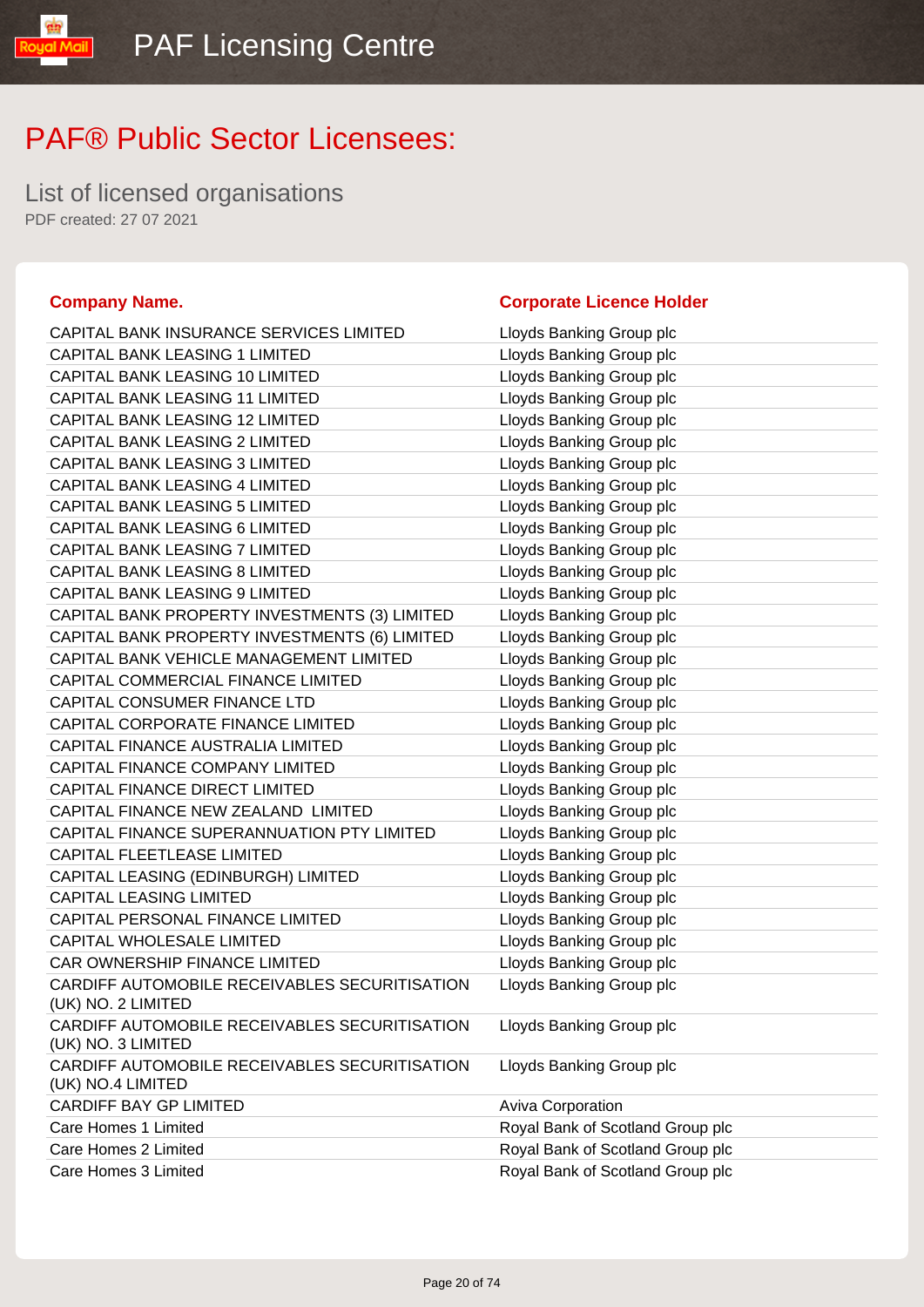# PAF® Public Sector Licensees:

## List of licensed organisations

PDF created: 27 07 2021

| Company Name. | Corporate Licence Holder |
|---|---|
| CAPITAL BANK INSURANCE SERVICES LIMITED | Lloyds Banking Group plc |
| CAPITAL BANK LEASING 1 LIMITED | Lloyds Banking Group plc |
| CAPITAL BANK LEASING 10 LIMITED | Lloyds Banking Group plc |
| CAPITAL BANK LEASING 11 LIMITED | Lloyds Banking Group plc |
| CAPITAL BANK LEASING 12 LIMITED | Lloyds Banking Group plc |
| CAPITAL BANK LEASING 2 LIMITED | Lloyds Banking Group plc |
| CAPITAL BANK LEASING 3 LIMITED | Lloyds Banking Group plc |
| CAPITAL BANK LEASING 4 LIMITED | Lloyds Banking Group plc |
| CAPITAL BANK LEASING 5 LIMITED | Lloyds Banking Group plc |
| CAPITAL BANK LEASING 6 LIMITED | Lloyds Banking Group plc |
| CAPITAL BANK LEASING 7 LIMITED | Lloyds Banking Group plc |
| CAPITAL BANK LEASING 8 LIMITED | Lloyds Banking Group plc |
| CAPITAL BANK LEASING 9 LIMITED | Lloyds Banking Group plc |
| CAPITAL BANK PROPERTY INVESTMENTS (3) LIMITED | Lloyds Banking Group plc |
| CAPITAL BANK PROPERTY INVESTMENTS (6) LIMITED | Lloyds Banking Group plc |
| CAPITAL BANK VEHICLE MANAGEMENT LIMITED | Lloyds Banking Group plc |
| CAPITAL COMMERCIAL FINANCE LIMITED | Lloyds Banking Group plc |
| CAPITAL CONSUMER FINANCE LTD | Lloyds Banking Group plc |
| CAPITAL CORPORATE FINANCE LIMITED | Lloyds Banking Group plc |
| CAPITAL FINANCE AUSTRALIA LIMITED | Lloyds Banking Group plc |
| CAPITAL FINANCE COMPANY LIMITED | Lloyds Banking Group plc |
| CAPITAL FINANCE DIRECT LIMITED | Lloyds Banking Group plc |
| CAPITAL FINANCE NEW ZEALAND LIMITED | Lloyds Banking Group plc |
| CAPITAL FINANCE SUPERANNUATION PTY LIMITED | Lloyds Banking Group plc |
| CAPITAL FLEETLEASE LIMITED | Lloyds Banking Group plc |
| CAPITAL LEASING (EDINBURGH) LIMITED | Lloyds Banking Group plc |
| CAPITAL LEASING LIMITED | Lloyds Banking Group plc |
| CAPITAL PERSONAL FINANCE LIMITED | Lloyds Banking Group plc |
| CAPITAL WHOLESALE LIMITED | Lloyds Banking Group plc |
| CAR OWNERSHIP FINANCE LIMITED | Lloyds Banking Group plc |
| CARDIFF AUTOMOBILE RECEIVABLES SECURITISATION (UK) NO. 2 LIMITED | Lloyds Banking Group plc |
| CARDIFF AUTOMOBILE RECEIVABLES SECURITISATION (UK) NO. 3 LIMITED | Lloyds Banking Group plc |
| CARDIFF AUTOMOBILE RECEIVABLES SECURITISATION (UK) NO.4 LIMITED | Lloyds Banking Group plc |
| CARDIFF BAY GP LIMITED | Aviva Corporation |
| Care Homes 1 Limited | Royal Bank of Scotland Group plc |
| Care Homes 2 Limited | Royal Bank of Scotland Group plc |
| Care Homes 3 Limited | Royal Bank of Scotland Group plc |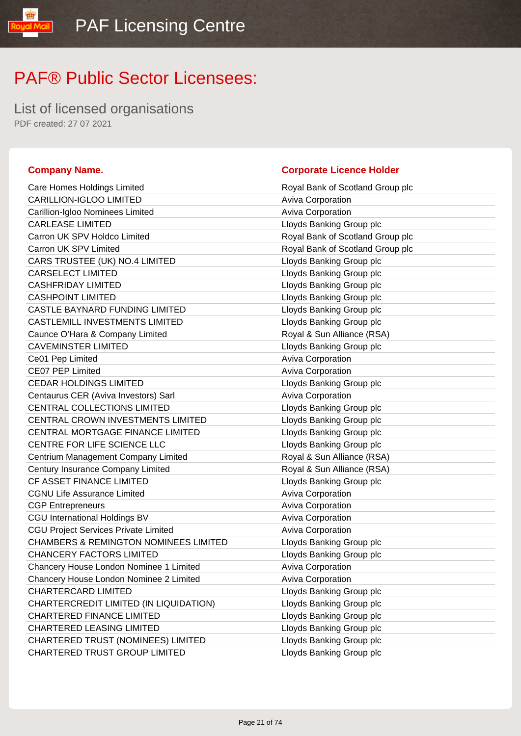# PAF® Public Sector Licensees:

## List of licensed organisations

PDF created: 27 07 2021

| Company Name. | Corporate Licence Holder |
|---|---|
| Care Homes Holdings Limited | Royal Bank of Scotland Group plc |
| CARILLION-IGLOO LIMITED | Aviva Corporation |
| Carillion-Igloo Nominees Limited | Aviva Corporation |
| CARLEASE LIMITED | Lloyds Banking Group plc |
| Carron UK SPV Holdco Limited | Royal Bank of Scotland Group plc |
| Carron UK SPV Limited | Royal Bank of Scotland Group plc |
| CARS TRUSTEE (UK) NO.4 LIMITED | Lloyds Banking Group plc |
| CARSELECT LIMITED | Lloyds Banking Group plc |
| CASHFRIDAY LIMITED | Lloyds Banking Group plc |
| CASHPOINT LIMITED | Lloyds Banking Group plc |
| CASTLE BAYNARD FUNDING LIMITED | Lloyds Banking Group plc |
| CASTLEMILL INVESTMENTS LIMITED | Lloyds Banking Group plc |
| Caunce O'Hara & Company Limited | Royal & Sun Alliance (RSA) |
| CAVEMINSTER LIMITED | Lloyds Banking Group plc |
| Ce01 Pep Limited | Aviva Corporation |
| CE07 PEP Limited | Aviva Corporation |
| CEDAR HOLDINGS LIMITED | Lloyds Banking Group plc |
| Centaurus CER (Aviva Investors) Sarl | Aviva Corporation |
| CENTRAL COLLECTIONS LIMITED | Lloyds Banking Group plc |
| CENTRAL CROWN INVESTMENTS LIMITED | Lloyds Banking Group plc |
| CENTRAL MORTGAGE FINANCE LIMITED | Lloyds Banking Group plc |
| CENTRE FOR LIFE SCIENCE LLC | Lloyds Banking Group plc |
| Centrium Management Company Limited | Royal & Sun Alliance (RSA) |
| Century Insurance Company Limited | Royal & Sun Alliance (RSA) |
| CF ASSET FINANCE LIMITED | Lloyds Banking Group plc |
| CGNU Life Assurance Limited | Aviva Corporation |
| CGP Entrepreneurs | Aviva Corporation |
| CGU International Holdings BV | Aviva Corporation |
| CGU Project Services Private Limited | Aviva Corporation |
| CHAMBERS & REMINGTON NOMINEES LIMITED | Lloyds Banking Group plc |
| CHANCERY FACTORS LIMITED | Lloyds Banking Group plc |
| Chancery House London Nominee 1 Limited | Aviva Corporation |
| Chancery House London Nominee 2 Limited | Aviva Corporation |
| CHARTERCARD LIMITED | Lloyds Banking Group plc |
| CHARTERCREDIT LIMITED (IN LIQUIDATION) | Lloyds Banking Group plc |
| CHARTERED FINANCE LIMITED | Lloyds Banking Group plc |
| CHARTERED LEASING LIMITED | Lloyds Banking Group plc |
| CHARTERED TRUST (NOMINEES) LIMITED | Lloyds Banking Group plc |
| CHARTERED TRUST GROUP LIMITED | Lloyds Banking Group plc |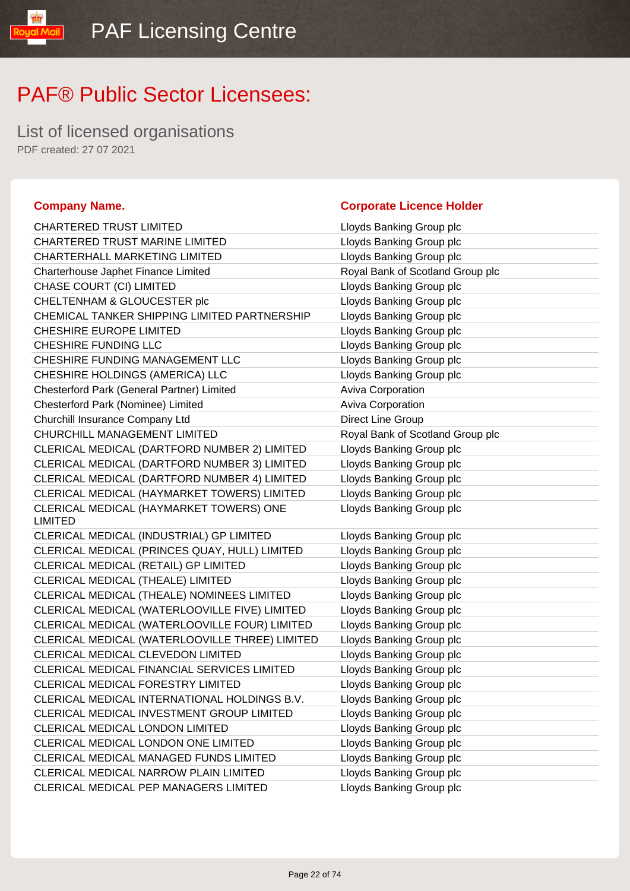# PAF® Public Sector Licensees:

## List of licensed organisations

PDF created: 27 07 2021

| Company Name. | Corporate Licence Holder |
|---|---|
| CHARTERED TRUST LIMITED | Lloyds Banking Group plc |
| CHARTERED TRUST MARINE LIMITED | Lloyds Banking Group plc |
| CHARTERHALL MARKETING LIMITED | Lloyds Banking Group plc |
| Charterhouse Japhet Finance Limited | Royal Bank of Scotland Group plc |
| CHASE COURT (CI) LIMITED | Lloyds Banking Group plc |
| CHELTENHAM & GLOUCESTER plc | Lloyds Banking Group plc |
| CHEMICAL TANKER SHIPPING LIMITED PARTNERSHIP | Lloyds Banking Group plc |
| CHESHIRE EUROPE LIMITED | Lloyds Banking Group plc |
| CHESHIRE FUNDING LLC | Lloyds Banking Group plc |
| CHESHIRE FUNDING MANAGEMENT LLC | Lloyds Banking Group plc |
| CHESHIRE HOLDINGS (AMERICA) LLC | Lloyds Banking Group plc |
| Chesterford Park (General Partner) Limited | Aviva Corporation |
| Chesterford Park (Nominee) Limited | Aviva Corporation |
| Churchill Insurance Company Ltd | Direct Line Group |
| CHURCHILL MANAGEMENT LIMITED | Royal Bank of Scotland Group plc |
| CLERICAL MEDICAL (DARTFORD NUMBER 2) LIMITED | Lloyds Banking Group plc |
| CLERICAL MEDICAL (DARTFORD NUMBER 3) LIMITED | Lloyds Banking Group plc |
| CLERICAL MEDICAL (DARTFORD NUMBER 4) LIMITED | Lloyds Banking Group plc |
| CLERICAL MEDICAL (HAYMARKET TOWERS) LIMITED | Lloyds Banking Group plc |
| CLERICAL MEDICAL (HAYMARKET TOWERS) ONE LIMITED | Lloyds Banking Group plc |
| CLERICAL MEDICAL (INDUSTRIAL) GP LIMITED | Lloyds Banking Group plc |
| CLERICAL MEDICAL (PRINCES QUAY, HULL) LIMITED | Lloyds Banking Group plc |
| CLERICAL MEDICAL (RETAIL) GP LIMITED | Lloyds Banking Group plc |
| CLERICAL MEDICAL (THEALE) LIMITED | Lloyds Banking Group plc |
| CLERICAL MEDICAL (THEALE) NOMINEES LIMITED | Lloyds Banking Group plc |
| CLERICAL MEDICAL (WATERLOOVILLE FIVE) LIMITED | Lloyds Banking Group plc |
| CLERICAL MEDICAL (WATERLOOVILLE FOUR) LIMITED | Lloyds Banking Group plc |
| CLERICAL MEDICAL (WATERLOOVILLE THREE) LIMITED | Lloyds Banking Group plc |
| CLERICAL MEDICAL CLEVEDON LIMITED | Lloyds Banking Group plc |
| CLERICAL MEDICAL FINANCIAL SERVICES LIMITED | Lloyds Banking Group plc |
| CLERICAL MEDICAL FORESTRY LIMITED | Lloyds Banking Group plc |
| CLERICAL MEDICAL INTERNATIONAL HOLDINGS B.V. | Lloyds Banking Group plc |
| CLERICAL MEDICAL INVESTMENT GROUP LIMITED | Lloyds Banking Group plc |
| CLERICAL MEDICAL LONDON LIMITED | Lloyds Banking Group plc |
| CLERICAL MEDICAL LONDON ONE LIMITED | Lloyds Banking Group plc |
| CLERICAL MEDICAL MANAGED FUNDS LIMITED | Lloyds Banking Group plc |
| CLERICAL MEDICAL NARROW PLAIN LIMITED | Lloyds Banking Group plc |
| CLERICAL MEDICAL PEP MANAGERS LIMITED | Lloyds Banking Group plc |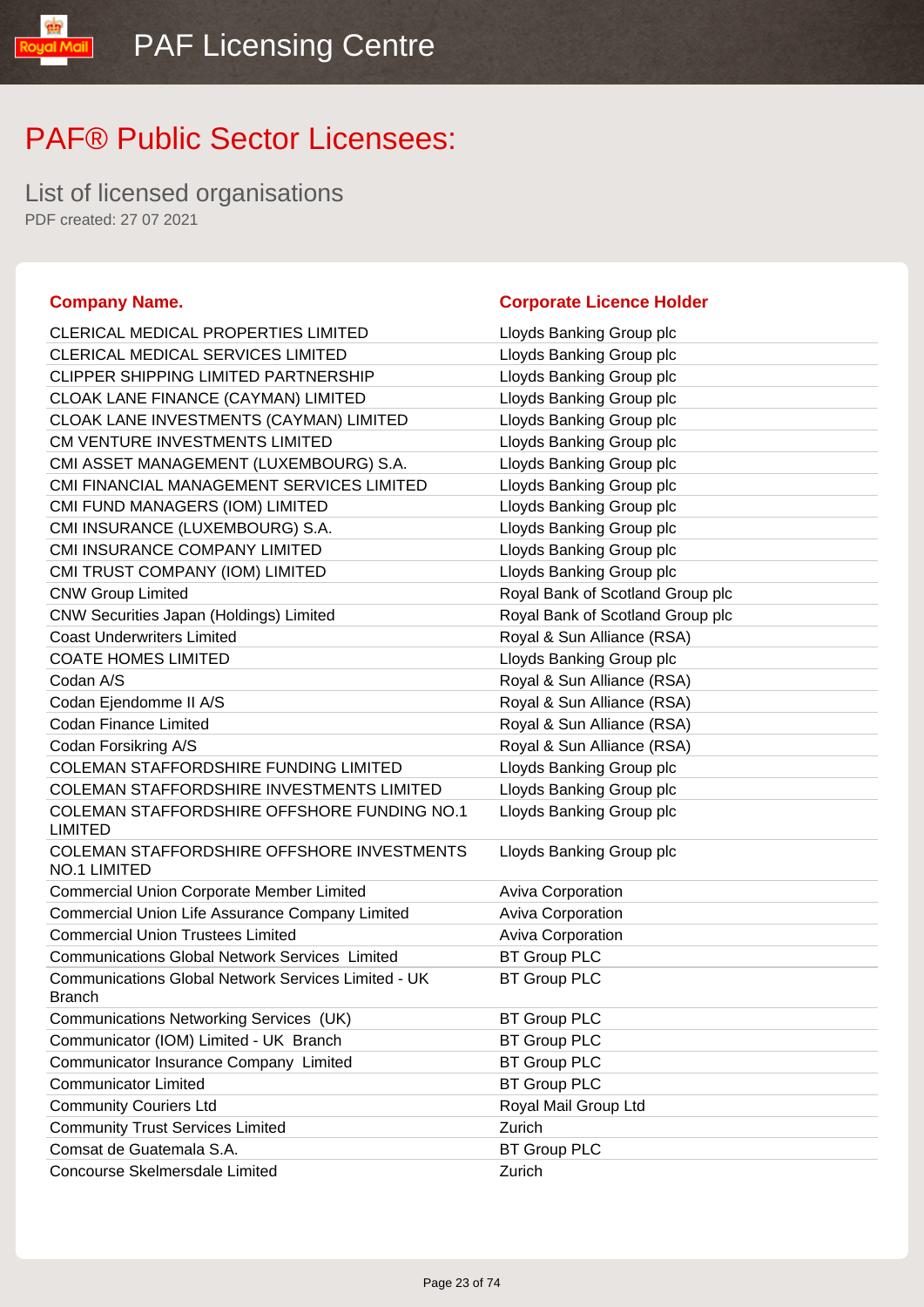# PAF® Public Sector Licensees:

## List of licensed organisations

PDF created: 27 07 2021

| Company Name. | Corporate Licence Holder |
|---|---|
| CLERICAL MEDICAL PROPERTIES LIMITED | Lloyds Banking Group plc |
| CLERICAL MEDICAL SERVICES LIMITED | Lloyds Banking Group plc |
| CLIPPER SHIPPING LIMITED PARTNERSHIP | Lloyds Banking Group plc |
| CLOAK LANE FINANCE (CAYMAN) LIMITED | Lloyds Banking Group plc |
| CLOAK LANE INVESTMENTS (CAYMAN) LIMITED | Lloyds Banking Group plc |
| CM VENTURE INVESTMENTS LIMITED | Lloyds Banking Group plc |
| CMI ASSET MANAGEMENT (LUXEMBOURG) S.A. | Lloyds Banking Group plc |
| CMI FINANCIAL MANAGEMENT SERVICES LIMITED | Lloyds Banking Group plc |
| CMI FUND MANAGERS (IOM) LIMITED | Lloyds Banking Group plc |
| CMI INSURANCE (LUXEMBOURG) S.A. | Lloyds Banking Group plc |
| CMI INSURANCE COMPANY LIMITED | Lloyds Banking Group plc |
| CMI TRUST COMPANY (IOM) LIMITED | Lloyds Banking Group plc |
| CNW Group Limited | Royal Bank of Scotland Group plc |
| CNW Securities Japan (Holdings) Limited | Royal Bank of Scotland Group plc |
| Coast Underwriters Limited | Royal & Sun Alliance (RSA) |
| COATE HOMES LIMITED | Lloyds Banking Group plc |
| Codan A/S | Royal & Sun Alliance (RSA) |
| Codan Ejendomme II A/S | Royal & Sun Alliance (RSA) |
| Codan Finance Limited | Royal & Sun Alliance (RSA) |
| Codan Forsikring A/S | Royal & Sun Alliance (RSA) |
| COLEMAN STAFFORDSHIRE FUNDING LIMITED | Lloyds Banking Group plc |
| COLEMAN STAFFORDSHIRE INVESTMENTS LIMITED | Lloyds Banking Group plc |
| COLEMAN STAFFORDSHIRE OFFSHORE FUNDING NO.1 LIMITED | Lloyds Banking Group plc |
| COLEMAN STAFFORDSHIRE OFFSHORE INVESTMENTS NO.1 LIMITED | Lloyds Banking Group plc |
| Commercial Union Corporate Member Limited | Aviva Corporation |
| Commercial Union Life Assurance Company Limited | Aviva Corporation |
| Commercial Union Trustees Limited | Aviva Corporation |
| Communications Global Network Services Limited | BT Group PLC |
| Communications Global Network Services Limited - UK Branch | BT Group PLC |
| Communications Networking Services (UK) | BT Group PLC |
| Communicator (IOM) Limited - UK Branch | BT Group PLC |
| Communicator Insurance Company Limited | BT Group PLC |
| Communicator Limited | BT Group PLC |
| Community Couriers Ltd | Royal Mail Group Ltd |
| Community Trust Services Limited | Zurich |
| Comsat de Guatemala S.A. | BT Group PLC |
| Concourse Skelmersdale Limited | Zurich |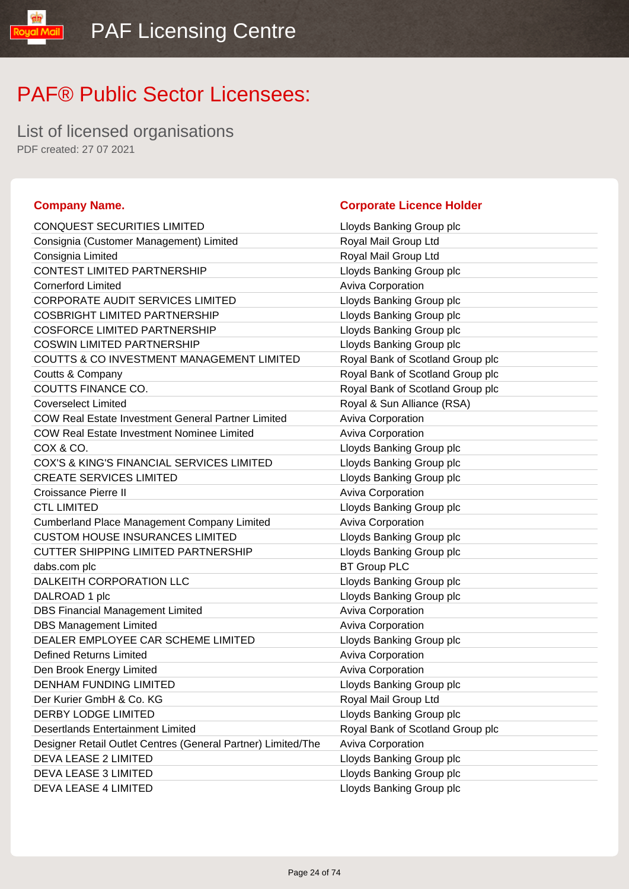# PAF® Public Sector Licensees:

## List of licensed organisations

PDF created: 27 07 2021

| Company Name. | Corporate Licence Holder |
| --- | --- |
| CONQUEST SECURITIES LIMITED | Lloyds Banking Group plc |
| Consignia (Customer Management) Limited | Royal Mail Group Ltd |
| Consignia Limited | Royal Mail Group Ltd |
| CONTEST LIMITED PARTNERSHIP | Lloyds Banking Group plc |
| Cornerford Limited | Aviva Corporation |
| CORPORATE AUDIT SERVICES LIMITED | Lloyds Banking Group plc |
| COSBRIGHT LIMITED PARTNERSHIP | Lloyds Banking Group plc |
| COSFORCE LIMITED PARTNERSHIP | Lloyds Banking Group plc |
| COSWIN LIMITED PARTNERSHIP | Lloyds Banking Group plc |
| COUTTS & CO INVESTMENT MANAGEMENT LIMITED | Royal Bank of Scotland Group plc |
| Coutts & Company | Royal Bank of Scotland Group plc |
| COUTTS FINANCE CO. | Royal Bank of Scotland Group plc |
| Coverselect Limited | Royal & Sun Alliance (RSA) |
| COW Real Estate Investment General Partner Limited | Aviva Corporation |
| COW Real Estate Investment Nominee Limited | Aviva Corporation |
| COX & CO. | Lloyds Banking Group plc |
| COX'S & KING'S FINANCIAL SERVICES LIMITED | Lloyds Banking Group plc |
| CREATE SERVICES LIMITED | Lloyds Banking Group plc |
| Croissance Pierre II | Aviva Corporation |
| CTL LIMITED | Lloyds Banking Group plc |
| Cumberland Place Management Company Limited | Aviva Corporation |
| CUSTOM HOUSE INSURANCES LIMITED | Lloyds Banking Group plc |
| CUTTER SHIPPING LIMITED PARTNERSHIP | Lloyds Banking Group plc |
| dabs.com plc | BT Group PLC |
| DALKEITH CORPORATION LLC | Lloyds Banking Group plc |
| DALROAD 1 plc | Lloyds Banking Group plc |
| DBS Financial Management Limited | Aviva Corporation |
| DBS Management Limited | Aviva Corporation |
| DEALER EMPLOYEE CAR SCHEME LIMITED | Lloyds Banking Group plc |
| Defined Returns Limited | Aviva Corporation |
| Den Brook Energy Limited | Aviva Corporation |
| DENHAM FUNDING LIMITED | Lloyds Banking Group plc |
| Der Kurier GmbH & Co. KG | Royal Mail Group Ltd |
| DERBY LODGE LIMITED | Lloyds Banking Group plc |
| Desertlands Entertainment Limited | Royal Bank of Scotland Group plc |
| Designer Retail Outlet Centres (General Partner) Limited/The | Aviva Corporation |
| DEVA LEASE 2 LIMITED | Lloyds Banking Group plc |
| DEVA LEASE 3 LIMITED | Lloyds Banking Group plc |
| DEVA LEASE 4 LIMITED | Lloyds Banking Group plc |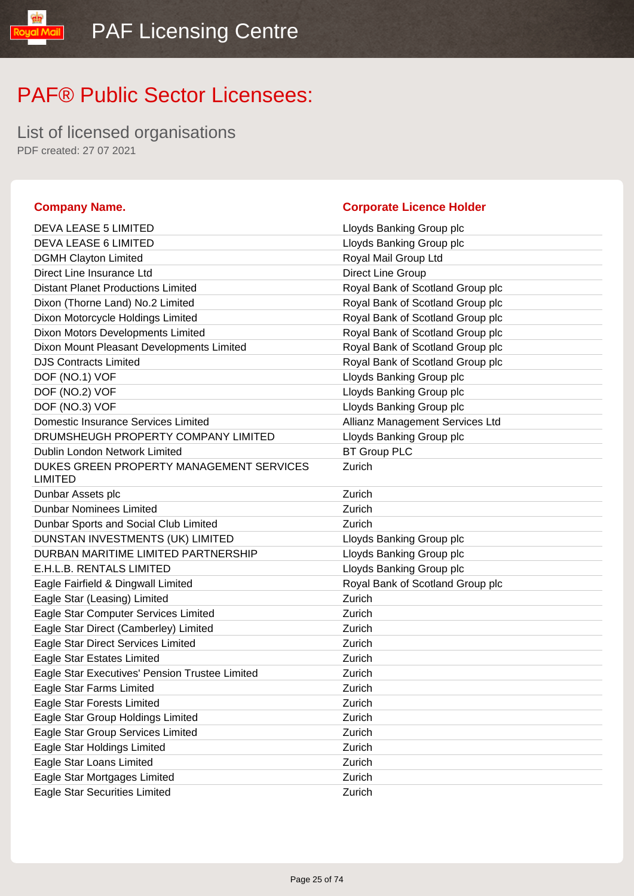# PAF® Public Sector Licensees:

## List of licensed organisations

PDF created: 27 07 2021

| Company Name. | Corporate Licence Holder |
| --- | --- |
| DEVA LEASE 5 LIMITED | Lloyds Banking Group plc |
| DEVA LEASE 6 LIMITED | Lloyds Banking Group plc |
| DGMH Clayton Limited | Royal Mail Group Ltd |
| Direct Line Insurance Ltd | Direct Line Group |
| Distant Planet Productions Limited | Royal Bank of Scotland Group plc |
| Dixon (Thorne Land) No.2 Limited | Royal Bank of Scotland Group plc |
| Dixon Motorcycle Holdings Limited | Royal Bank of Scotland Group plc |
| Dixon Motors Developments Limited | Royal Bank of Scotland Group plc |
| Dixon Mount Pleasant Developments Limited | Royal Bank of Scotland Group plc |
| DJS Contracts Limited | Royal Bank of Scotland Group plc |
| DOF (NO.1) VOF | Lloyds Banking Group plc |
| DOF (NO.2) VOF | Lloyds Banking Group plc |
| DOF (NO.3) VOF | Lloyds Banking Group plc |
| Domestic Insurance Services Limited | Allianz Management Services Ltd |
| DRUMSHEUGH PROPERTY COMPANY LIMITED | Lloyds Banking Group plc |
| Dublin London Network Limited | BT Group PLC |
| DUKES GREEN PROPERTY MANAGEMENT SERVICES LIMITED | Zurich |
| Dunbar Assets plc | Zurich |
| Dunbar Nominees Limited | Zurich |
| Dunbar Sports and Social Club Limited | Zurich |
| DUNSTAN INVESTMENTS (UK) LIMITED | Lloyds Banking Group plc |
| DURBAN MARITIME LIMITED PARTNERSHIP | Lloyds Banking Group plc |
| E.H.L.B. RENTALS LIMITED | Lloyds Banking Group plc |
| Eagle Fairfield & Dingwall Limited | Royal Bank of Scotland Group plc |
| Eagle Star (Leasing) Limited | Zurich |
| Eagle Star Computer Services Limited | Zurich |
| Eagle Star Direct (Camberley) Limited | Zurich |
| Eagle Star Direct Services Limited | Zurich |
| Eagle Star Estates Limited | Zurich |
| Eagle Star Executives' Pension Trustee Limited | Zurich |
| Eagle Star Farms Limited | Zurich |
| Eagle Star Forests Limited | Zurich |
| Eagle Star Group Holdings Limited | Zurich |
| Eagle Star Group Services Limited | Zurich |
| Eagle Star Holdings Limited | Zurich |
| Eagle Star Loans Limited | Zurich |
| Eagle Star Mortgages Limited | Zurich |
| Eagle Star Securities Limited | Zurich |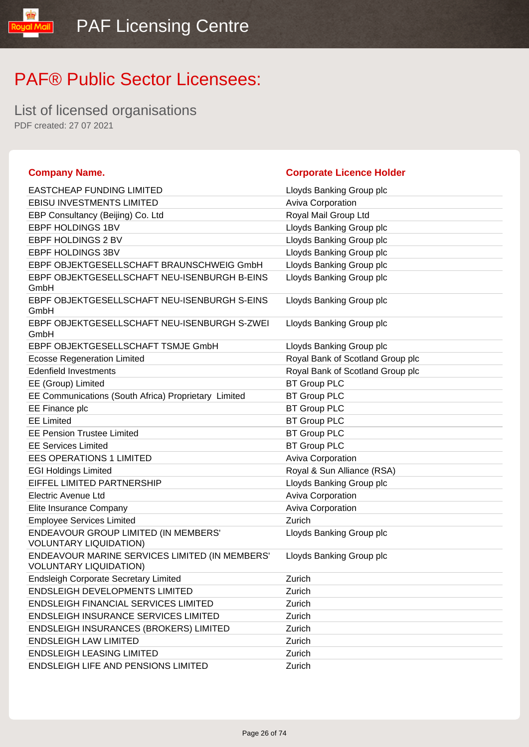# PAF® Public Sector Licensees:

## List of licensed organisations

PDF created: 27 07 2021

| Company Name. | Corporate Licence Holder |
| --- | --- |
| EASTCHEAP FUNDING LIMITED | Lloyds Banking Group plc |
| EBISU INVESTMENTS LIMITED | Aviva Corporation |
| EBP Consultancy (Beijing) Co. Ltd | Royal Mail Group Ltd |
| EBPF HOLDINGS 1BV | Lloyds Banking Group plc |
| EBPF HOLDINGS 2 BV | Lloyds Banking Group plc |
| EBPF HOLDINGS 3BV | Lloyds Banking Group plc |
| EBPF OBJEKTGESELLSCHAFT BRAUNSCHWEIG GmbH | Lloyds Banking Group plc |
| EBPF OBJEKTGESELLSCHAFT NEU-ISENBURGH B-EINS GmbH | Lloyds Banking Group plc |
| EBPF OBJEKTGESELLSCHAFT NEU-ISENBURGH S-EINS GmbH | Lloyds Banking Group plc |
| EBPF OBJEKTGESELLSCHAFT NEU-ISENBURGH S-ZWEI GmbH | Lloyds Banking Group plc |
| EBPF OBJEKTGESELLSCHAFT TSMJE GmbH | Lloyds Banking Group plc |
| Ecosse Regeneration Limited | Royal Bank of Scotland Group plc |
| Edenfield Investments | Royal Bank of Scotland Group plc |
| EE (Group) Limited | BT Group PLC |
| EE Communications (South Africa) Proprietary Limited | BT Group PLC |
| EE Finance plc | BT Group PLC |
| EE Limited | BT Group PLC |
| EE Pension Trustee Limited | BT Group PLC |
| EE Services Limited | BT Group PLC |
| EES OPERATIONS 1 LIMITED | Aviva Corporation |
| EGI Holdings Limited | Royal & Sun Alliance (RSA) |
| EIFFEL LIMITED PARTNERSHIP | Lloyds Banking Group plc |
| Electric Avenue Ltd | Aviva Corporation |
| Elite Insurance Company | Aviva Corporation |
| Employee Services Limited | Zurich |
| ENDEAVOUR GROUP LIMITED (IN MEMBERS' VOLUNTARY LIQUIDATION) | Lloyds Banking Group plc |
| ENDEAVOUR MARINE SERVICES LIMITED (IN MEMBERS' VOLUNTARY LIQUIDATION) | Lloyds Banking Group plc |
| Endsleigh Corporate Secretary Limited | Zurich |
| ENDSLEIGH DEVELOPMENTS LIMITED | Zurich |
| ENDSLEIGH FINANCIAL SERVICES LIMITED | Zurich |
| ENDSLEIGH INSURANCE SERVICES LIMITED | Zurich |
| ENDSLEIGH INSURANCES (BROKERS) LIMITED | Zurich |
| ENDSLEIGH LAW LIMITED | Zurich |
| ENDSLEIGH LEASING LIMITED | Zurich |
| ENDSLEIGH LIFE AND PENSIONS LIMITED | Zurich |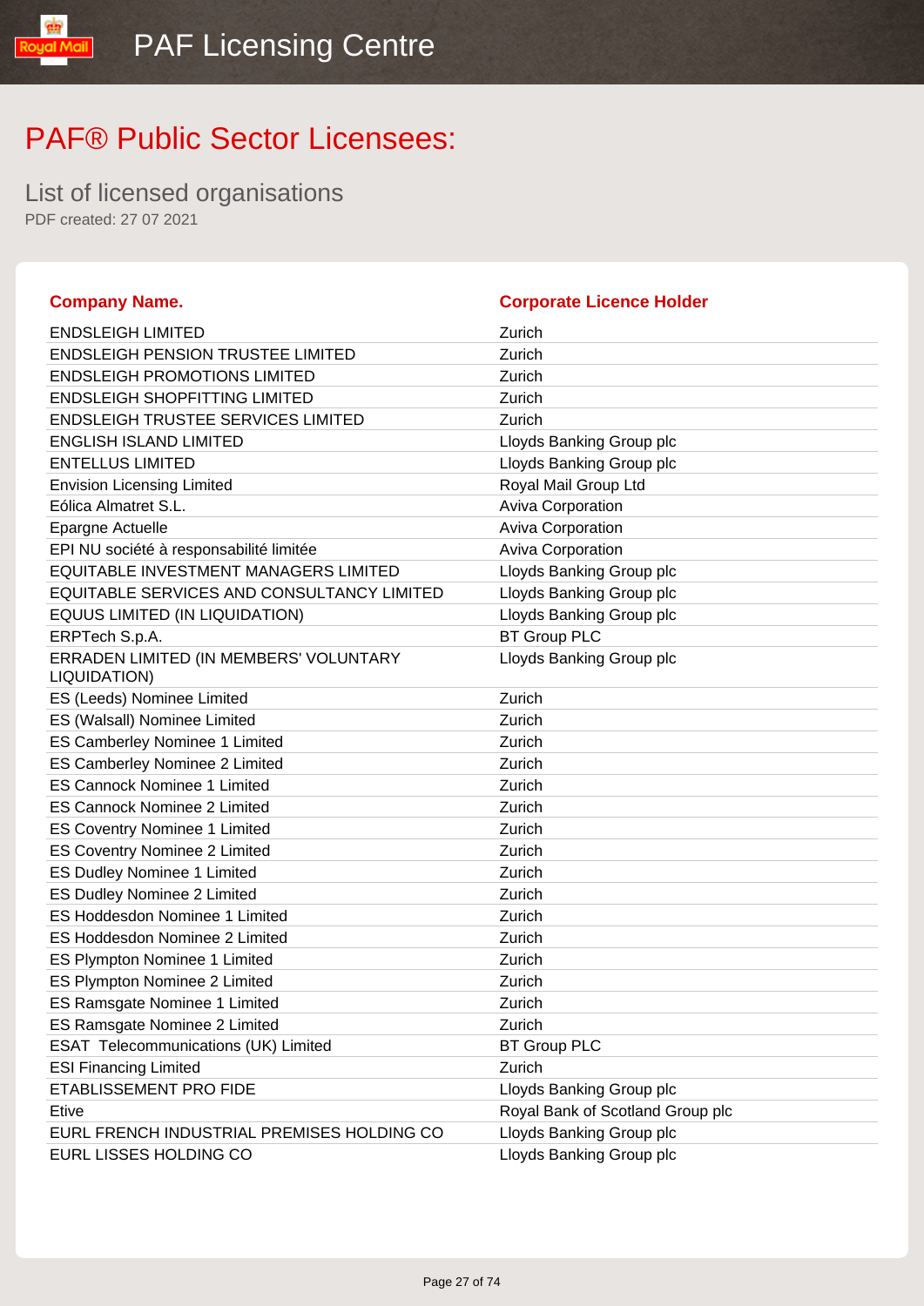# PAF® Public Sector Licensees:

## List of licensed organisations

PDF created: 27 07 2021

| Company Name. | Corporate Licence Holder |
|---|---|
| ENDSLEIGH LIMITED | Zurich |
| ENDSLEIGH PENSION TRUSTEE LIMITED | Zurich |
| ENDSLEIGH PROMOTIONS LIMITED | Zurich |
| ENDSLEIGH SHOPFITTING LIMITED | Zurich |
| ENDSLEIGH TRUSTEE SERVICES LIMITED | Zurich |
| ENGLISH ISLAND LIMITED | Lloyds Banking Group plc |
| ENTELLUS LIMITED | Lloyds Banking Group plc |
| Envision Licensing Limited | Royal Mail Group Ltd |
| Eólica Almatret S.L. | Aviva Corporation |
| Epargne Actuelle | Aviva Corporation |
| EPI NU société à responsabilité limitée | Aviva Corporation |
| EQUITABLE INVESTMENT MANAGERS LIMITED | Lloyds Banking Group plc |
| EQUITABLE SERVICES AND CONSULTANCY LIMITED | Lloyds Banking Group plc |
| EQUUS LIMITED (IN LIQUIDATION) | Lloyds Banking Group plc |
| ERPTech S.p.A. | BT Group PLC |
| ERRADEN LIMITED (IN MEMBERS' VOLUNTARY LIQUIDATION) | Lloyds Banking Group plc |
| ES (Leeds) Nominee Limited | Zurich |
| ES (Walsall) Nominee Limited | Zurich |
| ES Camberley Nominee 1 Limited | Zurich |
| ES Camberley Nominee 2 Limited | Zurich |
| ES Cannock Nominee 1 Limited | Zurich |
| ES Cannock Nominee 2 Limited | Zurich |
| ES Coventry Nominee 1 Limited | Zurich |
| ES Coventry Nominee 2 Limited | Zurich |
| ES Dudley Nominee 1 Limited | Zurich |
| ES Dudley Nominee 2 Limited | Zurich |
| ES Hoddesdon Nominee 1 Limited | Zurich |
| ES Hoddesdon Nominee 2 Limited | Zurich |
| ES Plympton Nominee 1 Limited | Zurich |
| ES Plympton Nominee 2 Limited | Zurich |
| ES Ramsgate Nominee 1 Limited | Zurich |
| ES Ramsgate Nominee 2 Limited | Zurich |
| ESAT Telecommunications (UK) Limited | BT Group PLC |
| ESI Financing Limited | Zurich |
| ETABLISSEMENT PRO FIDE | Lloyds Banking Group plc |
| Etive | Royal Bank of Scotland Group plc |
| EURL FRENCH INDUSTRIAL PREMISES HOLDING CO | Lloyds Banking Group plc |
| EURL LISSES HOLDING CO | Lloyds Banking Group plc |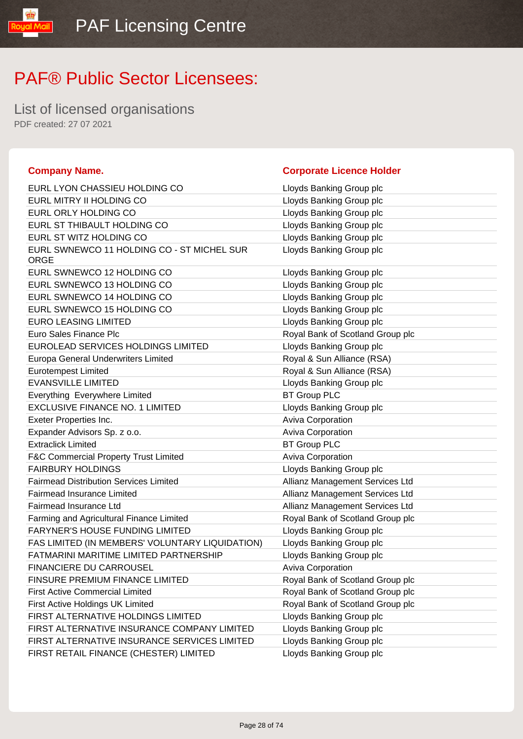# PAF® Public Sector Licensees:

List of licensed organisations

PDF created: 27 07 2021

| Company Name. | Corporate Licence Holder |
|---|---|
| EURL LYON CHASSIEU HOLDING CO | Lloyds Banking Group plc |
| EURL MITRY II HOLDING CO | Lloyds Banking Group plc |
| EURL ORLY HOLDING CO | Lloyds Banking Group plc |
| EURL ST THIBAULT HOLDING CO | Lloyds Banking Group plc |
| EURL ST WITZ HOLDING CO | Lloyds Banking Group plc |
| EURL SWNEWCO 11 HOLDING CO - ST MICHEL SUR ORGE | Lloyds Banking Group plc |
| EURL SWNEWCO 12 HOLDING CO | Lloyds Banking Group plc |
| EURL SWNEWCO 13 HOLDING CO | Lloyds Banking Group plc |
| EURL SWNEWCO 14 HOLDING CO | Lloyds Banking Group plc |
| EURL SWNEWCO 15 HOLDING CO | Lloyds Banking Group plc |
| EURO LEASING LIMITED | Lloyds Banking Group plc |
| Euro Sales Finance Plc | Royal Bank of Scotland Group plc |
| EUROLEAD SERVICES HOLDINGS LIMITED | Lloyds Banking Group plc |
| Europa General Underwriters Limited | Royal & Sun Alliance (RSA) |
| Eurotempest Limited | Royal & Sun Alliance (RSA) |
| EVANSVILLE LIMITED | Lloyds Banking Group plc |
| Everything  Everywhere Limited | BT Group PLC |
| EXCLUSIVE FINANCE NO. 1 LIMITED | Lloyds Banking Group plc |
| Exeter Properties Inc. | Aviva Corporation |
| Expander Advisors Sp. z o.o. | Aviva Corporation |
| Extraclick Limited | BT Group PLC |
| F&C Commercial Property Trust Limited | Aviva Corporation |
| FAIRBURY HOLDINGS | Lloyds Banking Group plc |
| Fairmead Distribution Services Limited | Allianz Management Services Ltd |
| Fairmead Insurance Limited | Allianz Management Services Ltd |
| Fairmead Insurance Ltd | Allianz Management Services Ltd |
| Farming and Agricultural Finance Limited | Royal Bank of Scotland Group plc |
| FARYNER'S HOUSE FUNDING LIMITED | Lloyds Banking Group plc |
| FAS LIMITED (IN MEMBERS' VOLUNTARY LIQUIDATION) | Lloyds Banking Group plc |
| FATMARINI MARITIME LIMITED PARTNERSHIP | Lloyds Banking Group plc |
| FINANCIERE DU CARROUSEL | Aviva Corporation |
| FINSURE PREMIUM FINANCE LIMITED | Royal Bank of Scotland Group plc |
| First Active Commercial Limited | Royal Bank of Scotland Group plc |
| First Active Holdings UK Limited | Royal Bank of Scotland Group plc |
| FIRST ALTERNATIVE HOLDINGS LIMITED | Lloyds Banking Group plc |
| FIRST ALTERNATIVE INSURANCE COMPANY LIMITED | Lloyds Banking Group plc |
| FIRST ALTERNATIVE INSURANCE SERVICES LIMITED | Lloyds Banking Group plc |
| FIRST RETAIL FINANCE (CHESTER) LIMITED | Lloyds Banking Group plc |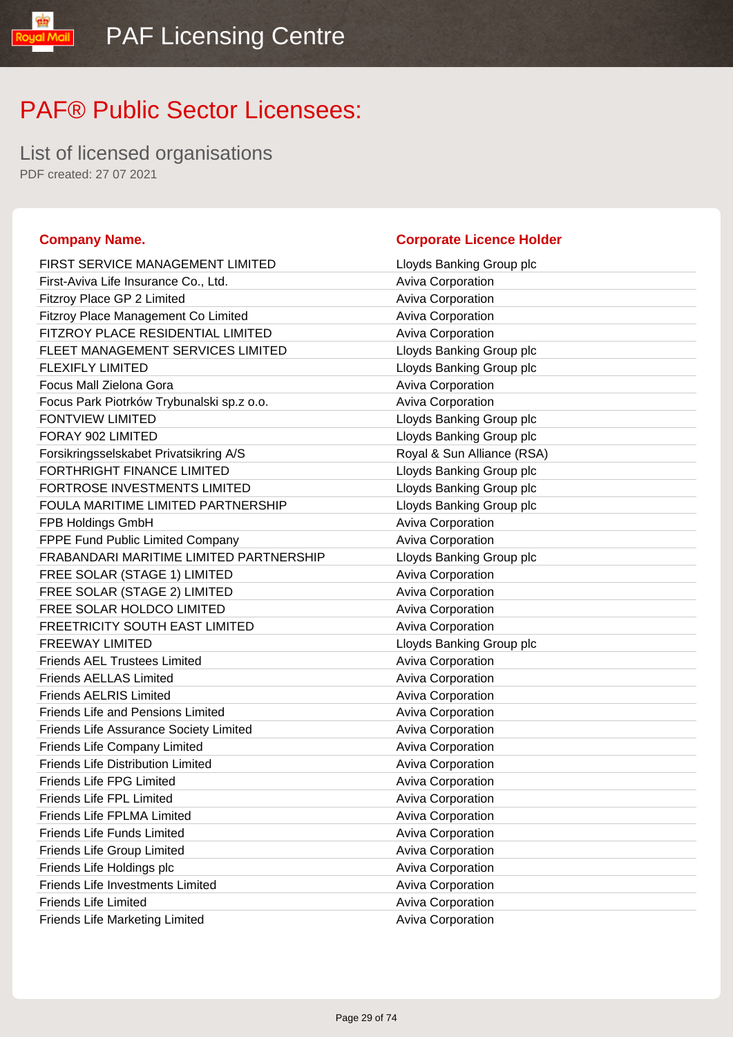# PAF® Public Sector Licensees:

## List of licensed organisations

PDF created: 27 07 2021

| Company Name. | Corporate Licence Holder |
| --- | --- |
| FIRST SERVICE MANAGEMENT LIMITED | Lloyds Banking Group plc |
| First-Aviva Life Insurance Co., Ltd. | Aviva Corporation |
| Fitzroy Place GP 2 Limited | Aviva Corporation |
| Fitzroy Place Management Co Limited | Aviva Corporation |
| FITZROY PLACE RESIDENTIAL LIMITED | Aviva Corporation |
| FLEET MANAGEMENT SERVICES LIMITED | Lloyds Banking Group plc |
| FLEXIFLY LIMITED | Lloyds Banking Group plc |
| Focus Mall Zielona Gora | Aviva Corporation |
| Focus Park Piotrków Trybunalski sp.z o.o. | Aviva Corporation |
| FONTVIEW LIMITED | Lloyds Banking Group plc |
| FORAY 902 LIMITED | Lloyds Banking Group plc |
| Forsikringsselskabet Privatsikring A/S | Royal & Sun Alliance (RSA) |
| FORTHRIGHT FINANCE LIMITED | Lloyds Banking Group plc |
| FORTROSE INVESTMENTS LIMITED | Lloyds Banking Group plc |
| FOULA MARITIME LIMITED PARTNERSHIP | Lloyds Banking Group plc |
| FPB Holdings GmbH | Aviva Corporation |
| FPPE Fund Public Limited Company | Aviva Corporation |
| FRABANDARI MARITIME LIMITED PARTNERSHIP | Lloyds Banking Group plc |
| FREE SOLAR (STAGE 1) LIMITED | Aviva Corporation |
| FREE SOLAR (STAGE 2) LIMITED | Aviva Corporation |
| FREE SOLAR HOLDCO LIMITED | Aviva Corporation |
| FREETRICITY SOUTH EAST LIMITED | Aviva Corporation |
| FREEWAY LIMITED | Lloyds Banking Group plc |
| Friends AEL Trustees Limited | Aviva Corporation |
| Friends AELLAS Limited | Aviva Corporation |
| Friends AELRIS Limited | Aviva Corporation |
| Friends Life and Pensions Limited | Aviva Corporation |
| Friends Life Assurance Society Limited | Aviva Corporation |
| Friends Life Company Limited | Aviva Corporation |
| Friends Life Distribution Limited | Aviva Corporation |
| Friends Life FPG Limited | Aviva Corporation |
| Friends Life FPL Limited | Aviva Corporation |
| Friends Life FPLMA Limited | Aviva Corporation |
| Friends Life Funds Limited | Aviva Corporation |
| Friends Life Group Limited | Aviva Corporation |
| Friends Life Holdings plc | Aviva Corporation |
| Friends Life Investments Limited | Aviva Corporation |
| Friends Life Limited | Aviva Corporation |
| Friends Life Marketing Limited | Aviva Corporation |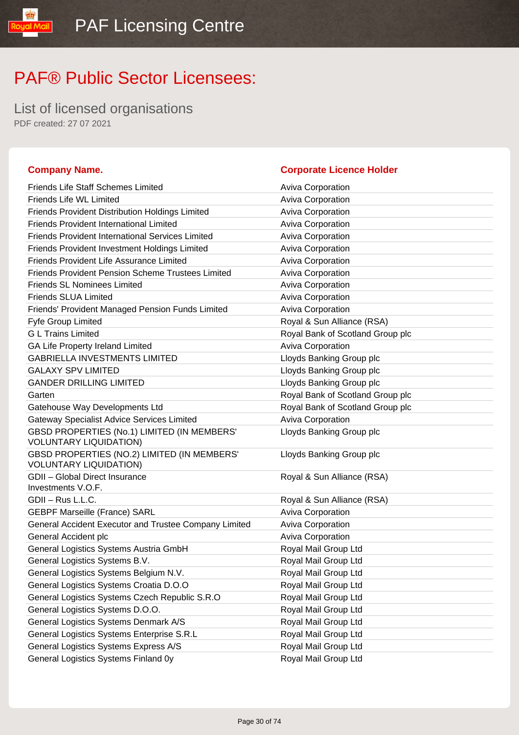# PAF® Public Sector Licensees:

## List of licensed organisations

PDF created: 27 07 2021

| Company Name. | Corporate Licence Holder |
|---|---|
| Friends Life Staff Schemes Limited | Aviva Corporation |
| Friends Life WL Limited | Aviva Corporation |
| Friends Provident Distribution Holdings Limited | Aviva Corporation |
| Friends Provident International Limited | Aviva Corporation |
| Friends Provident International Services Limited | Aviva Corporation |
| Friends Provident Investment Holdings Limited | Aviva Corporation |
| Friends Provident Life Assurance Limited | Aviva Corporation |
| Friends Provident Pension Scheme Trustees Limited | Aviva Corporation |
| Friends SL Nominees Limited | Aviva Corporation |
| Friends SLUA Limited | Aviva Corporation |
| Friends' Provident Managed Pension Funds Limited | Aviva Corporation |
| Fyfe Group Limited | Royal & Sun Alliance (RSA) |
| G L Trains Limited | Royal Bank of Scotland Group plc |
| GA Life Property Ireland Limited | Aviva Corporation |
| GABRIELLA INVESTMENTS LIMITED | Lloyds Banking Group plc |
| GALAXY SPV LIMITED | Lloyds Banking Group plc |
| GANDER DRILLING LIMITED | Lloyds Banking Group plc |
| Garten | Royal Bank of Scotland Group plc |
| Gatehouse Way Developments Ltd | Royal Bank of Scotland Group plc |
| Gateway Specialist Advice Services Limited | Aviva Corporation |
| GBSD PROPERTIES (No.1) LIMITED (IN MEMBERS' VOLUNTARY LIQUIDATION) | Lloyds Banking Group plc |
| GBSD PROPERTIES (NO.2) LIMITED (IN MEMBERS' VOLUNTARY LIQUIDATION) | Lloyds Banking Group plc |
| GDII – Global Direct Insurance Investments V.O.F. | Royal & Sun Alliance (RSA) |
| GDII – Rus L.L.C. | Royal & Sun Alliance (RSA) |
| GEBPF Marseille (France) SARL | Aviva Corporation |
| General Accident Executor and Trustee Company Limited | Aviva Corporation |
| General Accident plc | Aviva Corporation |
| General Logistics Systems Austria GmbH | Royal Mail Group Ltd |
| General Logistics Systems B.V. | Royal Mail Group Ltd |
| General Logistics Systems Belgium N.V. | Royal Mail Group Ltd |
| General Logistics Systems Croatia D.O.O | Royal Mail Group Ltd |
| General Logistics Systems Czech Republic S.R.O | Royal Mail Group Ltd |
| General Logistics Systems D.O.O. | Royal Mail Group Ltd |
| General Logistics Systems Denmark A/S | Royal Mail Group Ltd |
| General Logistics Systems Enterprise S.R.L | Royal Mail Group Ltd |
| General Logistics Systems Express A/S | Royal Mail Group Ltd |
| General Logistics Systems Finland 0y | Royal Mail Group Ltd |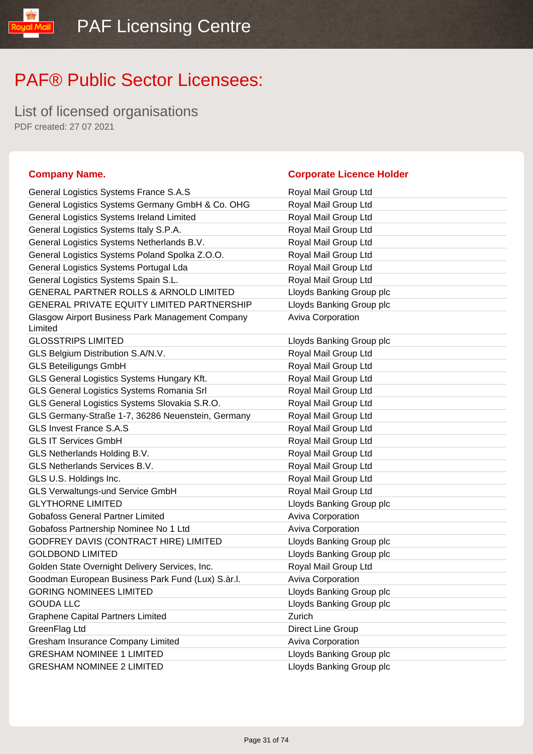# PAF® Public Sector Licensees:

## List of licensed organisations

PDF created: 27 07 2021

| Company Name. | Corporate Licence Holder |
|---|---|
| General Logistics Systems France S.A.S | Royal Mail Group Ltd |
| General Logistics Systems Germany GmbH & Co. OHG | Royal Mail Group Ltd |
| General Logistics Systems Ireland Limited | Royal Mail Group Ltd |
| General Logistics Systems Italy S.P.A. | Royal Mail Group Ltd |
| General Logistics Systems Netherlands B.V. | Royal Mail Group Ltd |
| General Logistics Systems Poland Spolka Z.O.O. | Royal Mail Group Ltd |
| General Logistics Systems Portugal Lda | Royal Mail Group Ltd |
| General Logistics Systems Spain S.L. | Royal Mail Group Ltd |
| GENERAL PARTNER ROLLS & ARNOLD LIMITED | Lloyds Banking Group plc |
| GENERAL PRIVATE EQUITY LIMITED PARTNERSHIP | Lloyds Banking Group plc |
| Glasgow Airport Business Park Management Company Limited | Aviva Corporation |
| GLOSSTRIPS LIMITED | Lloyds Banking Group plc |
| GLS Belgium Distribution S.A/N.V. | Royal Mail Group Ltd |
| GLS Beteiligungs GmbH | Royal Mail Group Ltd |
| GLS General Logistics Systems Hungary Kft. | Royal Mail Group Ltd |
| GLS General Logistics Systems Romania Srl | Royal Mail Group Ltd |
| GLS General Logistics Systems Slovakia S.R.O. | Royal Mail Group Ltd |
| GLS Germany-Straße 1-7, 36286 Neuenstein, Germany | Royal Mail Group Ltd |
| GLS Invest France S.A.S | Royal Mail Group Ltd |
| GLS IT Services GmbH | Royal Mail Group Ltd |
| GLS Netherlands Holding B.V. | Royal Mail Group Ltd |
| GLS Netherlands Services B.V. | Royal Mail Group Ltd |
| GLS U.S. Holdings Inc. | Royal Mail Group Ltd |
| GLS Verwaltungs-und Service GmbH | Royal Mail Group Ltd |
| GLYTHORNE LIMITED | Lloyds Banking Group plc |
| Gobafoss General Partner Limited | Aviva Corporation |
| Gobafoss Partnership Nominee No 1 Ltd | Aviva Corporation |
| GODFREY DAVIS (CONTRACT HIRE) LIMITED | Lloyds Banking Group plc |
| GOLDBOND LIMITED | Lloyds Banking Group plc |
| Golden State Overnight Delivery Services, Inc. | Royal Mail Group Ltd |
| Goodman European Business Park Fund (Lux) S.àr.l. | Aviva Corporation |
| GORING NOMINEES LIMITED | Lloyds Banking Group plc |
| GOUDA LLC | Lloyds Banking Group plc |
| Graphene Capital Partners Limited | Zurich |
| GreenFlag Ltd | Direct Line Group |
| Gresham Insurance Company Limited | Aviva Corporation |
| GRESHAM NOMINEE 1 LIMITED | Lloyds Banking Group plc |
| GRESHAM NOMINEE 2 LIMITED | Lloyds Banking Group plc |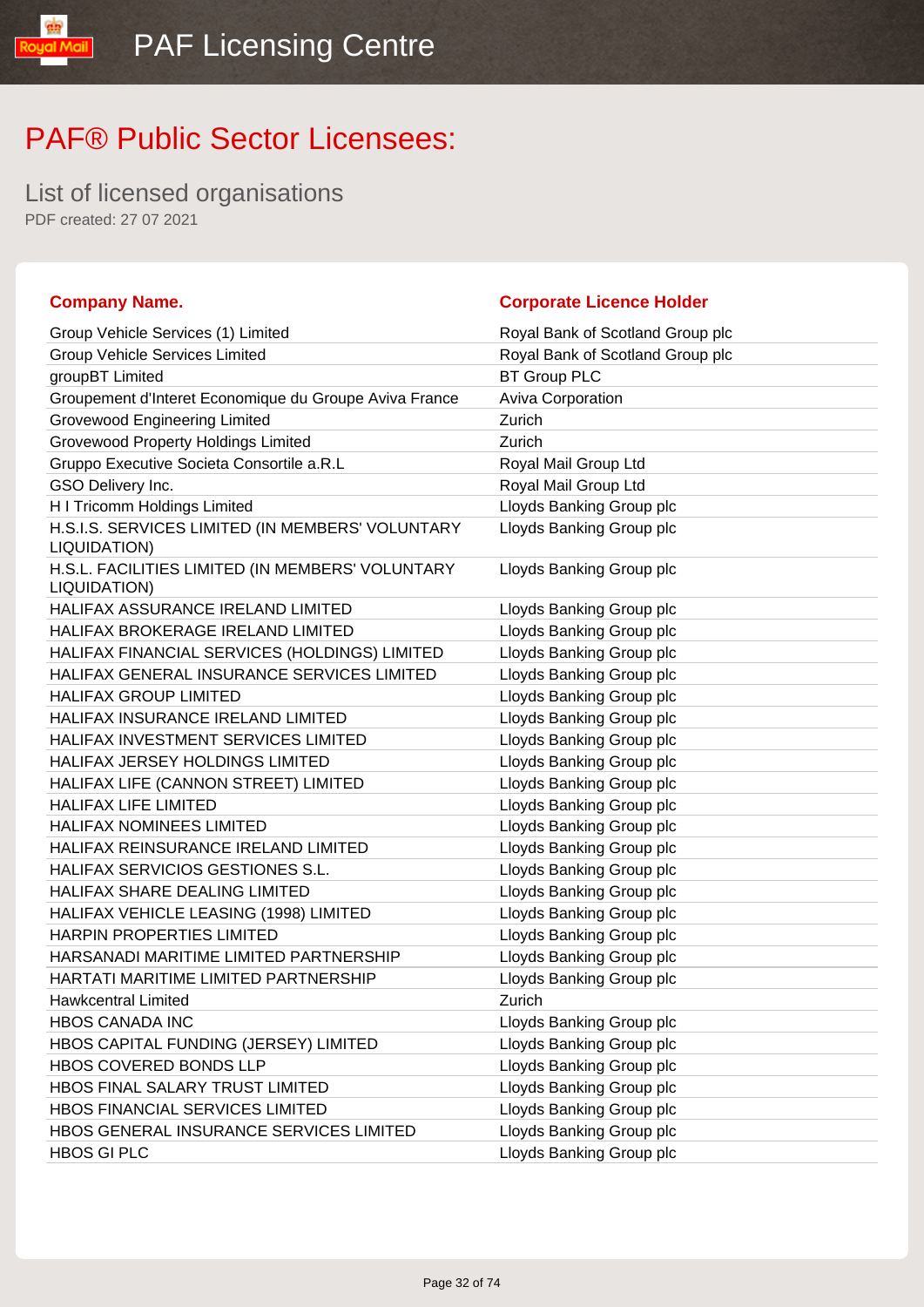# PAF® Public Sector Licensees:

## List of licensed organisations

PDF created: 27 07 2021

| Company Name. | Corporate Licence Holder |
|---|---|
| Group Vehicle Services (1) Limited | Royal Bank of Scotland Group plc |
| Group Vehicle Services Limited | Royal Bank of Scotland Group plc |
| groupBT Limited | BT Group PLC |
| Groupement d'Interet Economique du Groupe Aviva France | Aviva Corporation |
| Grovewood Engineering Limited | Zurich |
| Grovewood Property Holdings Limited | Zurich |
| Gruppo Executive Societa Consortile a.R.L | Royal Mail Group Ltd |
| GSO Delivery Inc. | Royal Mail Group Ltd |
| H I Tricomm Holdings Limited | Lloyds Banking Group plc |
| H.S.I.S. SERVICES LIMITED (IN MEMBERS' VOLUNTARY LIQUIDATION) | Lloyds Banking Group plc |
| H.S.L. FACILITIES LIMITED (IN MEMBERS' VOLUNTARY LIQUIDATION) | Lloyds Banking Group plc |
| HALIFAX ASSURANCE IRELAND LIMITED | Lloyds Banking Group plc |
| HALIFAX BROKERAGE IRELAND LIMITED | Lloyds Banking Group plc |
| HALIFAX FINANCIAL SERVICES (HOLDINGS) LIMITED | Lloyds Banking Group plc |
| HALIFAX GENERAL INSURANCE SERVICES LIMITED | Lloyds Banking Group plc |
| HALIFAX GROUP LIMITED | Lloyds Banking Group plc |
| HALIFAX INSURANCE IRELAND LIMITED | Lloyds Banking Group plc |
| HALIFAX INVESTMENT SERVICES LIMITED | Lloyds Banking Group plc |
| HALIFAX JERSEY HOLDINGS LIMITED | Lloyds Banking Group plc |
| HALIFAX LIFE (CANNON STREET) LIMITED | Lloyds Banking Group plc |
| HALIFAX LIFE LIMITED | Lloyds Banking Group plc |
| HALIFAX NOMINEES LIMITED | Lloyds Banking Group plc |
| HALIFAX REINSURANCE IRELAND LIMITED | Lloyds Banking Group plc |
| HALIFAX SERVICIOS GESTIONES S.L. | Lloyds Banking Group plc |
| HALIFAX SHARE DEALING LIMITED | Lloyds Banking Group plc |
| HALIFAX VEHICLE LEASING (1998) LIMITED | Lloyds Banking Group plc |
| HARPIN PROPERTIES LIMITED | Lloyds Banking Group plc |
| HARSANADI MARITIME LIMITED PARTNERSHIP | Lloyds Banking Group plc |
| HARTATI MARITIME LIMITED PARTNERSHIP | Lloyds Banking Group plc |
| Hawkcentral Limited | Zurich |
| HBOS CANADA INC | Lloyds Banking Group plc |
| HBOS CAPITAL FUNDING (JERSEY) LIMITED | Lloyds Banking Group plc |
| HBOS COVERED BONDS LLP | Lloyds Banking Group plc |
| HBOS FINAL SALARY TRUST LIMITED | Lloyds Banking Group plc |
| HBOS FINANCIAL SERVICES LIMITED | Lloyds Banking Group plc |
| HBOS GENERAL INSURANCE SERVICES LIMITED | Lloyds Banking Group plc |
| HBOS GI PLC | Lloyds Banking Group plc |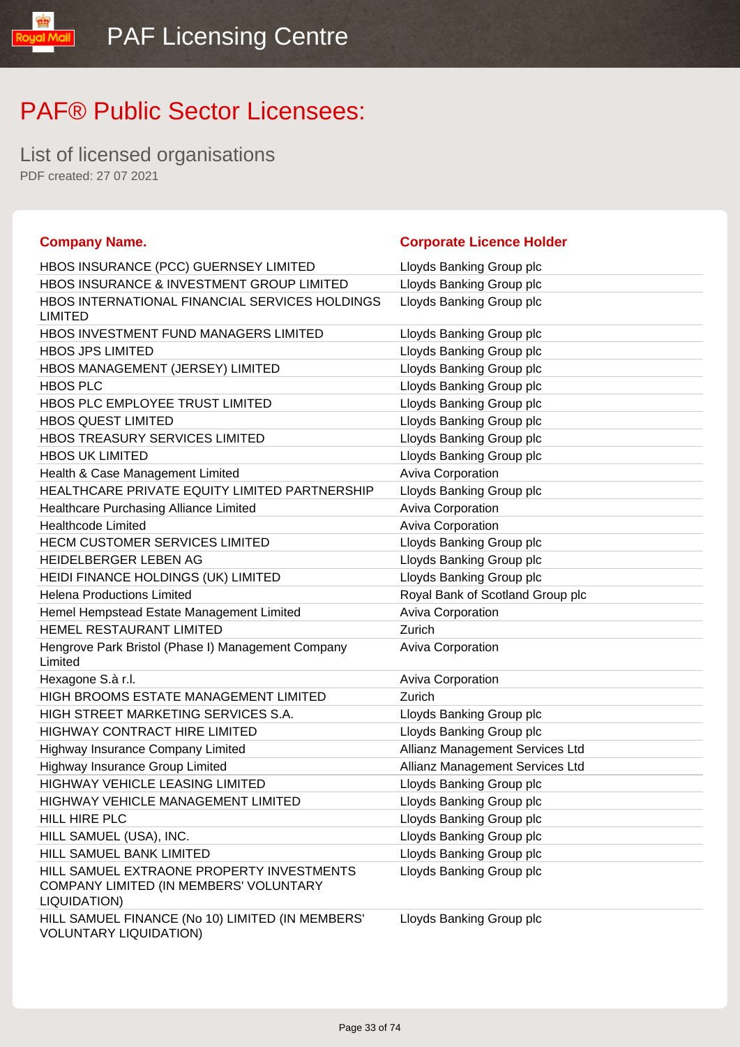# PAF® Public Sector Licensees:

## List of licensed organisations

PDF created: 27 07 2021

| Company Name. | Corporate Licence Holder |
| --- | --- |
| HBOS INSURANCE (PCC) GUERNSEY LIMITED | Lloyds Banking Group plc |
| HBOS INSURANCE & INVESTMENT GROUP LIMITED | Lloyds Banking Group plc |
| HBOS INTERNATIONAL FINANCIAL SERVICES HOLDINGS LIMITED | Lloyds Banking Group plc |
| HBOS INVESTMENT FUND MANAGERS LIMITED | Lloyds Banking Group plc |
| HBOS JPS LIMITED | Lloyds Banking Group plc |
| HBOS MANAGEMENT (JERSEY) LIMITED | Lloyds Banking Group plc |
| HBOS PLC | Lloyds Banking Group plc |
| HBOS PLC EMPLOYEE TRUST LIMITED | Lloyds Banking Group plc |
| HBOS QUEST LIMITED | Lloyds Banking Group plc |
| HBOS TREASURY SERVICES LIMITED | Lloyds Banking Group plc |
| HBOS UK LIMITED | Lloyds Banking Group plc |
| Health & Case Management Limited | Aviva Corporation |
| HEALTHCARE PRIVATE EQUITY LIMITED PARTNERSHIP | Lloyds Banking Group plc |
| Healthcare Purchasing Alliance Limited | Aviva Corporation |
| Healthcode Limited | Aviva Corporation |
| HECM CUSTOMER SERVICES LIMITED | Lloyds Banking Group plc |
| HEIDELBERGER LEBEN AG | Lloyds Banking Group plc |
| HEIDI FINANCE HOLDINGS (UK) LIMITED | Lloyds Banking Group plc |
| Helena Productions Limited | Royal Bank of Scotland Group plc |
| Hemel Hempstead Estate Management Limited | Aviva Corporation |
| HEMEL RESTAURANT LIMITED | Zurich |
| Hengrove Park Bristol (Phase I) Management Company Limited | Aviva Corporation |
| Hexagone S.à r.l. | Aviva Corporation |
| HIGH BROOMS ESTATE MANAGEMENT LIMITED | Zurich |
| HIGH STREET MARKETING SERVICES S.A. | Lloyds Banking Group plc |
| HIGHWAY CONTRACT HIRE LIMITED | Lloyds Banking Group plc |
| Highway Insurance Company Limited | Allianz Management Services Ltd |
| Highway Insurance Group Limited | Allianz Management Services Ltd |
| HIGHWAY VEHICLE LEASING LIMITED | Lloyds Banking Group plc |
| HIGHWAY VEHICLE MANAGEMENT LIMITED | Lloyds Banking Group plc |
| HILL HIRE PLC | Lloyds Banking Group plc |
| HILL SAMUEL (USA), INC. | Lloyds Banking Group plc |
| HILL SAMUEL BANK LIMITED | Lloyds Banking Group plc |
| HILL SAMUEL EXTRAONE PROPERTY INVESTMENTS COMPANY LIMITED (IN MEMBERS' VOLUNTARY LIQUIDATION) | Lloyds Banking Group plc |
| HILL SAMUEL FINANCE (No 10) LIMITED (IN MEMBERS' VOLUNTARY LIQUIDATION) | Lloyds Banking Group plc |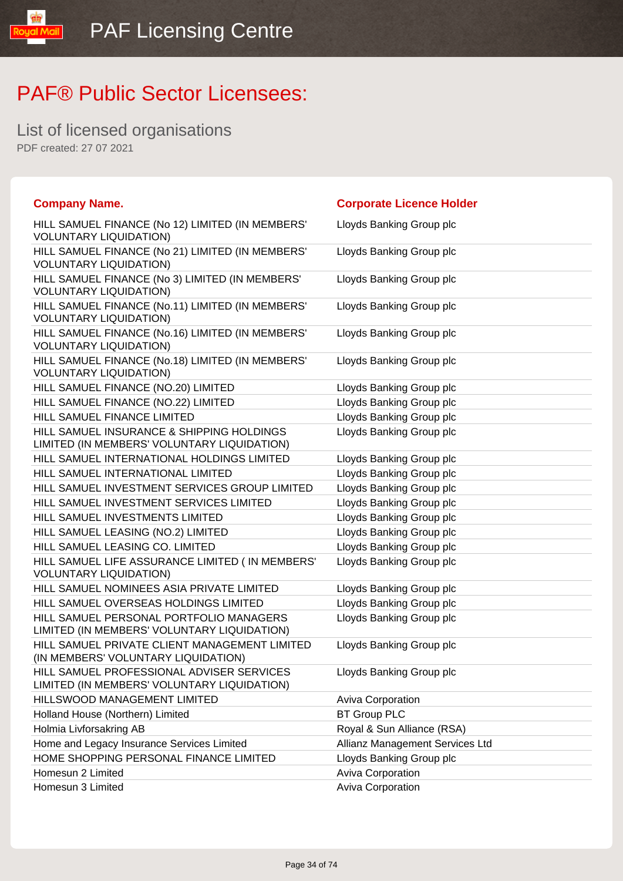# PAF® Public Sector Licensees:

## List of licensed organisations

PDF created: 27 07 2021

| Company Name. | Corporate Licence Holder |
| --- | --- |
| HILL SAMUEL FINANCE (No 12) LIMITED (IN MEMBERS' VOLUNTARY LIQUIDATION) | Lloyds Banking Group plc |
| HILL SAMUEL FINANCE (No 21) LIMITED (IN MEMBERS' VOLUNTARY LIQUIDATION) | Lloyds Banking Group plc |
| HILL SAMUEL FINANCE (No 3) LIMITED (IN MEMBERS' VOLUNTARY LIQUIDATION) | Lloyds Banking Group plc |
| HILL SAMUEL FINANCE (No.11) LIMITED (IN MEMBERS' VOLUNTARY LIQUIDATION) | Lloyds Banking Group plc |
| HILL SAMUEL FINANCE (No.16) LIMITED (IN MEMBERS' VOLUNTARY LIQUIDATION) | Lloyds Banking Group plc |
| HILL SAMUEL FINANCE (No.18) LIMITED (IN MEMBERS' VOLUNTARY LIQUIDATION) | Lloyds Banking Group plc |
| HILL SAMUEL FINANCE (NO.20) LIMITED | Lloyds Banking Group plc |
| HILL SAMUEL FINANCE (NO.22) LIMITED | Lloyds Banking Group plc |
| HILL SAMUEL FINANCE LIMITED | Lloyds Banking Group plc |
| HILL SAMUEL INSURANCE & SHIPPING HOLDINGS LIMITED (IN MEMBERS' VOLUNTARY LIQUIDATION) | Lloyds Banking Group plc |
| HILL SAMUEL INTERNATIONAL HOLDINGS LIMITED | Lloyds Banking Group plc |
| HILL SAMUEL INTERNATIONAL LIMITED | Lloyds Banking Group plc |
| HILL SAMUEL INVESTMENT SERVICES GROUP LIMITED | Lloyds Banking Group plc |
| HILL SAMUEL INVESTMENT SERVICES LIMITED | Lloyds Banking Group plc |
| HILL SAMUEL INVESTMENTS LIMITED | Lloyds Banking Group plc |
| HILL SAMUEL LEASING (NO.2) LIMITED | Lloyds Banking Group plc |
| HILL SAMUEL LEASING CO. LIMITED | Lloyds Banking Group plc |
| HILL SAMUEL LIFE ASSURANCE LIMITED ( IN MEMBERS' VOLUNTARY LIQUIDATION) | Lloyds Banking Group plc |
| HILL SAMUEL NOMINEES ASIA PRIVATE LIMITED | Lloyds Banking Group plc |
| HILL SAMUEL OVERSEAS HOLDINGS LIMITED | Lloyds Banking Group plc |
| HILL SAMUEL PERSONAL PORTFOLIO MANAGERS LIMITED (IN MEMBERS' VOLUNTARY LIQUIDATION) | Lloyds Banking Group plc |
| HILL SAMUEL PRIVATE CLIENT MANAGEMENT LIMITED (IN MEMBERS' VOLUNTARY LIQUIDATION) | Lloyds Banking Group plc |
| HILL SAMUEL PROFESSIONAL ADVISER SERVICES LIMITED (IN MEMBERS' VOLUNTARY LIQUIDATION) | Lloyds Banking Group plc |
| HILLSWOOD MANAGEMENT LIMITED | Aviva Corporation |
| Holland House (Northern) Limited | BT Group PLC |
| Holmia Livforsakring AB | Royal & Sun Alliance (RSA) |
| Home and Legacy Insurance Services Limited | Allianz Management Services Ltd |
| HOME SHOPPING PERSONAL FINANCE LIMITED | Lloyds Banking Group plc |
| Homesun 2 Limited | Aviva Corporation |
| Homesun 3 Limited | Aviva Corporation |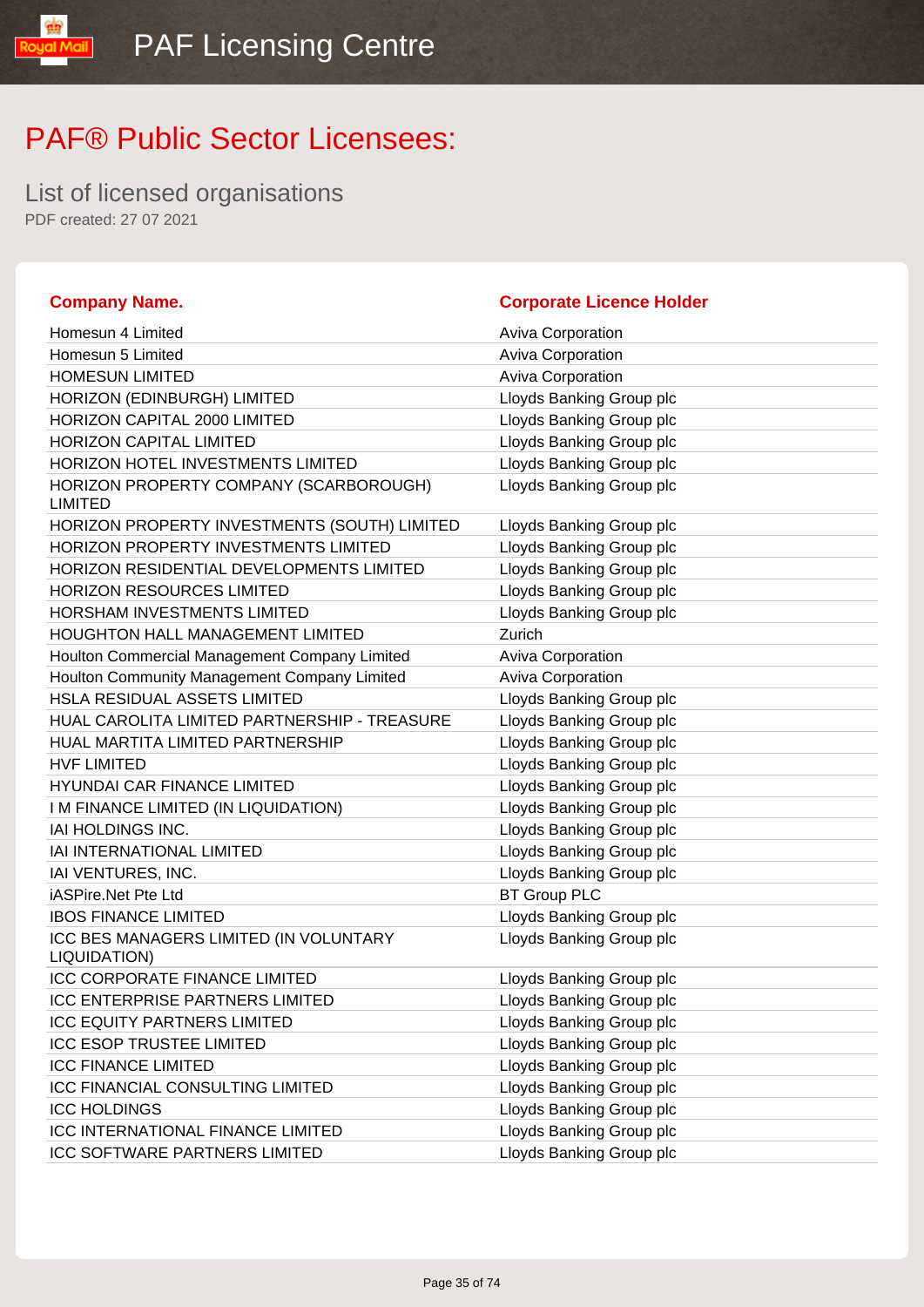# PAF® Public Sector Licensees:

## List of licensed organisations

PDF created: 27 07 2021

| Company Name. | Corporate Licence Holder |
|---|---|
| Homesun 4 Limited | Aviva Corporation |
| Homesun 5 Limited | Aviva Corporation |
| HOMESUN LIMITED | Aviva Corporation |
| HORIZON (EDINBURGH) LIMITED | Lloyds Banking Group plc |
| HORIZON CAPITAL 2000 LIMITED | Lloyds Banking Group plc |
| HORIZON CAPITAL LIMITED | Lloyds Banking Group plc |
| HORIZON HOTEL INVESTMENTS LIMITED | Lloyds Banking Group plc |
| HORIZON PROPERTY COMPANY (SCARBOROUGH) LIMITED | Lloyds Banking Group plc |
| HORIZON PROPERTY INVESTMENTS (SOUTH) LIMITED | Lloyds Banking Group plc |
| HORIZON PROPERTY INVESTMENTS LIMITED | Lloyds Banking Group plc |
| HORIZON RESIDENTIAL DEVELOPMENTS LIMITED | Lloyds Banking Group plc |
| HORIZON RESOURCES LIMITED | Lloyds Banking Group plc |
| HORSHAM INVESTMENTS LIMITED | Lloyds Banking Group plc |
| HOUGHTON HALL MANAGEMENT LIMITED | Zurich |
| Houlton Commercial Management Company Limited | Aviva Corporation |
| Houlton Community Management Company Limited | Aviva Corporation |
| HSLA RESIDUAL ASSETS LIMITED | Lloyds Banking Group plc |
| HUAL CAROLITA LIMITED PARTNERSHIP - TREASURE | Lloyds Banking Group plc |
| HUAL MARTITA LIMITED PARTNERSHIP | Lloyds Banking Group plc |
| HVF LIMITED | Lloyds Banking Group plc |
| HYUNDAI CAR FINANCE LIMITED | Lloyds Banking Group plc |
| I M FINANCE LIMITED (IN LIQUIDATION) | Lloyds Banking Group plc |
| IAI HOLDINGS INC. | Lloyds Banking Group plc |
| IAI INTERNATIONAL LIMITED | Lloyds Banking Group plc |
| IAI VENTURES, INC. | Lloyds Banking Group plc |
| iASPire.Net Pte Ltd | BT Group PLC |
| IBOS FINANCE LIMITED | Lloyds Banking Group plc |
| ICC BES MANAGERS LIMITED (IN VOLUNTARY LIQUIDATION) | Lloyds Banking Group plc |
| ICC CORPORATE FINANCE LIMITED | Lloyds Banking Group plc |
| ICC ENTERPRISE PARTNERS LIMITED | Lloyds Banking Group plc |
| ICC EQUITY PARTNERS LIMITED | Lloyds Banking Group plc |
| ICC ESOP TRUSTEE LIMITED | Lloyds Banking Group plc |
| ICC FINANCE LIMITED | Lloyds Banking Group plc |
| ICC FINANCIAL CONSULTING LIMITED | Lloyds Banking Group plc |
| ICC HOLDINGS | Lloyds Banking Group plc |
| ICC INTERNATIONAL FINANCE LIMITED | Lloyds Banking Group plc |
| ICC SOFTWARE PARTNERS LIMITED | Lloyds Banking Group plc |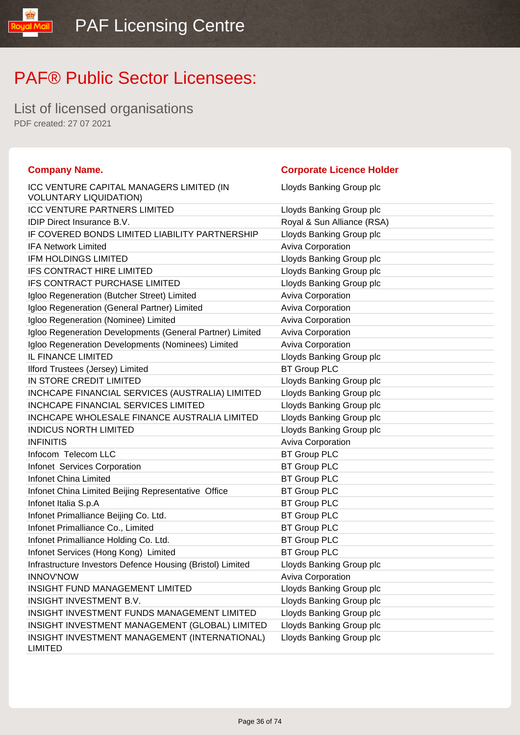# PAF® Public Sector Licensees:

## List of licensed organisations

PDF created: 27 07 2021

| Company Name. | Corporate Licence Holder |
|---|---|
| ICC VENTURE CAPITAL MANAGERS LIMITED (IN VOLUNTARY LIQUIDATION) | Lloyds Banking Group plc |
| ICC VENTURE PARTNERS LIMITED | Lloyds Banking Group plc |
| IDIP Direct Insurance B.V. | Royal & Sun Alliance (RSA) |
| IF COVERED BONDS LIMITED LIABILITY PARTNERSHIP | Lloyds Banking Group plc |
| IFA Network Limited | Aviva Corporation |
| IFM HOLDINGS LIMITED | Lloyds Banking Group plc |
| IFS CONTRACT HIRE LIMITED | Lloyds Banking Group plc |
| IFS CONTRACT PURCHASE LIMITED | Lloyds Banking Group plc |
| Igloo Regeneration (Butcher Street) Limited | Aviva Corporation |
| Igloo Regeneration (General Partner) Limited | Aviva Corporation |
| Igloo Regeneration (Nominee) Limited | Aviva Corporation |
| Igloo Regeneration Developments (General Partner) Limited | Aviva Corporation |
| Igloo Regeneration Developments (Nominees) Limited | Aviva Corporation |
| IL FINANCE LIMITED | Lloyds Banking Group plc |
| Ilford Trustees (Jersey) Limited | BT Group PLC |
| IN STORE CREDIT LIMITED | Lloyds Banking Group plc |
| INCHCAPE FINANCIAL SERVICES (AUSTRALIA) LIMITED | Lloyds Banking Group plc |
| INCHCAPE FINANCIAL SERVICES LIMITED | Lloyds Banking Group plc |
| INCHCAPE WHOLESALE FINANCE AUSTRALIA LIMITED | Lloyds Banking Group plc |
| INDICUS NORTH LIMITED | Lloyds Banking Group plc |
| INFINITIS | Aviva Corporation |
| Infocom Telecom LLC | BT Group PLC |
| Infonet Services Corporation | BT Group PLC |
| Infonet China Limited | BT Group PLC |
| Infonet China Limited Beijing Representative Office | BT Group PLC |
| Infonet Italia S.p.A | BT Group PLC |
| Infonet Primalliance Beijing Co. Ltd. | BT Group PLC |
| Infonet Primalliance Co., Limited | BT Group PLC |
| Infonet Primalliance Holding Co. Ltd. | BT Group PLC |
| Infonet Services (Hong Kong) Limited | BT Group PLC |
| Infrastructure Investors Defence Housing (Bristol) Limited | Lloyds Banking Group plc |
| INNOV'NOW | Aviva Corporation |
| INSIGHT FUND MANAGEMENT LIMITED | Lloyds Banking Group plc |
| INSIGHT INVESTMENT B.V. | Lloyds Banking Group plc |
| INSIGHT INVESTMENT FUNDS MANAGEMENT LIMITED | Lloyds Banking Group plc |
| INSIGHT INVESTMENT MANAGEMENT (GLOBAL) LIMITED | Lloyds Banking Group plc |
| INSIGHT INVESTMENT MANAGEMENT (INTERNATIONAL) LIMITED | Lloyds Banking Group plc |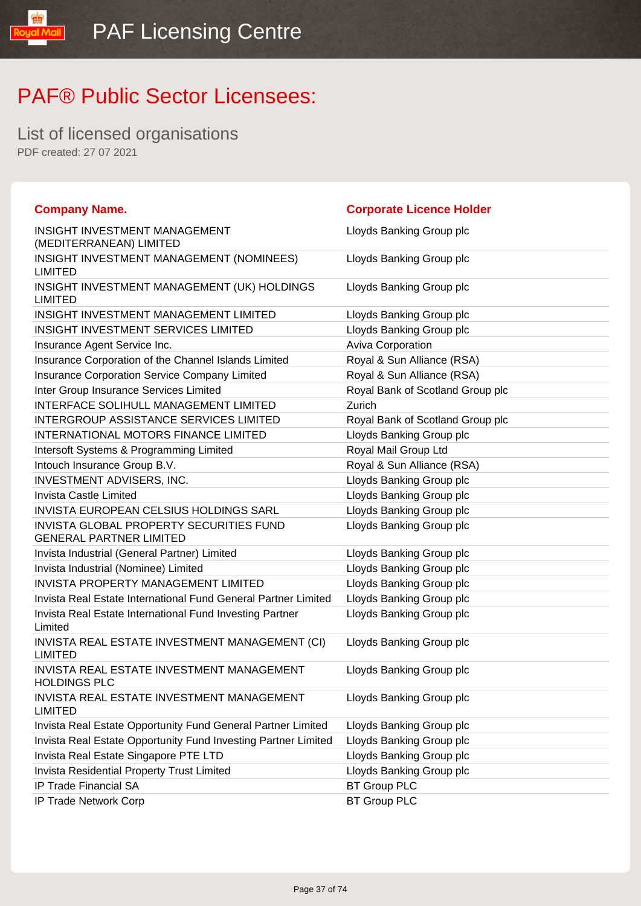# PAF® Public Sector Licensees:

## List of licensed organisations

PDF created: 27 07 2021

| Company Name. | Corporate Licence Holder |
|---|---|
| INSIGHT INVESTMENT MANAGEMENT (MEDITERRANEAN) LIMITED | Lloyds Banking Group plc |
| INSIGHT INVESTMENT MANAGEMENT (NOMINEES) LIMITED | Lloyds Banking Group plc |
| INSIGHT INVESTMENT MANAGEMENT (UK) HOLDINGS LIMITED | Lloyds Banking Group plc |
| INSIGHT INVESTMENT MANAGEMENT LIMITED | Lloyds Banking Group plc |
| INSIGHT INVESTMENT SERVICES LIMITED | Lloyds Banking Group plc |
| Insurance Agent Service Inc. | Aviva Corporation |
| Insurance Corporation of the Channel Islands Limited | Royal & Sun Alliance (RSA) |
| Insurance Corporation Service Company Limited | Royal & Sun Alliance (RSA) |
| Inter Group Insurance Services Limited | Royal Bank of Scotland Group plc |
| INTERFACE SOLIHULL MANAGEMENT LIMITED | Zurich |
| INTERGROUP ASSISTANCE SERVICES LIMITED | Royal Bank of Scotland Group plc |
| INTERNATIONAL MOTORS FINANCE LIMITED | Lloyds Banking Group plc |
| Intersoft Systems & Programming Limited | Royal Mail Group Ltd |
| Intouch Insurance Group B.V. | Royal & Sun Alliance (RSA) |
| INVESTMENT ADVISERS, INC. | Lloyds Banking Group plc |
| Invista Castle Limited | Lloyds Banking Group plc |
| INVISTA EUROPEAN CELSIUS HOLDINGS SARL | Lloyds Banking Group plc |
| INVISTA GLOBAL PROPERTY SECURITIES FUND GENERAL PARTNER LIMITED | Lloyds Banking Group plc |
| Invista Industrial (General Partner) Limited | Lloyds Banking Group plc |
| Invista Industrial (Nominee) Limited | Lloyds Banking Group plc |
| INVISTA PROPERTY MANAGEMENT LIMITED | Lloyds Banking Group plc |
| Invista Real Estate International Fund General Partner Limited | Lloyds Banking Group plc |
| Invista Real Estate International Fund Investing Partner Limited | Lloyds Banking Group plc |
| INVISTA REAL ESTATE INVESTMENT MANAGEMENT (CI) LIMITED | Lloyds Banking Group plc |
| INVISTA REAL ESTATE INVESTMENT MANAGEMENT HOLDINGS PLC | Lloyds Banking Group plc |
| INVISTA REAL ESTATE INVESTMENT MANAGEMENT LIMITED | Lloyds Banking Group plc |
| Invista Real Estate Opportunity Fund General Partner Limited | Lloyds Banking Group plc |
| Invista Real Estate Opportunity Fund Investing Partner Limited | Lloyds Banking Group plc |
| Invista Real Estate Singapore PTE LTD | Lloyds Banking Group plc |
| Invista Residential Property Trust Limited | Lloyds Banking Group plc |
| IP Trade Financial SA | BT Group PLC |
| IP Trade Network Corp | BT Group PLC |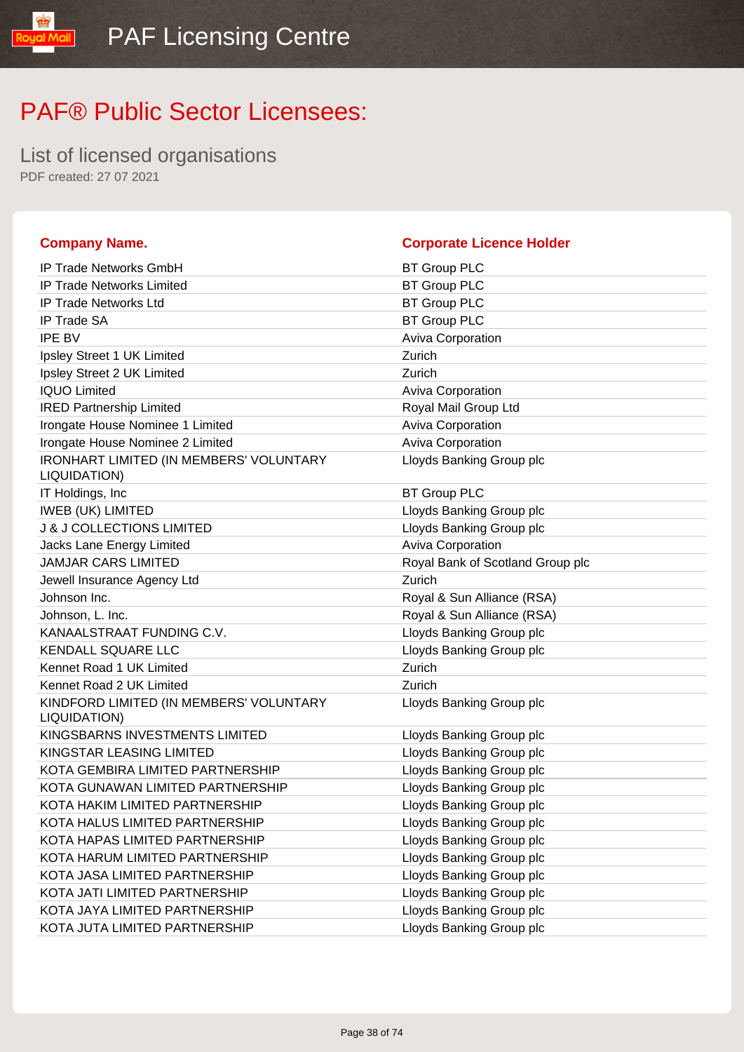# PAF® Public Sector Licensees:

List of licensed organisations

PDF created: 27 07 2021

| Company Name. | Corporate Licence Holder |
|---|---|
| IP Trade Networks GmbH | BT Group PLC |
| IP Trade Networks Limited | BT Group PLC |
| IP Trade Networks Ltd | BT Group PLC |
| IP Trade SA | BT Group PLC |
| IPE BV | Aviva Corporation |
| Ipsley Street 1 UK Limited | Zurich |
| Ipsley Street 2 UK Limited | Zurich |
| IQUO Limited | Aviva Corporation |
| IRED Partnership Limited | Royal Mail Group Ltd |
| Irongate House Nominee 1 Limited | Aviva Corporation |
| Irongate House Nominee 2 Limited | Aviva Corporation |
| IRONHART LIMITED (IN MEMBERS' VOLUNTARY LIQUIDATION) | Lloyds Banking Group plc |
| IT Holdings, Inc | BT Group PLC |
| IWEB (UK) LIMITED | Lloyds Banking Group plc |
| J & J COLLECTIONS LIMITED | Lloyds Banking Group plc |
| Jacks Lane Energy Limited | Aviva Corporation |
| JAMJAR CARS LIMITED | Royal Bank of Scotland Group plc |
| Jewell Insurance Agency Ltd | Zurich |
| Johnson Inc. | Royal & Sun Alliance (RSA) |
| Johnson, L. Inc. | Royal & Sun Alliance (RSA) |
| KANAALSTRAAT FUNDING C.V. | Lloyds Banking Group plc |
| KENDALL SQUARE LLC | Lloyds Banking Group plc |
| Kennet Road 1 UK Limited | Zurich |
| Kennet Road 2 UK Limited | Zurich |
| KINDFORD LIMITED (IN MEMBERS' VOLUNTARY LIQUIDATION) | Lloyds Banking Group plc |
| KINGSBARNS INVESTMENTS LIMITED | Lloyds Banking Group plc |
| KINGSTAR LEASING LIMITED | Lloyds Banking Group plc |
| KOTA GEMBIRA LIMITED PARTNERSHIP | Lloyds Banking Group plc |
| KOTA GUNAWAN LIMITED PARTNERSHIP | Lloyds Banking Group plc |
| KOTA HAKIM LIMITED PARTNERSHIP | Lloyds Banking Group plc |
| KOTA HALUS LIMITED PARTNERSHIP | Lloyds Banking Group plc |
| KOTA HAPAS LIMITED PARTNERSHIP | Lloyds Banking Group plc |
| KOTA HARUM LIMITED PARTNERSHIP | Lloyds Banking Group plc |
| KOTA JASA LIMITED PARTNERSHIP | Lloyds Banking Group plc |
| KOTA JATI LIMITED PARTNERSHIP | Lloyds Banking Group plc |
| KOTA JAYA LIMITED PARTNERSHIP | Lloyds Banking Group plc |
| KOTA JUTA LIMITED PARTNERSHIP | Lloyds Banking Group plc |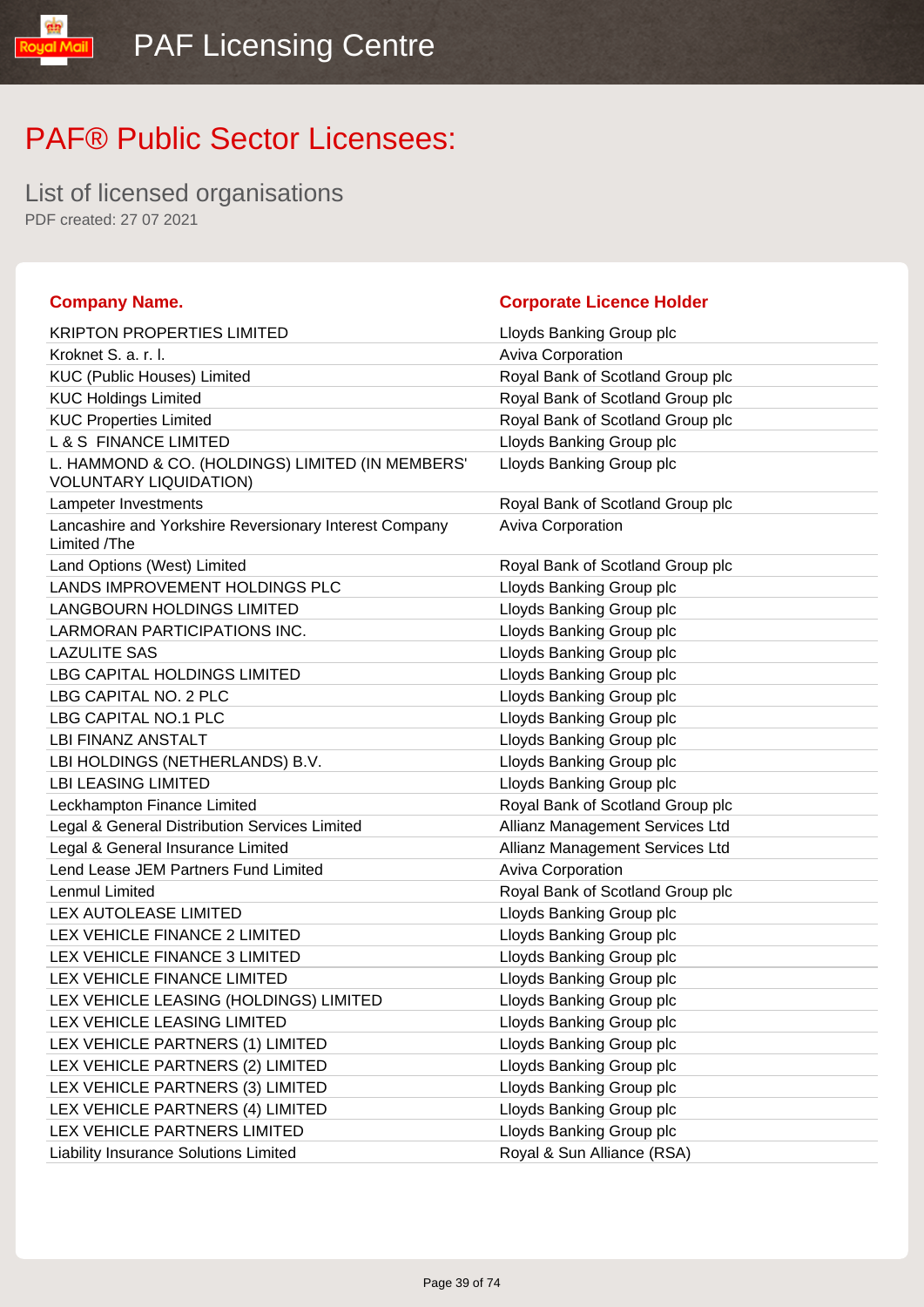# PAF® Public Sector Licensees:

List of licensed organisations

PDF created: 27 07 2021

| Company Name. | Corporate Licence Holder |
|---|---|
| KRIPTON PROPERTIES LIMITED | Lloyds Banking Group plc |
| Kroknet S. a. r. l. | Aviva Corporation |
| KUC (Public Houses) Limited | Royal Bank of Scotland Group plc |
| KUC Holdings Limited | Royal Bank of Scotland Group plc |
| KUC Properties Limited | Royal Bank of Scotland Group plc |
| L & S  FINANCE LIMITED | Lloyds Banking Group plc |
| L. HAMMOND & CO. (HOLDINGS) LIMITED (IN MEMBERS' VOLUNTARY LIQUIDATION) | Lloyds Banking Group plc |
| Lampeter Investments | Royal Bank of Scotland Group plc |
| Lancashire and Yorkshire Reversionary Interest Company Limited /The | Aviva Corporation |
| Land Options (West) Limited | Royal Bank of Scotland Group plc |
| LANDS IMPROVEMENT HOLDINGS PLC | Lloyds Banking Group plc |
| LANGBOURN HOLDINGS LIMITED | Lloyds Banking Group plc |
| LARMORAN PARTICIPATIONS INC. | Lloyds Banking Group plc |
| LAZULITE SAS | Lloyds Banking Group plc |
| LBG CAPITAL HOLDINGS LIMITED | Lloyds Banking Group plc |
| LBG CAPITAL NO. 2 PLC | Lloyds Banking Group plc |
| LBG CAPITAL NO.1 PLC | Lloyds Banking Group plc |
| LBI FINANZ ANSTALT | Lloyds Banking Group plc |
| LBI HOLDINGS (NETHERLANDS) B.V. | Lloyds Banking Group plc |
| LBI LEASING LIMITED | Lloyds Banking Group plc |
| Leckhampton Finance Limited | Royal Bank of Scotland Group plc |
| Legal & General Distribution Services Limited | Allianz Management Services Ltd |
| Legal & General Insurance Limited | Allianz Management Services Ltd |
| Lend Lease JEM Partners Fund Limited | Aviva Corporation |
| Lenmul Limited | Royal Bank of Scotland Group plc |
| LEX AUTOLEASE LIMITED | Lloyds Banking Group plc |
| LEX VEHICLE FINANCE 2 LIMITED | Lloyds Banking Group plc |
| LEX VEHICLE FINANCE 3 LIMITED | Lloyds Banking Group plc |
| LEX VEHICLE FINANCE LIMITED | Lloyds Banking Group plc |
| LEX VEHICLE LEASING (HOLDINGS) LIMITED | Lloyds Banking Group plc |
| LEX VEHICLE LEASING LIMITED | Lloyds Banking Group plc |
| LEX VEHICLE PARTNERS (1) LIMITED | Lloyds Banking Group plc |
| LEX VEHICLE PARTNERS (2) LIMITED | Lloyds Banking Group plc |
| LEX VEHICLE PARTNERS (3) LIMITED | Lloyds Banking Group plc |
| LEX VEHICLE PARTNERS (4) LIMITED | Lloyds Banking Group plc |
| LEX VEHICLE PARTNERS LIMITED | Lloyds Banking Group plc |
| Liability Insurance Solutions Limited | Royal & Sun Alliance (RSA) |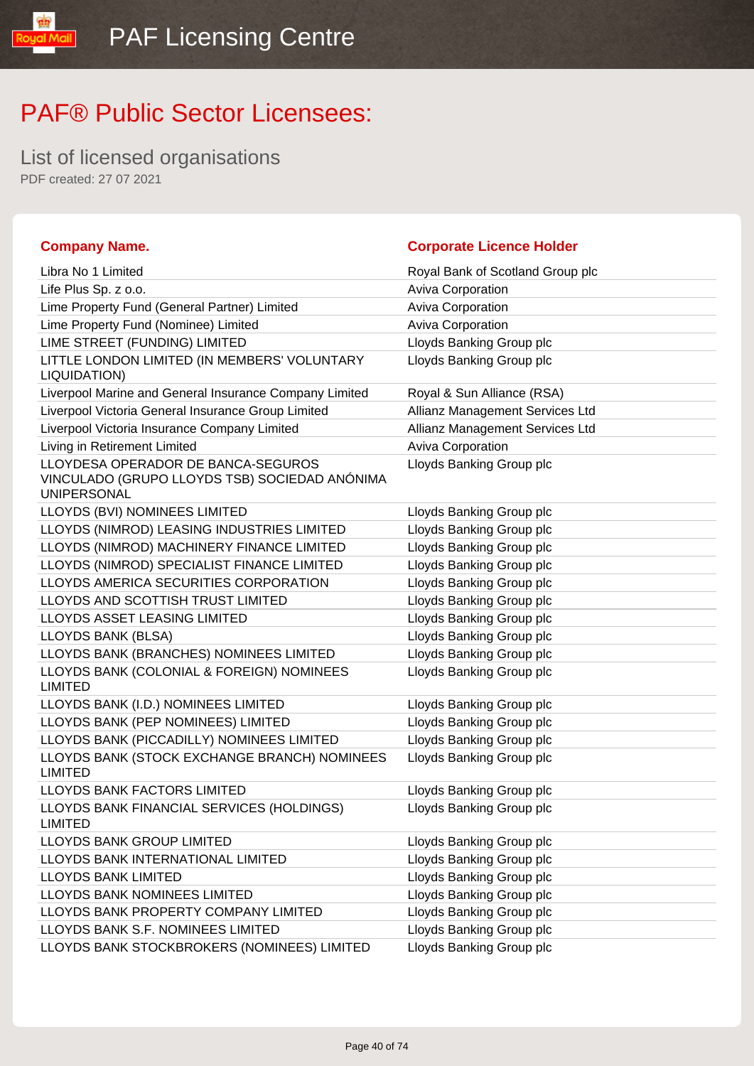# PAF® Public Sector Licensees:

## List of licensed organisations

PDF created: 27 07 2021

| Company Name. | Corporate Licence Holder |
| --- | --- |
| Libra No 1 Limited | Royal Bank of Scotland Group plc |
| Life Plus Sp. z o.o. | Aviva Corporation |
| Lime Property Fund (General Partner) Limited | Aviva Corporation |
| Lime Property Fund (Nominee) Limited | Aviva Corporation |
| LIME STREET (FUNDING) LIMITED | Lloyds Banking Group plc |
| LITTLE LONDON LIMITED (IN MEMBERS' VOLUNTARY LIQUIDATION) | Lloyds Banking Group plc |
| Liverpool Marine and General Insurance Company Limited | Royal & Sun Alliance (RSA) |
| Liverpool Victoria General Insurance Group Limited | Allianz Management Services Ltd |
| Liverpool Victoria Insurance Company Limited | Allianz Management Services Ltd |
| Living in Retirement Limited | Aviva Corporation |
| LLOYDESA OPERADOR DE BANCA-SEGUROS VINCULADO (GRUPO LLOYDS TSB) SOCIEDAD ANÓNIMA UNIPERSONAL | Lloyds Banking Group plc |
| LLOYDS (BVI) NOMINEES LIMITED | Lloyds Banking Group plc |
| LLOYDS (NIMROD) LEASING INDUSTRIES LIMITED | Lloyds Banking Group plc |
| LLOYDS (NIMROD) MACHINERY FINANCE LIMITED | Lloyds Banking Group plc |
| LLOYDS (NIMROD) SPECIALIST FINANCE LIMITED | Lloyds Banking Group plc |
| LLOYDS AMERICA SECURITIES CORPORATION | Lloyds Banking Group plc |
| LLOYDS AND SCOTTISH TRUST LIMITED | Lloyds Banking Group plc |
| LLOYDS ASSET LEASING LIMITED | Lloyds Banking Group plc |
| LLOYDS BANK (BLSA) | Lloyds Banking Group plc |
| LLOYDS BANK (BRANCHES) NOMINEES LIMITED | Lloyds Banking Group plc |
| LLOYDS BANK (COLONIAL & FOREIGN) NOMINEES LIMITED | Lloyds Banking Group plc |
| LLOYDS BANK (I.D.) NOMINEES LIMITED | Lloyds Banking Group plc |
| LLOYDS BANK (PEP NOMINEES) LIMITED | Lloyds Banking Group plc |
| LLOYDS BANK (PICCADILLY) NOMINEES LIMITED | Lloyds Banking Group plc |
| LLOYDS BANK (STOCK EXCHANGE BRANCH) NOMINEES LIMITED | Lloyds Banking Group plc |
| LLOYDS BANK FACTORS LIMITED | Lloyds Banking Group plc |
| LLOYDS BANK FINANCIAL SERVICES (HOLDINGS) LIMITED | Lloyds Banking Group plc |
| LLOYDS BANK GROUP LIMITED | Lloyds Banking Group plc |
| LLOYDS BANK INTERNATIONAL LIMITED | Lloyds Banking Group plc |
| LLOYDS BANK LIMITED | Lloyds Banking Group plc |
| LLOYDS BANK NOMINEES LIMITED | Lloyds Banking Group plc |
| LLOYDS BANK PROPERTY COMPANY LIMITED | Lloyds Banking Group plc |
| LLOYDS BANK S.F. NOMINEES LIMITED | Lloyds Banking Group plc |
| LLOYDS BANK STOCKBROKERS (NOMINEES) LIMITED | Lloyds Banking Group plc |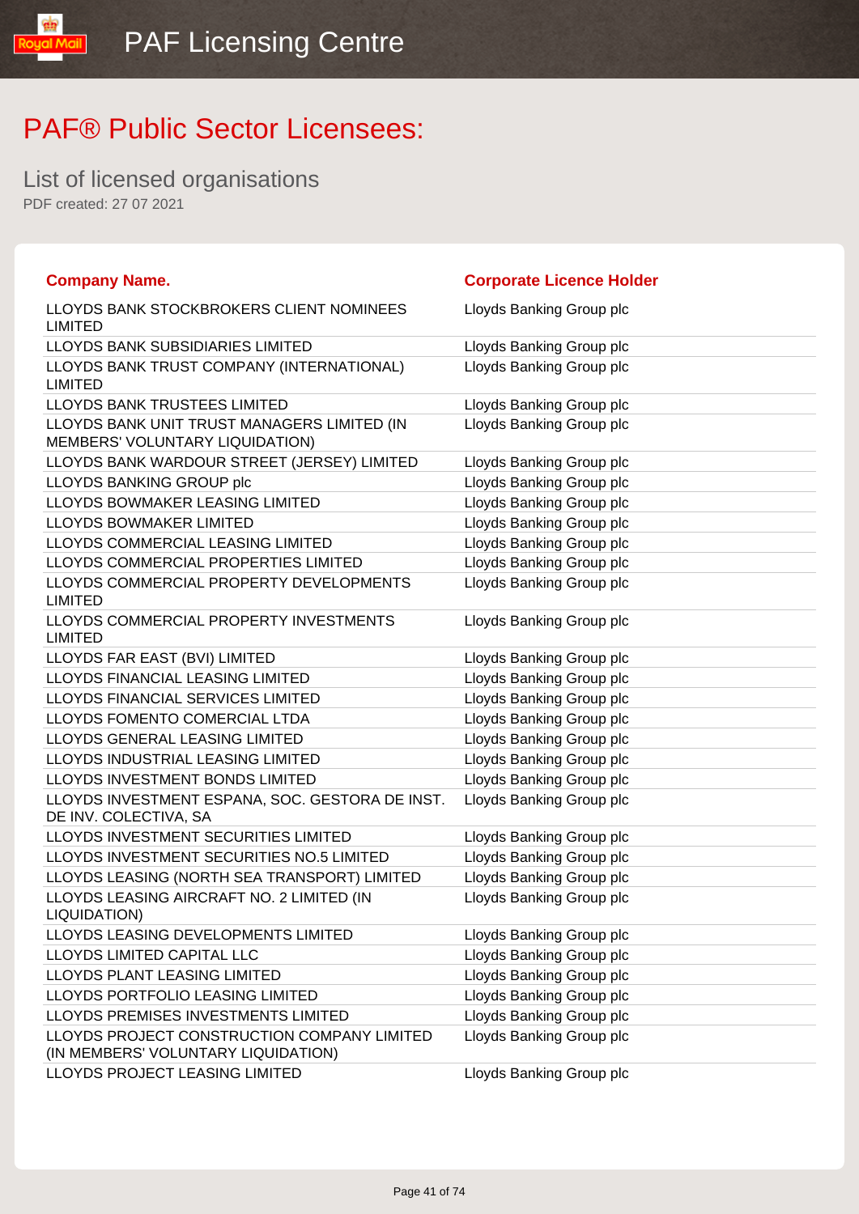# PAF® Public Sector Licensees:

## List of licensed organisations

PDF created: 27 07 2021

| Company Name. | Corporate Licence Holder |
| --- | --- |
| LLOYDS BANK STOCKBROKERS CLIENT NOMINEES LIMITED | Lloyds Banking Group plc |
| LLOYDS BANK SUBSIDIARIES LIMITED | Lloyds Banking Group plc |
| LLOYDS BANK TRUST COMPANY (INTERNATIONAL) LIMITED | Lloyds Banking Group plc |
| LLOYDS BANK TRUSTEES LIMITED | Lloyds Banking Group plc |
| LLOYDS BANK UNIT TRUST MANAGERS LIMITED (IN MEMBERS' VOLUNTARY LIQUIDATION) | Lloyds Banking Group plc |
| LLOYDS BANK WARDOUR STREET (JERSEY) LIMITED | Lloyds Banking Group plc |
| LLOYDS BANKING GROUP plc | Lloyds Banking Group plc |
| LLOYDS BOWMAKER LEASING LIMITED | Lloyds Banking Group plc |
| LLOYDS BOWMAKER LIMITED | Lloyds Banking Group plc |
| LLOYDS COMMERCIAL LEASING LIMITED | Lloyds Banking Group plc |
| LLOYDS COMMERCIAL PROPERTIES LIMITED | Lloyds Banking Group plc |
| LLOYDS COMMERCIAL PROPERTY DEVELOPMENTS LIMITED | Lloyds Banking Group plc |
| LLOYDS COMMERCIAL PROPERTY INVESTMENTS LIMITED | Lloyds Banking Group plc |
| LLOYDS FAR EAST (BVI) LIMITED | Lloyds Banking Group plc |
| LLOYDS FINANCIAL LEASING LIMITED | Lloyds Banking Group plc |
| LLOYDS FINANCIAL SERVICES LIMITED | Lloyds Banking Group plc |
| LLOYDS FOMENTO COMERCIAL LTDA | Lloyds Banking Group plc |
| LLOYDS GENERAL LEASING LIMITED | Lloyds Banking Group plc |
| LLOYDS INDUSTRIAL LEASING LIMITED | Lloyds Banking Group plc |
| LLOYDS INVESTMENT BONDS LIMITED | Lloyds Banking Group plc |
| LLOYDS INVESTMENT ESPANA, SOC. GESTORA DE INST. DE INV. COLECTIVA, SA | Lloyds Banking Group plc |
| LLOYDS INVESTMENT SECURITIES LIMITED | Lloyds Banking Group plc |
| LLOYDS INVESTMENT SECURITIES NO.5 LIMITED | Lloyds Banking Group plc |
| LLOYDS LEASING (NORTH SEA TRANSPORT) LIMITED | Lloyds Banking Group plc |
| LLOYDS LEASING AIRCRAFT NO. 2 LIMITED (IN LIQUIDATION) | Lloyds Banking Group plc |
| LLOYDS LEASING DEVELOPMENTS LIMITED | Lloyds Banking Group plc |
| LLOYDS LIMITED CAPITAL LLC | Lloyds Banking Group plc |
| LLOYDS PLANT LEASING LIMITED | Lloyds Banking Group plc |
| LLOYDS PORTFOLIO LEASING LIMITED | Lloyds Banking Group plc |
| LLOYDS PREMISES INVESTMENTS LIMITED | Lloyds Banking Group plc |
| LLOYDS PROJECT CONSTRUCTION COMPANY LIMITED (IN MEMBERS' VOLUNTARY LIQUIDATION) | Lloyds Banking Group plc |
| LLOYDS PROJECT LEASING LIMITED | Lloyds Banking Group plc |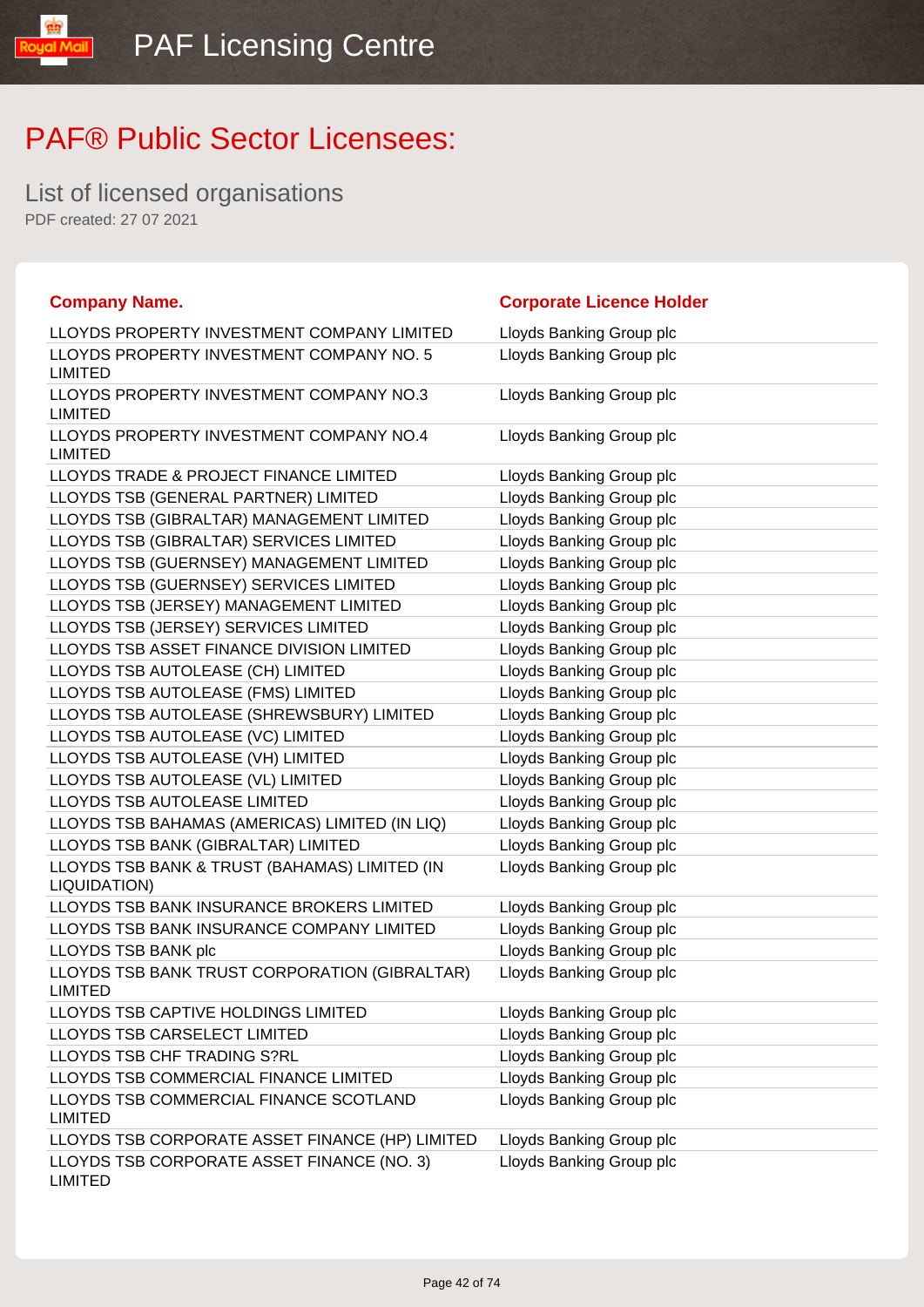# PAF® Public Sector Licensees:

## List of licensed organisations

PDF created: 27 07 2021

| Company Name. | Corporate Licence Holder |
| --- | --- |
| LLOYDS PROPERTY INVESTMENT COMPANY LIMITED | Lloyds Banking Group plc |
| LLOYDS PROPERTY INVESTMENT COMPANY NO. 5 LIMITED | Lloyds Banking Group plc |
| LLOYDS PROPERTY INVESTMENT COMPANY NO.3 LIMITED | Lloyds Banking Group plc |
| LLOYDS PROPERTY INVESTMENT COMPANY NO.4 LIMITED | Lloyds Banking Group plc |
| LLOYDS TRADE & PROJECT FINANCE LIMITED | Lloyds Banking Group plc |
| LLOYDS TSB (GENERAL PARTNER) LIMITED | Lloyds Banking Group plc |
| LLOYDS TSB (GIBRALTAR) MANAGEMENT LIMITED | Lloyds Banking Group plc |
| LLOYDS TSB (GIBRALTAR) SERVICES LIMITED | Lloyds Banking Group plc |
| LLOYDS TSB (GUERNSEY) MANAGEMENT LIMITED | Lloyds Banking Group plc |
| LLOYDS TSB (GUERNSEY) SERVICES LIMITED | Lloyds Banking Group plc |
| LLOYDS TSB (JERSEY) MANAGEMENT LIMITED | Lloyds Banking Group plc |
| LLOYDS TSB (JERSEY) SERVICES LIMITED | Lloyds Banking Group plc |
| LLOYDS TSB ASSET FINANCE DIVISION LIMITED | Lloyds Banking Group plc |
| LLOYDS TSB AUTOLEASE (CH) LIMITED | Lloyds Banking Group plc |
| LLOYDS TSB AUTOLEASE (FMS) LIMITED | Lloyds Banking Group plc |
| LLOYDS TSB AUTOLEASE (SHREWSBURY) LIMITED | Lloyds Banking Group plc |
| LLOYDS TSB AUTOLEASE (VC) LIMITED | Lloyds Banking Group plc |
| LLOYDS TSB AUTOLEASE (VH) LIMITED | Lloyds Banking Group plc |
| LLOYDS TSB AUTOLEASE (VL) LIMITED | Lloyds Banking Group plc |
| LLOYDS TSB AUTOLEASE LIMITED | Lloyds Banking Group plc |
| LLOYDS TSB BAHAMAS (AMERICAS) LIMITED (IN LIQ) | Lloyds Banking Group plc |
| LLOYDS TSB BANK (GIBRALTAR) LIMITED | Lloyds Banking Group plc |
| LLOYDS TSB BANK & TRUST (BAHAMAS) LIMITED (IN LIQUIDATION) | Lloyds Banking Group plc |
| LLOYDS TSB BANK INSURANCE BROKERS LIMITED | Lloyds Banking Group plc |
| LLOYDS TSB BANK INSURANCE COMPANY LIMITED | Lloyds Banking Group plc |
| LLOYDS TSB BANK plc | Lloyds Banking Group plc |
| LLOYDS TSB BANK TRUST CORPORATION (GIBRALTAR) LIMITED | Lloyds Banking Group plc |
| LLOYDS TSB CAPTIVE HOLDINGS LIMITED | Lloyds Banking Group plc |
| LLOYDS TSB CARSELECT LIMITED | Lloyds Banking Group plc |
| LLOYDS TSB CHF TRADING S?RL | Lloyds Banking Group plc |
| LLOYDS TSB COMMERCIAL FINANCE LIMITED | Lloyds Banking Group plc |
| LLOYDS TSB COMMERCIAL FINANCE SCOTLAND LIMITED | Lloyds Banking Group plc |
| LLOYDS TSB CORPORATE ASSET FINANCE (HP) LIMITED | Lloyds Banking Group plc |
| LLOYDS TSB CORPORATE ASSET FINANCE (NO. 3) LIMITED | Lloyds Banking Group plc |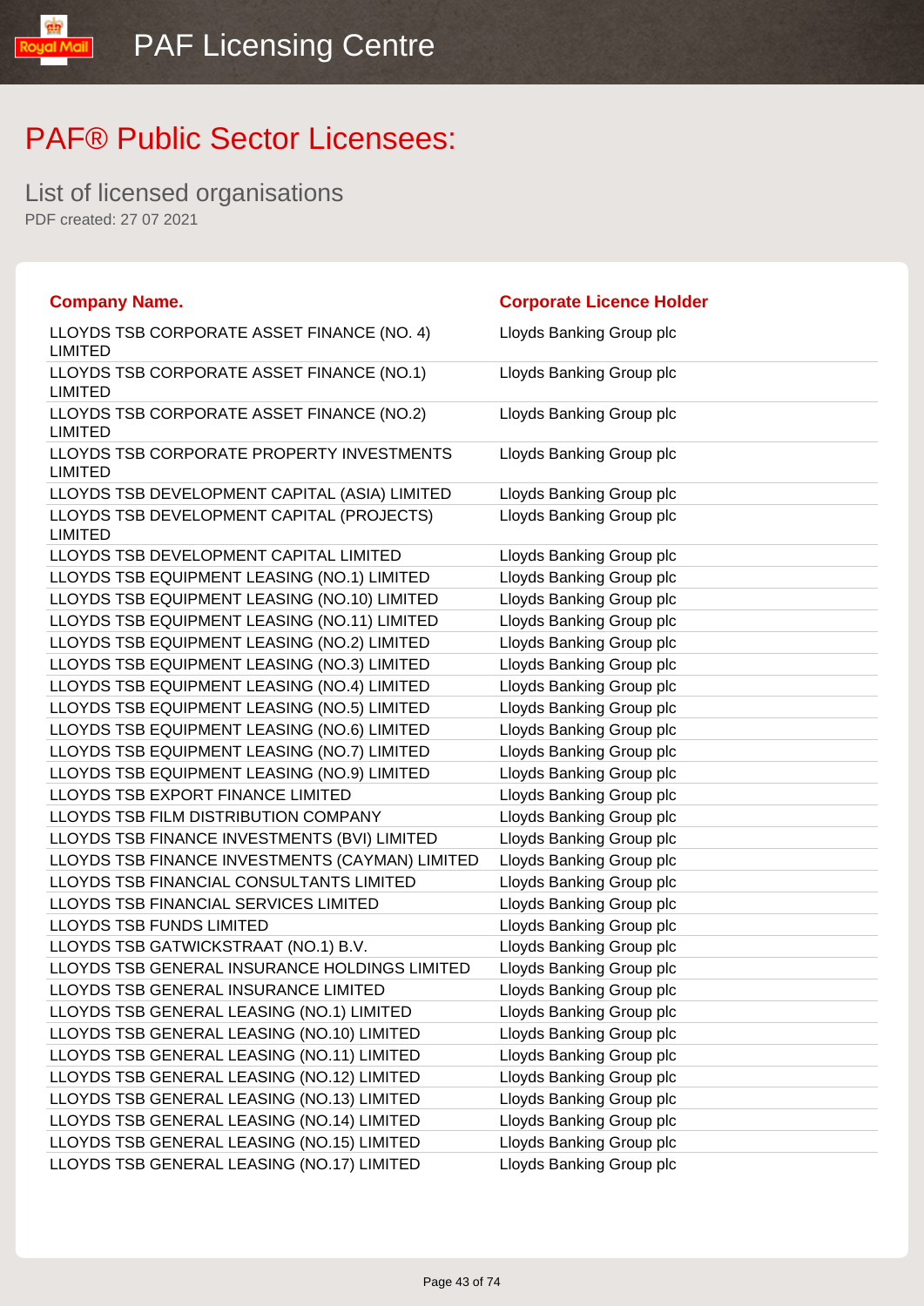# PAF® Public Sector Licensees:

## List of licensed organisations

PDF created: 27 07 2021

| Company Name. | Corporate Licence Holder |
|---|---|
| LLOYDS TSB CORPORATE ASSET FINANCE (NO. 4) LIMITED | Lloyds Banking Group plc |
| LLOYDS TSB CORPORATE ASSET FINANCE (NO.1) LIMITED | Lloyds Banking Group plc |
| LLOYDS TSB CORPORATE ASSET FINANCE (NO.2) LIMITED | Lloyds Banking Group plc |
| LLOYDS TSB CORPORATE PROPERTY INVESTMENTS LIMITED | Lloyds Banking Group plc |
| LLOYDS TSB DEVELOPMENT CAPITAL (ASIA) LIMITED | Lloyds Banking Group plc |
| LLOYDS TSB DEVELOPMENT CAPITAL (PROJECTS) LIMITED | Lloyds Banking Group plc |
| LLOYDS TSB DEVELOPMENT CAPITAL LIMITED | Lloyds Banking Group plc |
| LLOYDS TSB EQUIPMENT LEASING (NO.1) LIMITED | Lloyds Banking Group plc |
| LLOYDS TSB EQUIPMENT LEASING (NO.10) LIMITED | Lloyds Banking Group plc |
| LLOYDS TSB EQUIPMENT LEASING (NO.11) LIMITED | Lloyds Banking Group plc |
| LLOYDS TSB EQUIPMENT LEASING (NO.2) LIMITED | Lloyds Banking Group plc |
| LLOYDS TSB EQUIPMENT LEASING (NO.3) LIMITED | Lloyds Banking Group plc |
| LLOYDS TSB EQUIPMENT LEASING (NO.4) LIMITED | Lloyds Banking Group plc |
| LLOYDS TSB EQUIPMENT LEASING (NO.5) LIMITED | Lloyds Banking Group plc |
| LLOYDS TSB EQUIPMENT LEASING (NO.6) LIMITED | Lloyds Banking Group plc |
| LLOYDS TSB EQUIPMENT LEASING (NO.7) LIMITED | Lloyds Banking Group plc |
| LLOYDS TSB EQUIPMENT LEASING (NO.9) LIMITED | Lloyds Banking Group plc |
| LLOYDS TSB EXPORT FINANCE LIMITED | Lloyds Banking Group plc |
| LLOYDS TSB FILM DISTRIBUTION COMPANY | Lloyds Banking Group plc |
| LLOYDS TSB FINANCE INVESTMENTS (BVI) LIMITED | Lloyds Banking Group plc |
| LLOYDS TSB FINANCE INVESTMENTS (CAYMAN) LIMITED | Lloyds Banking Group plc |
| LLOYDS TSB FINANCIAL CONSULTANTS LIMITED | Lloyds Banking Group plc |
| LLOYDS TSB FINANCIAL SERVICES LIMITED | Lloyds Banking Group plc |
| LLOYDS TSB FUNDS LIMITED | Lloyds Banking Group plc |
| LLOYDS TSB GATWICKSTRAAT (NO.1) B.V. | Lloyds Banking Group plc |
| LLOYDS TSB GENERAL INSURANCE HOLDINGS LIMITED | Lloyds Banking Group plc |
| LLOYDS TSB GENERAL INSURANCE LIMITED | Lloyds Banking Group plc |
| LLOYDS TSB GENERAL LEASING (NO.1) LIMITED | Lloyds Banking Group plc |
| LLOYDS TSB GENERAL LEASING (NO.10) LIMITED | Lloyds Banking Group plc |
| LLOYDS TSB GENERAL LEASING (NO.11) LIMITED | Lloyds Banking Group plc |
| LLOYDS TSB GENERAL LEASING (NO.12) LIMITED | Lloyds Banking Group plc |
| LLOYDS TSB GENERAL LEASING (NO.13) LIMITED | Lloyds Banking Group plc |
| LLOYDS TSB GENERAL LEASING (NO.14) LIMITED | Lloyds Banking Group plc |
| LLOYDS TSB GENERAL LEASING (NO.15) LIMITED | Lloyds Banking Group plc |
| LLOYDS TSB GENERAL LEASING (NO.17) LIMITED | Lloyds Banking Group plc |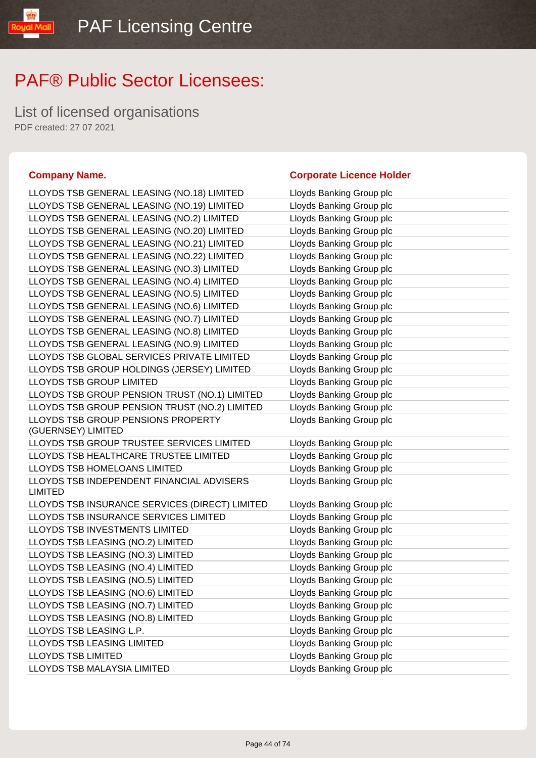# PAF® Public Sector Licensees:

## List of licensed organisations

PDF created: 27 07 2021

| Company Name. | Corporate Licence Holder |
|---|---|
| LLOYDS TSB GENERAL LEASING (NO.18) LIMITED | Lloyds Banking Group plc |
| LLOYDS TSB GENERAL LEASING (NO.19) LIMITED | Lloyds Banking Group plc |
| LLOYDS TSB GENERAL LEASING (NO.2) LIMITED | Lloyds Banking Group plc |
| LLOYDS TSB GENERAL LEASING (NO.20) LIMITED | Lloyds Banking Group plc |
| LLOYDS TSB GENERAL LEASING (NO.21) LIMITED | Lloyds Banking Group plc |
| LLOYDS TSB GENERAL LEASING (NO.22) LIMITED | Lloyds Banking Group plc |
| LLOYDS TSB GENERAL LEASING (NO.3) LIMITED | Lloyds Banking Group plc |
| LLOYDS TSB GENERAL LEASING (NO.4) LIMITED | Lloyds Banking Group plc |
| LLOYDS TSB GENERAL LEASING (NO.5) LIMITED | Lloyds Banking Group plc |
| LLOYDS TSB GENERAL LEASING (NO.6) LIMITED | Lloyds Banking Group plc |
| LLOYDS TSB GENERAL LEASING (NO.7) LIMITED | Lloyds Banking Group plc |
| LLOYDS TSB GENERAL LEASING (NO.8) LIMITED | Lloyds Banking Group plc |
| LLOYDS TSB GENERAL LEASING (NO.9) LIMITED | Lloyds Banking Group plc |
| LLOYDS TSB GLOBAL SERVICES PRIVATE LIMITED | Lloyds Banking Group plc |
| LLOYDS TSB GROUP HOLDINGS (JERSEY) LIMITED | Lloyds Banking Group plc |
| LLOYDS TSB GROUP LIMITED | Lloyds Banking Group plc |
| LLOYDS TSB GROUP PENSION TRUST (NO.1) LIMITED | Lloyds Banking Group plc |
| LLOYDS TSB GROUP PENSION TRUST (NO.2) LIMITED | Lloyds Banking Group plc |
| LLOYDS TSB GROUP PENSIONS PROPERTY (GUERNSEY) LIMITED | Lloyds Banking Group plc |
| LLOYDS TSB GROUP TRUSTEE SERVICES LIMITED | Lloyds Banking Group plc |
| LLOYDS TSB HEALTHCARE TRUSTEE LIMITED | Lloyds Banking Group plc |
| LLOYDS TSB HOMELOANS LIMITED | Lloyds Banking Group plc |
| LLOYDS TSB INDEPENDENT FINANCIAL ADVISERS LIMITED | Lloyds Banking Group plc |
| LLOYDS TSB INSURANCE SERVICES (DIRECT) LIMITED | Lloyds Banking Group plc |
| LLOYDS TSB INSURANCE SERVICES LIMITED | Lloyds Banking Group plc |
| LLOYDS TSB INVESTMENTS LIMITED | Lloyds Banking Group plc |
| LLOYDS TSB LEASING (NO.2) LIMITED | Lloyds Banking Group plc |
| LLOYDS TSB LEASING (NO.3) LIMITED | Lloyds Banking Group plc |
| LLOYDS TSB LEASING (NO.4) LIMITED | Lloyds Banking Group plc |
| LLOYDS TSB LEASING (NO.5) LIMITED | Lloyds Banking Group plc |
| LLOYDS TSB LEASING (NO.6) LIMITED | Lloyds Banking Group plc |
| LLOYDS TSB LEASING (NO.7) LIMITED | Lloyds Banking Group plc |
| LLOYDS TSB LEASING (NO.8) LIMITED | Lloyds Banking Group plc |
| LLOYDS TSB LEASING L.P. | Lloyds Banking Group plc |
| LLOYDS TSB LEASING LIMITED | Lloyds Banking Group plc |
| LLOYDS TSB LIMITED | Lloyds Banking Group plc |
| LLOYDS TSB MALAYSIA LIMITED | Lloyds Banking Group plc |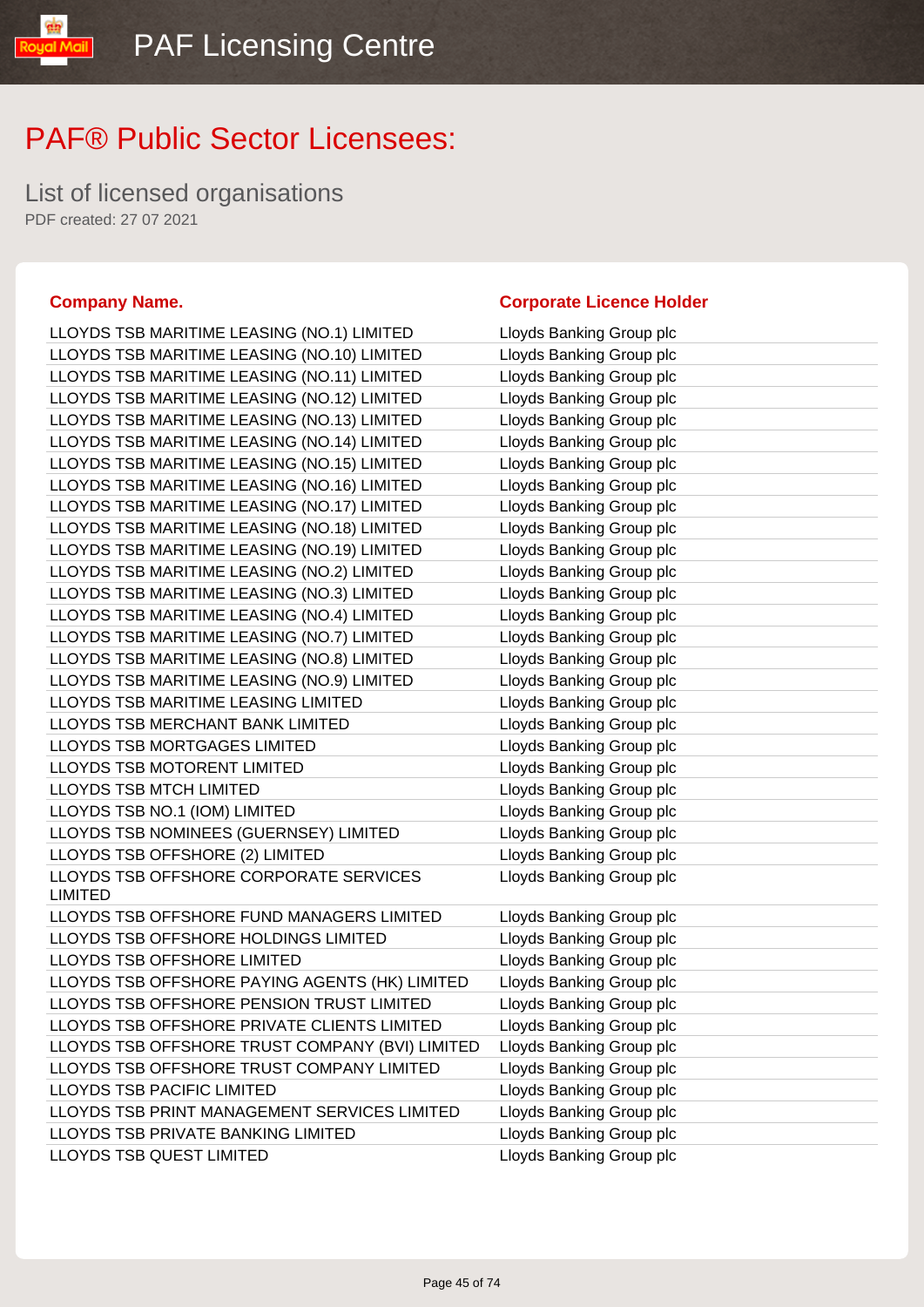# PAF® Public Sector Licensees:

## List of licensed organisations

PDF created: 27 07 2021

| Company Name. | Corporate Licence Holder |
|---|---|
| LLOYDS TSB MARITIME LEASING (NO.1) LIMITED | Lloyds Banking Group plc |
| LLOYDS TSB MARITIME LEASING (NO.10) LIMITED | Lloyds Banking Group plc |
| LLOYDS TSB MARITIME LEASING (NO.11) LIMITED | Lloyds Banking Group plc |
| LLOYDS TSB MARITIME LEASING (NO.12) LIMITED | Lloyds Banking Group plc |
| LLOYDS TSB MARITIME LEASING (NO.13) LIMITED | Lloyds Banking Group plc |
| LLOYDS TSB MARITIME LEASING (NO.14) LIMITED | Lloyds Banking Group plc |
| LLOYDS TSB MARITIME LEASING (NO.15) LIMITED | Lloyds Banking Group plc |
| LLOYDS TSB MARITIME LEASING (NO.16) LIMITED | Lloyds Banking Group plc |
| LLOYDS TSB MARITIME LEASING (NO.17) LIMITED | Lloyds Banking Group plc |
| LLOYDS TSB MARITIME LEASING (NO.18) LIMITED | Lloyds Banking Group plc |
| LLOYDS TSB MARITIME LEASING (NO.19) LIMITED | Lloyds Banking Group plc |
| LLOYDS TSB MARITIME LEASING (NO.2) LIMITED | Lloyds Banking Group plc |
| LLOYDS TSB MARITIME LEASING (NO.3) LIMITED | Lloyds Banking Group plc |
| LLOYDS TSB MARITIME LEASING (NO.4) LIMITED | Lloyds Banking Group plc |
| LLOYDS TSB MARITIME LEASING (NO.7) LIMITED | Lloyds Banking Group plc |
| LLOYDS TSB MARITIME LEASING (NO.8) LIMITED | Lloyds Banking Group plc |
| LLOYDS TSB MARITIME LEASING (NO.9) LIMITED | Lloyds Banking Group plc |
| LLOYDS TSB MARITIME LEASING LIMITED | Lloyds Banking Group plc |
| LLOYDS TSB MERCHANT BANK LIMITED | Lloyds Banking Group plc |
| LLOYDS TSB MORTGAGES LIMITED | Lloyds Banking Group plc |
| LLOYDS TSB MOTORENT LIMITED | Lloyds Banking Group plc |
| LLOYDS TSB MTCH LIMITED | Lloyds Banking Group plc |
| LLOYDS TSB NO.1 (IOM) LIMITED | Lloyds Banking Group plc |
| LLOYDS TSB NOMINEES (GUERNSEY) LIMITED | Lloyds Banking Group plc |
| LLOYDS TSB OFFSHORE (2) LIMITED | Lloyds Banking Group plc |
| LLOYDS TSB OFFSHORE CORPORATE SERVICES LIMITED | Lloyds Banking Group plc |
| LLOYDS TSB OFFSHORE FUND MANAGERS LIMITED | Lloyds Banking Group plc |
| LLOYDS TSB OFFSHORE HOLDINGS LIMITED | Lloyds Banking Group plc |
| LLOYDS TSB OFFSHORE LIMITED | Lloyds Banking Group plc |
| LLOYDS TSB OFFSHORE PAYING AGENTS (HK) LIMITED | Lloyds Banking Group plc |
| LLOYDS TSB OFFSHORE PENSION TRUST LIMITED | Lloyds Banking Group plc |
| LLOYDS TSB OFFSHORE PRIVATE CLIENTS LIMITED | Lloyds Banking Group plc |
| LLOYDS TSB OFFSHORE TRUST COMPANY (BVI) LIMITED | Lloyds Banking Group plc |
| LLOYDS TSB OFFSHORE TRUST COMPANY LIMITED | Lloyds Banking Group plc |
| LLOYDS TSB PACIFIC LIMITED | Lloyds Banking Group plc |
| LLOYDS TSB PRINT MANAGEMENT SERVICES LIMITED | Lloyds Banking Group plc |
| LLOYDS TSB PRIVATE BANKING LIMITED | Lloyds Banking Group plc |
| LLOYDS TSB QUEST LIMITED | Lloyds Banking Group plc |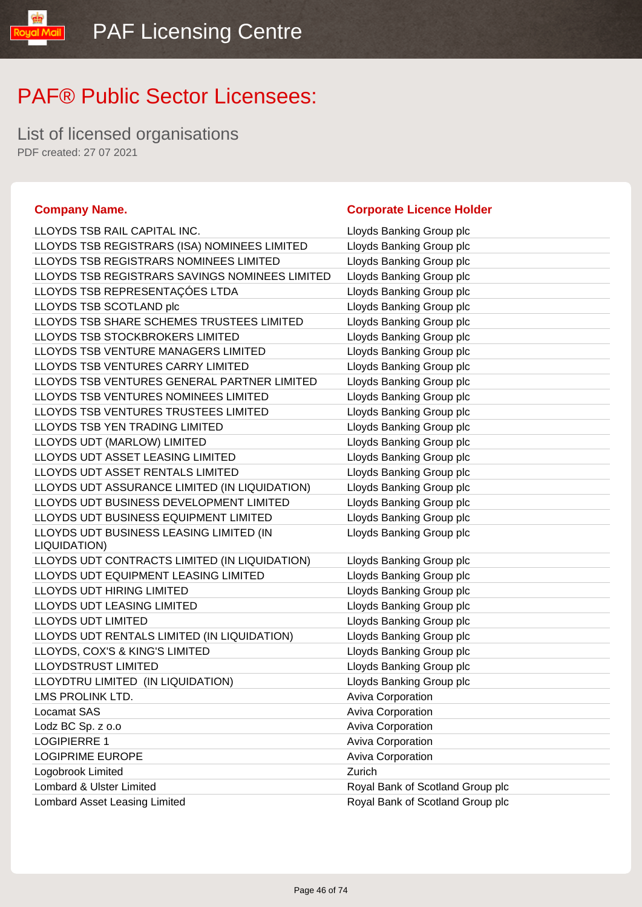# PAF® Public Sector Licensees:

## List of licensed organisations

PDF created: 27 07 2021

| Company Name. | Corporate Licence Holder |
|---|---|
| LLOYDS TSB RAIL CAPITAL INC. | Lloyds Banking Group plc |
| LLOYDS TSB REGISTRARS (ISA) NOMINEES LIMITED | Lloyds Banking Group plc |
| LLOYDS TSB REGISTRARS NOMINEES LIMITED | Lloyds Banking Group plc |
| LLOYDS TSB REGISTRARS SAVINGS NOMINEES LIMITED | Lloyds Banking Group plc |
| LLOYDS TSB REPRESENTAÇÓES LTDA | Lloyds Banking Group plc |
| LLOYDS TSB SCOTLAND plc | Lloyds Banking Group plc |
| LLOYDS TSB SHARE SCHEMES TRUSTEES LIMITED | Lloyds Banking Group plc |
| LLOYDS TSB STOCKBROKERS LIMITED | Lloyds Banking Group plc |
| LLOYDS TSB VENTURE MANAGERS LIMITED | Lloyds Banking Group plc |
| LLOYDS TSB VENTURES CARRY LIMITED | Lloyds Banking Group plc |
| LLOYDS TSB VENTURES GENERAL PARTNER LIMITED | Lloyds Banking Group plc |
| LLOYDS TSB VENTURES NOMINEES LIMITED | Lloyds Banking Group plc |
| LLOYDS TSB VENTURES TRUSTEES LIMITED | Lloyds Banking Group plc |
| LLOYDS TSB YEN TRADING LIMITED | Lloyds Banking Group plc |
| LLOYDS UDT (MARLOW) LIMITED | Lloyds Banking Group plc |
| LLOYDS UDT ASSET LEASING LIMITED | Lloyds Banking Group plc |
| LLOYDS UDT ASSET RENTALS LIMITED | Lloyds Banking Group plc |
| LLOYDS UDT ASSURANCE LIMITED (IN LIQUIDATION) | Lloyds Banking Group plc |
| LLOYDS UDT BUSINESS DEVELOPMENT LIMITED | Lloyds Banking Group plc |
| LLOYDS UDT BUSINESS EQUIPMENT LIMITED | Lloyds Banking Group plc |
| LLOYDS UDT BUSINESS LEASING LIMITED (IN LIQUIDATION) | Lloyds Banking Group plc |
| LLOYDS UDT CONTRACTS LIMITED (IN LIQUIDATION) | Lloyds Banking Group plc |
| LLOYDS UDT EQUIPMENT LEASING LIMITED | Lloyds Banking Group plc |
| LLOYDS UDT HIRING LIMITED | Lloyds Banking Group plc |
| LLOYDS UDT LEASING LIMITED | Lloyds Banking Group plc |
| LLOYDS UDT LIMITED | Lloyds Banking Group plc |
| LLOYDS UDT RENTALS LIMITED (IN LIQUIDATION) | Lloyds Banking Group plc |
| LLOYDS, COX'S & KING'S LIMITED | Lloyds Banking Group plc |
| LLOYDSTRUST LIMITED | Lloyds Banking Group plc |
| LLOYDTRU LIMITED (IN LIQUIDATION) | Lloyds Banking Group plc |
| LMS PROLINK LTD. | Aviva Corporation |
| Locamat SAS | Aviva Corporation |
| Lodz BC Sp. z o.o | Aviva Corporation |
| LOGIPIERRE 1 | Aviva Corporation |
| LOGIPRIME EUROPE | Aviva Corporation |
| Logobrook Limited | Zurich |
| Lombard & Ulster Limited | Royal Bank of Scotland Group plc |
| Lombard Asset Leasing Limited | Royal Bank of Scotland Group plc |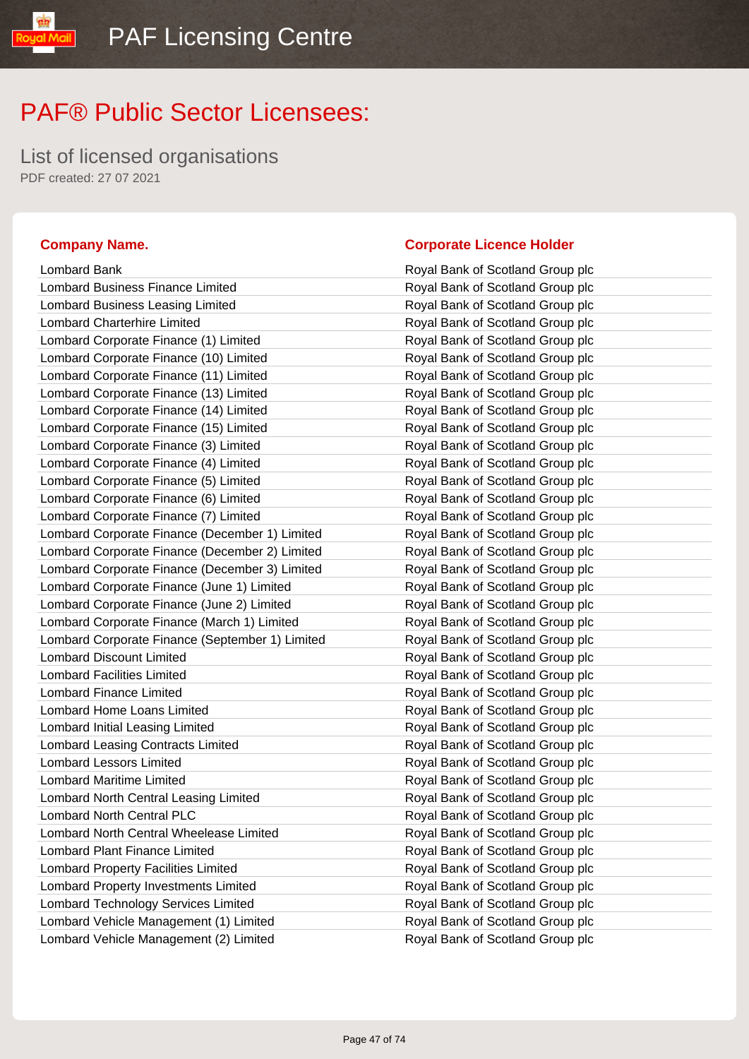# PAF® Public Sector Licensees:

## List of licensed organisations

PDF created: 27 07 2021

| Company Name. | Corporate Licence Holder |
| --- | --- |
| Lombard Bank | Royal Bank of Scotland Group plc |
| Lombard Business Finance Limited | Royal Bank of Scotland Group plc |
| Lombard Business Leasing Limited | Royal Bank of Scotland Group plc |
| Lombard Charterhire Limited | Royal Bank of Scotland Group plc |
| Lombard Corporate Finance (1) Limited | Royal Bank of Scotland Group plc |
| Lombard Corporate Finance (10) Limited | Royal Bank of Scotland Group plc |
| Lombard Corporate Finance (11) Limited | Royal Bank of Scotland Group plc |
| Lombard Corporate Finance (13) Limited | Royal Bank of Scotland Group plc |
| Lombard Corporate Finance (14) Limited | Royal Bank of Scotland Group plc |
| Lombard Corporate Finance (15) Limited | Royal Bank of Scotland Group plc |
| Lombard Corporate Finance (3) Limited | Royal Bank of Scotland Group plc |
| Lombard Corporate Finance (4) Limited | Royal Bank of Scotland Group plc |
| Lombard Corporate Finance (5) Limited | Royal Bank of Scotland Group plc |
| Lombard Corporate Finance (6) Limited | Royal Bank of Scotland Group plc |
| Lombard Corporate Finance (7) Limited | Royal Bank of Scotland Group plc |
| Lombard Corporate Finance (December 1) Limited | Royal Bank of Scotland Group plc |
| Lombard Corporate Finance (December 2) Limited | Royal Bank of Scotland Group plc |
| Lombard Corporate Finance (December 3) Limited | Royal Bank of Scotland Group plc |
| Lombard Corporate Finance (June 1) Limited | Royal Bank of Scotland Group plc |
| Lombard Corporate Finance (June 2) Limited | Royal Bank of Scotland Group plc |
| Lombard Corporate Finance (March 1) Limited | Royal Bank of Scotland Group plc |
| Lombard Corporate Finance (September 1) Limited | Royal Bank of Scotland Group plc |
| Lombard Discount Limited | Royal Bank of Scotland Group plc |
| Lombard Facilities Limited | Royal Bank of Scotland Group plc |
| Lombard Finance Limited | Royal Bank of Scotland Group plc |
| Lombard Home Loans Limited | Royal Bank of Scotland Group plc |
| Lombard Initial Leasing Limited | Royal Bank of Scotland Group plc |
| Lombard Leasing Contracts Limited | Royal Bank of Scotland Group plc |
| Lombard Lessors Limited | Royal Bank of Scotland Group plc |
| Lombard Maritime Limited | Royal Bank of Scotland Group plc |
| Lombard North Central Leasing Limited | Royal Bank of Scotland Group plc |
| Lombard North Central PLC | Royal Bank of Scotland Group plc |
| Lombard North Central Wheelease Limited | Royal Bank of Scotland Group plc |
| Lombard Plant Finance Limited | Royal Bank of Scotland Group plc |
| Lombard Property Facilities Limited | Royal Bank of Scotland Group plc |
| Lombard Property Investments Limited | Royal Bank of Scotland Group plc |
| Lombard Technology Services Limited | Royal Bank of Scotland Group plc |
| Lombard Vehicle Management (1) Limited | Royal Bank of Scotland Group plc |
| Lombard Vehicle Management (2) Limited | Royal Bank of Scotland Group plc |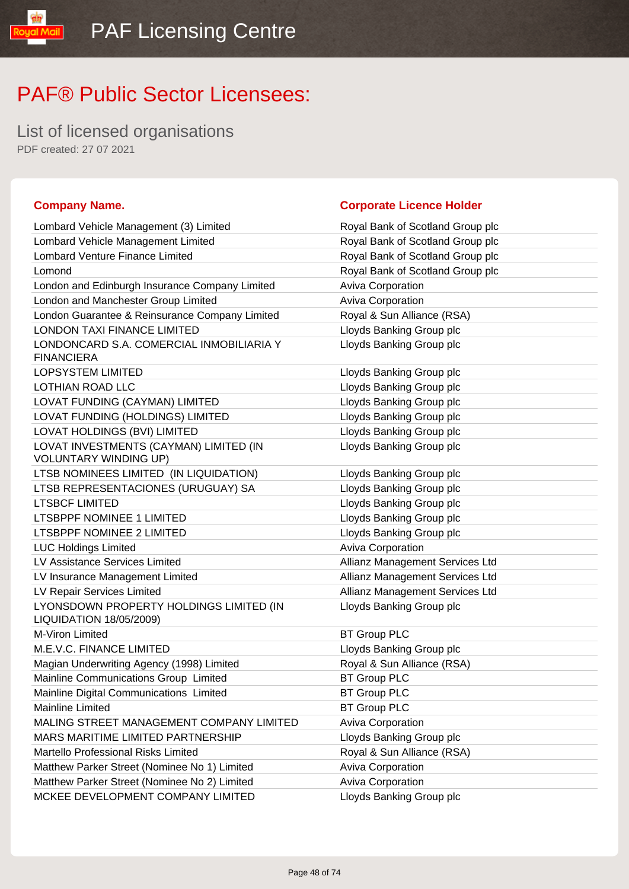# PAF® Public Sector Licensees:

List of licensed organisations

PDF created: 27 07 2021

| Company Name. | Corporate Licence Holder |
| --- | --- |
| Lombard Vehicle Management (3) Limited | Royal Bank of Scotland Group plc |
| Lombard Vehicle Management Limited | Royal Bank of Scotland Group plc |
| Lombard Venture Finance Limited | Royal Bank of Scotland Group plc |
| Lomond | Royal Bank of Scotland Group plc |
| London and Edinburgh Insurance Company Limited | Aviva Corporation |
| London and Manchester Group Limited | Aviva Corporation |
| London Guarantee & Reinsurance Company Limited | Royal & Sun Alliance (RSA) |
| LONDON TAXI FINANCE LIMITED | Lloyds Banking Group plc |
| LONDONCARD S.A. COMERCIAL INMOBILIARIA Y FINANCIERA | Lloyds Banking Group plc |
| LOPSYSTEM LIMITED | Lloyds Banking Group plc |
| LOTHIAN ROAD LLC | Lloyds Banking Group plc |
| LOVAT FUNDING (CAYMAN) LIMITED | Lloyds Banking Group plc |
| LOVAT FUNDING (HOLDINGS) LIMITED | Lloyds Banking Group plc |
| LOVAT HOLDINGS (BVI) LIMITED | Lloyds Banking Group plc |
| LOVAT INVESTMENTS (CAYMAN) LIMITED (IN VOLUNTARY WINDING UP) | Lloyds Banking Group plc |
| LTSB NOMINEES LIMITED (IN LIQUIDATION) | Lloyds Banking Group plc |
| LTSB REPRESENTACIONES (URUGUAY) SA | Lloyds Banking Group plc |
| LTSBCF LIMITED | Lloyds Banking Group plc |
| LTSBPPF NOMINEE 1 LIMITED | Lloyds Banking Group plc |
| LTSBPPF NOMINEE 2 LIMITED | Lloyds Banking Group plc |
| LUC Holdings Limited | Aviva Corporation |
| LV Assistance Services Limited | Allianz Management Services Ltd |
| LV Insurance Management Limited | Allianz Management Services Ltd |
| LV Repair Services Limited | Allianz Management Services Ltd |
| LYONSDOWN PROPERTY HOLDINGS LIMITED (IN LIQUIDATION 18/05/2009) | Lloyds Banking Group plc |
| M-Viron Limited | BT Group PLC |
| M.E.V.C. FINANCE LIMITED | Lloyds Banking Group plc |
| Magian Underwriting Agency (1998) Limited | Royal & Sun Alliance (RSA) |
| Mainline Communications Group Limited | BT Group PLC |
| Mainline Digital Communications Limited | BT Group PLC |
| Mainline Limited | BT Group PLC |
| MALING STREET MANAGEMENT COMPANY LIMITED | Aviva Corporation |
| MARS MARITIME LIMITED PARTNERSHIP | Lloyds Banking Group plc |
| Martello Professional Risks Limited | Royal & Sun Alliance (RSA) |
| Matthew Parker Street (Nominee No 1) Limited | Aviva Corporation |
| Matthew Parker Street (Nominee No 2) Limited | Aviva Corporation |
| MCKEE DEVELOPMENT COMPANY LIMITED | Lloyds Banking Group plc |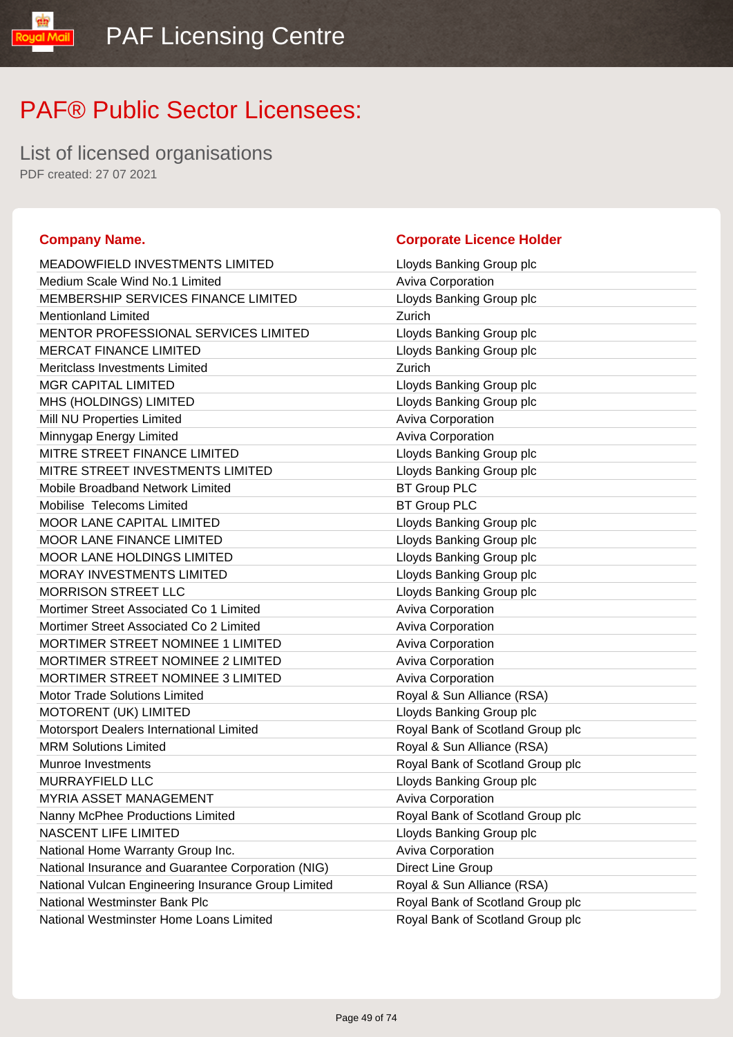PAF Licensing Centre

# PAF® Public Sector Licensees:

## List of licensed organisations

PDF created: 27 07 2021

| Company Name. | Corporate Licence Holder |
|---|---|
| MEADOWFIELD INVESTMENTS LIMITED | Lloyds Banking Group plc |
| Medium Scale Wind No.1 Limited | Aviva Corporation |
| MEMBERSHIP SERVICES FINANCE LIMITED | Lloyds Banking Group plc |
| Mentionland Limited | Zurich |
| MENTOR PROFESSIONAL SERVICES LIMITED | Lloyds Banking Group plc |
| MERCAT FINANCE LIMITED | Lloyds Banking Group plc |
| Meritclass Investments Limited | Zurich |
| MGR CAPITAL LIMITED | Lloyds Banking Group plc |
| MHS (HOLDINGS) LIMITED | Lloyds Banking Group plc |
| Mill NU Properties Limited | Aviva Corporation |
| Minnygap Energy Limited | Aviva Corporation |
| MITRE STREET FINANCE LIMITED | Lloyds Banking Group plc |
| MITRE STREET INVESTMENTS LIMITED | Lloyds Banking Group plc |
| Mobile Broadband Network Limited | BT Group PLC |
| Mobilise Telecoms Limited | BT Group PLC |
| MOOR LANE CAPITAL LIMITED | Lloyds Banking Group plc |
| MOOR LANE FINANCE LIMITED | Lloyds Banking Group plc |
| MOOR LANE HOLDINGS LIMITED | Lloyds Banking Group plc |
| MORAY INVESTMENTS LIMITED | Lloyds Banking Group plc |
| MORRISON STREET LLC | Lloyds Banking Group plc |
| Mortimer Street Associated Co 1 Limited | Aviva Corporation |
| Mortimer Street Associated Co 2 Limited | Aviva Corporation |
| MORTIMER STREET NOMINEE 1 LIMITED | Aviva Corporation |
| MORTIMER STREET NOMINEE 2 LIMITED | Aviva Corporation |
| MORTIMER STREET NOMINEE 3 LIMITED | Aviva Corporation |
| Motor Trade Solutions Limited | Royal & Sun Alliance (RSA) |
| MOTORENT (UK) LIMITED | Lloyds Banking Group plc |
| Motorsport Dealers International Limited | Royal Bank of Scotland Group plc |
| MRM Solutions Limited | Royal & Sun Alliance (RSA) |
| Munroe Investments | Royal Bank of Scotland Group plc |
| MURRAYFIELD LLC | Lloyds Banking Group plc |
| MYRIA ASSET MANAGEMENT | Aviva Corporation |
| Nanny McPhee Productions Limited | Royal Bank of Scotland Group plc |
| NASCENT LIFE LIMITED | Lloyds Banking Group plc |
| National Home Warranty Group Inc. | Aviva Corporation |
| National Insurance and Guarantee Corporation (NIG) | Direct Line Group |
| National Vulcan Engineering Insurance Group Limited | Royal & Sun Alliance (RSA) |
| National Westminster Bank Plc | Royal Bank of Scotland Group plc |
| National Westminster Home Loans Limited | Royal Bank of Scotland Group plc |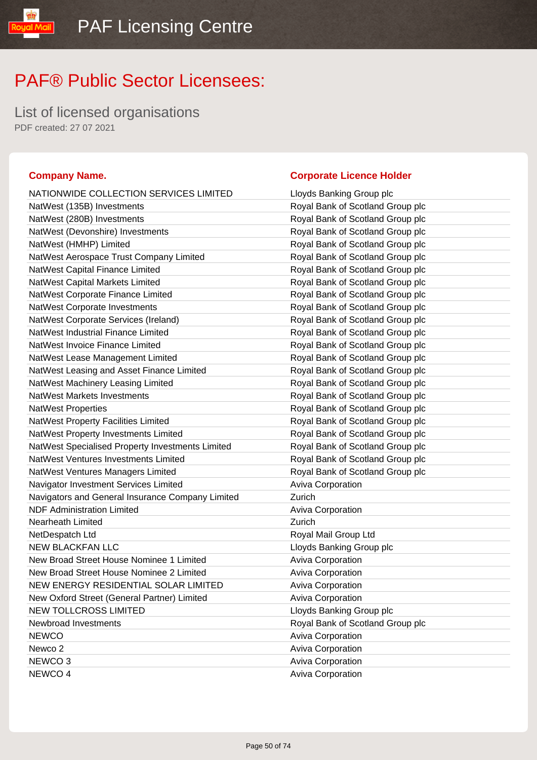PAF Licensing Centre

# PAF® Public Sector Licensees:

## List of licensed organisations

PDF created: 27 07 2021

| Company Name. | Corporate Licence Holder |
|---|---|
| NATIONWIDE COLLECTION SERVICES LIMITED | Lloyds Banking Group plc |
| NatWest (135B) Investments | Royal Bank of Scotland Group plc |
| NatWest (280B) Investments | Royal Bank of Scotland Group plc |
| NatWest (Devonshire) Investments | Royal Bank of Scotland Group plc |
| NatWest (HMHP) Limited | Royal Bank of Scotland Group plc |
| NatWest Aerospace Trust Company Limited | Royal Bank of Scotland Group plc |
| NatWest Capital Finance Limited | Royal Bank of Scotland Group plc |
| NatWest Capital Markets Limited | Royal Bank of Scotland Group plc |
| NatWest Corporate Finance Limited | Royal Bank of Scotland Group plc |
| NatWest Corporate Investments | Royal Bank of Scotland Group plc |
| NatWest Corporate Services (Ireland) | Royal Bank of Scotland Group plc |
| NatWest Industrial Finance Limited | Royal Bank of Scotland Group plc |
| NatWest Invoice Finance Limited | Royal Bank of Scotland Group plc |
| NatWest Lease Management Limited | Royal Bank of Scotland Group plc |
| NatWest Leasing and Asset Finance Limited | Royal Bank of Scotland Group plc |
| NatWest Machinery Leasing Limited | Royal Bank of Scotland Group plc |
| NatWest Markets Investments | Royal Bank of Scotland Group plc |
| NatWest Properties | Royal Bank of Scotland Group plc |
| NatWest Property Facilities Limited | Royal Bank of Scotland Group plc |
| NatWest Property Investments Limited | Royal Bank of Scotland Group plc |
| NatWest Specialised Property Investments Limited | Royal Bank of Scotland Group plc |
| NatWest Ventures Investments Limited | Royal Bank of Scotland Group plc |
| NatWest Ventures Managers Limited | Royal Bank of Scotland Group plc |
| Navigator Investment Services Limited | Aviva Corporation |
| Navigators and General Insurance Company Limited | Zurich |
| NDF Administration Limited | Aviva Corporation |
| Nearheath Limited | Zurich |
| NetDespatch Ltd | Royal Mail Group Ltd |
| NEW BLACKFAN LLC | Lloyds Banking Group plc |
| New Broad Street House Nominee 1 Limited | Aviva Corporation |
| New Broad Street House Nominee 2 Limited | Aviva Corporation |
| NEW ENERGY RESIDENTIAL SOLAR LIMITED | Aviva Corporation |
| New Oxford Street (General Partner) Limited | Aviva Corporation |
| NEW TOLLCROSS LIMITED | Lloyds Banking Group plc |
| Newbroad Investments | Royal Bank of Scotland Group plc |
| NEWCO | Aviva Corporation |
| Newco 2 | Aviva Corporation |
| NEWCO 3 | Aviva Corporation |
| NEWCO 4 | Aviva Corporation |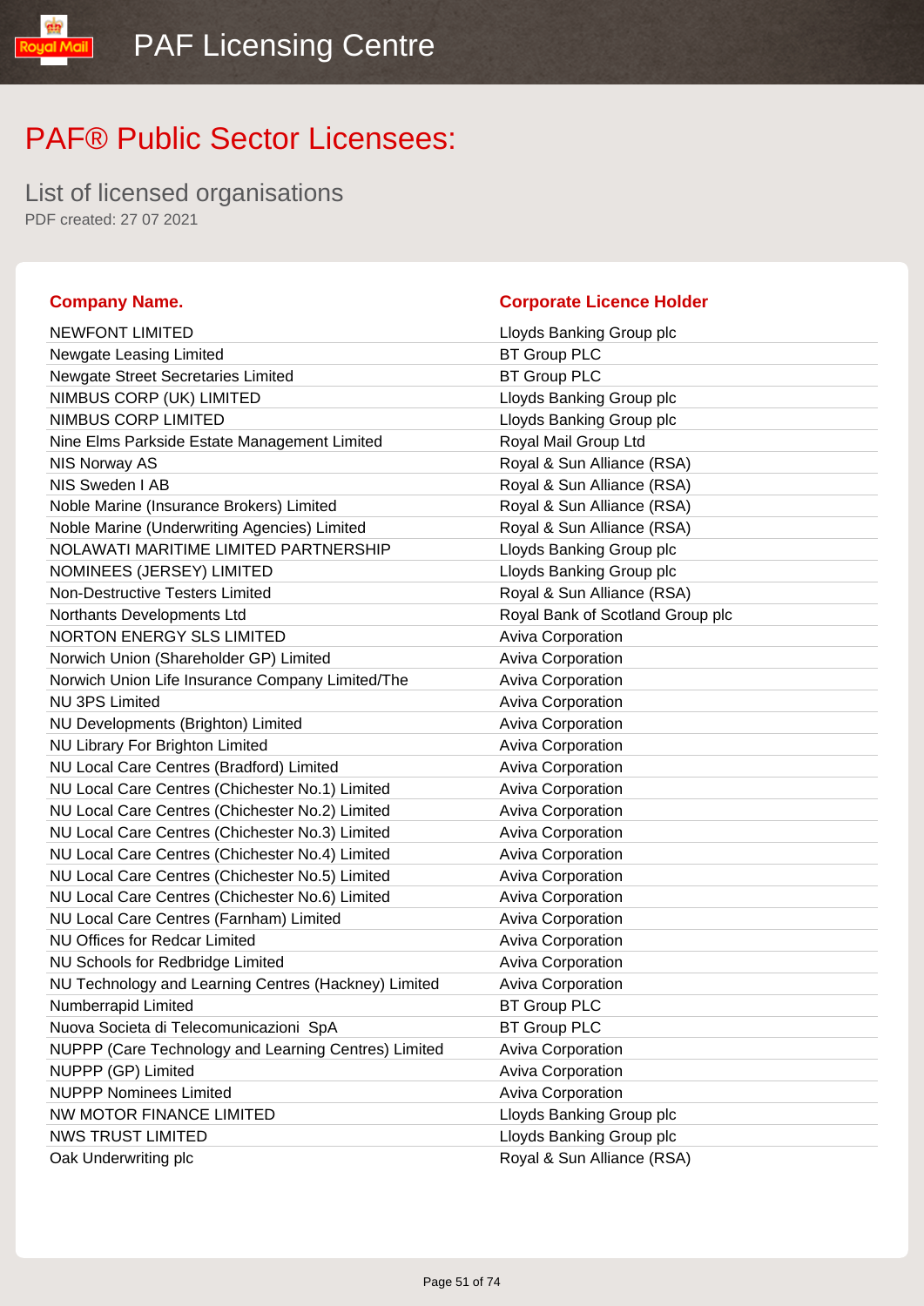# PAF® Public Sector Licensees:

List of licensed organisations

PDF created: 27 07 2021

| Company Name. | Corporate Licence Holder |
|---|---|
| NEWFONT LIMITED | Lloyds Banking Group plc |
| Newgate Leasing Limited | BT Group PLC |
| Newgate Street Secretaries Limited | BT Group PLC |
| NIMBUS CORP (UK) LIMITED | Lloyds Banking Group plc |
| NIMBUS CORP LIMITED | Lloyds Banking Group plc |
| Nine Elms Parkside Estate Management Limited | Royal Mail Group Ltd |
| NIS Norway AS | Royal & Sun Alliance (RSA) |
| NIS Sweden I AB | Royal & Sun Alliance (RSA) |
| Noble Marine (Insurance Brokers) Limited | Royal & Sun Alliance (RSA) |
| Noble Marine (Underwriting Agencies) Limited | Royal & Sun Alliance (RSA) |
| NOLAWATI MARITIME LIMITED PARTNERSHIP | Lloyds Banking Group plc |
| NOMINEES (JERSEY) LIMITED | Lloyds Banking Group plc |
| Non-Destructive Testers Limited | Royal & Sun Alliance (RSA) |
| Northants Developments Ltd | Royal Bank of Scotland Group plc |
| NORTON ENERGY SLS LIMITED | Aviva Corporation |
| Norwich Union (Shareholder GP) Limited | Aviva Corporation |
| Norwich Union Life Insurance Company Limited/The | Aviva Corporation |
| NU 3PS Limited | Aviva Corporation |
| NU Developments (Brighton) Limited | Aviva Corporation |
| NU Library For Brighton Limited | Aviva Corporation |
| NU Local Care Centres (Bradford) Limited | Aviva Corporation |
| NU Local Care Centres (Chichester No.1) Limited | Aviva Corporation |
| NU Local Care Centres (Chichester No.2) Limited | Aviva Corporation |
| NU Local Care Centres (Chichester No.3) Limited | Aviva Corporation |
| NU Local Care Centres (Chichester No.4) Limited | Aviva Corporation |
| NU Local Care Centres (Chichester No.5) Limited | Aviva Corporation |
| NU Local Care Centres (Chichester No.6) Limited | Aviva Corporation |
| NU Local Care Centres (Farnham) Limited | Aviva Corporation |
| NU Offices for Redcar Limited | Aviva Corporation |
| NU Schools for Redbridge Limited | Aviva Corporation |
| NU Technology and Learning Centres (Hackney) Limited | Aviva Corporation |
| Numberrapid Limited | BT Group PLC |
| Nuova Societa di Telecomunicazioni SpA | BT Group PLC |
| NUPPP (Care Technology and Learning Centres) Limited | Aviva Corporation |
| NUPPP (GP) Limited | Aviva Corporation |
| NUPPP Nominees Limited | Aviva Corporation |
| NW MOTOR FINANCE LIMITED | Lloyds Banking Group plc |
| NWS TRUST LIMITED | Lloyds Banking Group plc |
| Oak Underwriting plc | Royal & Sun Alliance (RSA) |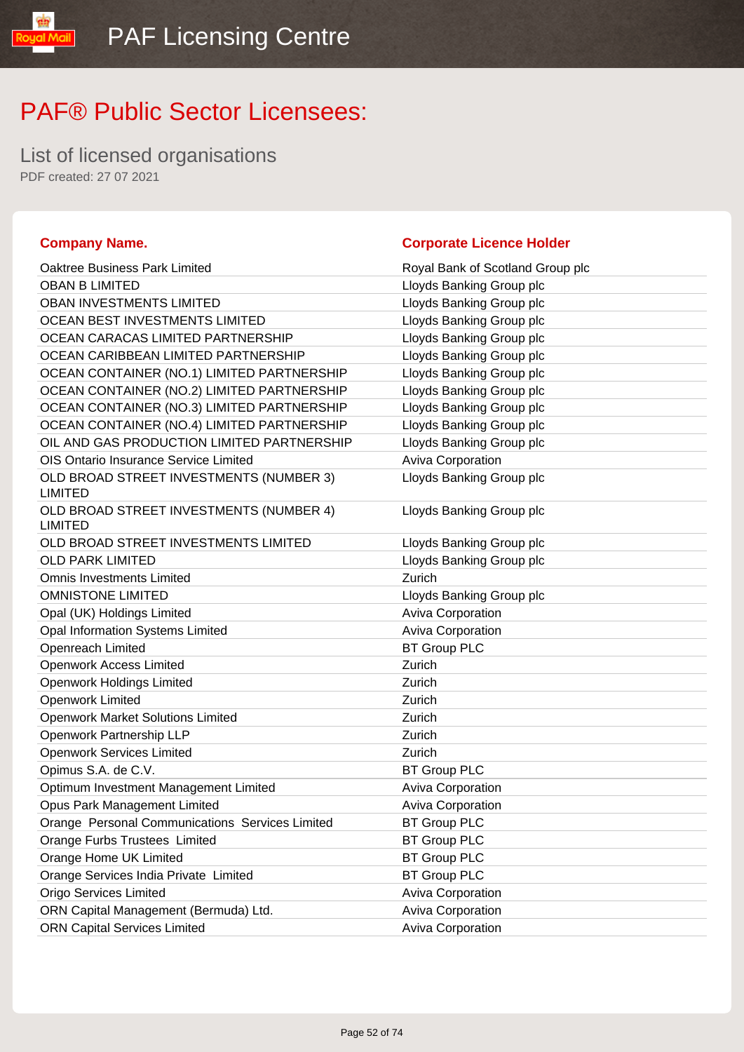PAF Licensing Centre

# PAF® Public Sector Licensees:

## List of licensed organisations

PDF created: 27 07 2021

| Company Name. | Corporate Licence Holder |
|---|---|
| Oaktree Business Park Limited | Royal Bank of Scotland Group plc |
| OBAN B LIMITED | Lloyds Banking Group plc |
| OBAN INVESTMENTS LIMITED | Lloyds Banking Group plc |
| OCEAN BEST INVESTMENTS LIMITED | Lloyds Banking Group plc |
| OCEAN CARACAS LIMITED PARTNERSHIP | Lloyds Banking Group plc |
| OCEAN CARIBBEAN LIMITED PARTNERSHIP | Lloyds Banking Group plc |
| OCEAN CONTAINER (NO.1) LIMITED PARTNERSHIP | Lloyds Banking Group plc |
| OCEAN CONTAINER (NO.2) LIMITED PARTNERSHIP | Lloyds Banking Group plc |
| OCEAN CONTAINER (NO.3) LIMITED PARTNERSHIP | Lloyds Banking Group plc |
| OCEAN CONTAINER (NO.4) LIMITED PARTNERSHIP | Lloyds Banking Group plc |
| OIL AND GAS PRODUCTION LIMITED PARTNERSHIP | Lloyds Banking Group plc |
| OIS Ontario Insurance Service Limited | Aviva Corporation |
| OLD BROAD STREET INVESTMENTS (NUMBER 3) LIMITED | Lloyds Banking Group plc |
| OLD BROAD STREET INVESTMENTS (NUMBER 4) LIMITED | Lloyds Banking Group plc |
| OLD BROAD STREET INVESTMENTS LIMITED | Lloyds Banking Group plc |
| OLD PARK LIMITED | Lloyds Banking Group plc |
| Omnis Investments Limited | Zurich |
| OMNISTONE LIMITED | Lloyds Banking Group plc |
| Opal (UK) Holdings Limited | Aviva Corporation |
| Opal Information Systems Limited | Aviva Corporation |
| Openreach Limited | BT Group PLC |
| Openwork Access Limited | Zurich |
| Openwork Holdings Limited | Zurich |
| Openwork Limited | Zurich |
| Openwork Market Solutions Limited | Zurich |
| Openwork Partnership LLP | Zurich |
| Openwork Services Limited | Zurich |
| Opimus S.A. de C.V. | BT Group PLC |
| Optimum Investment Management Limited | Aviva Corporation |
| Opus Park Management Limited | Aviva Corporation |
| Orange Personal Communications Services Limited | BT Group PLC |
| Orange Furbs Trustees Limited | BT Group PLC |
| Orange Home UK Limited | BT Group PLC |
| Orange Services India Private Limited | BT Group PLC |
| Origo Services Limited | Aviva Corporation |
| ORN Capital Management (Bermuda) Ltd. | Aviva Corporation |
| ORN Capital Services Limited | Aviva Corporation |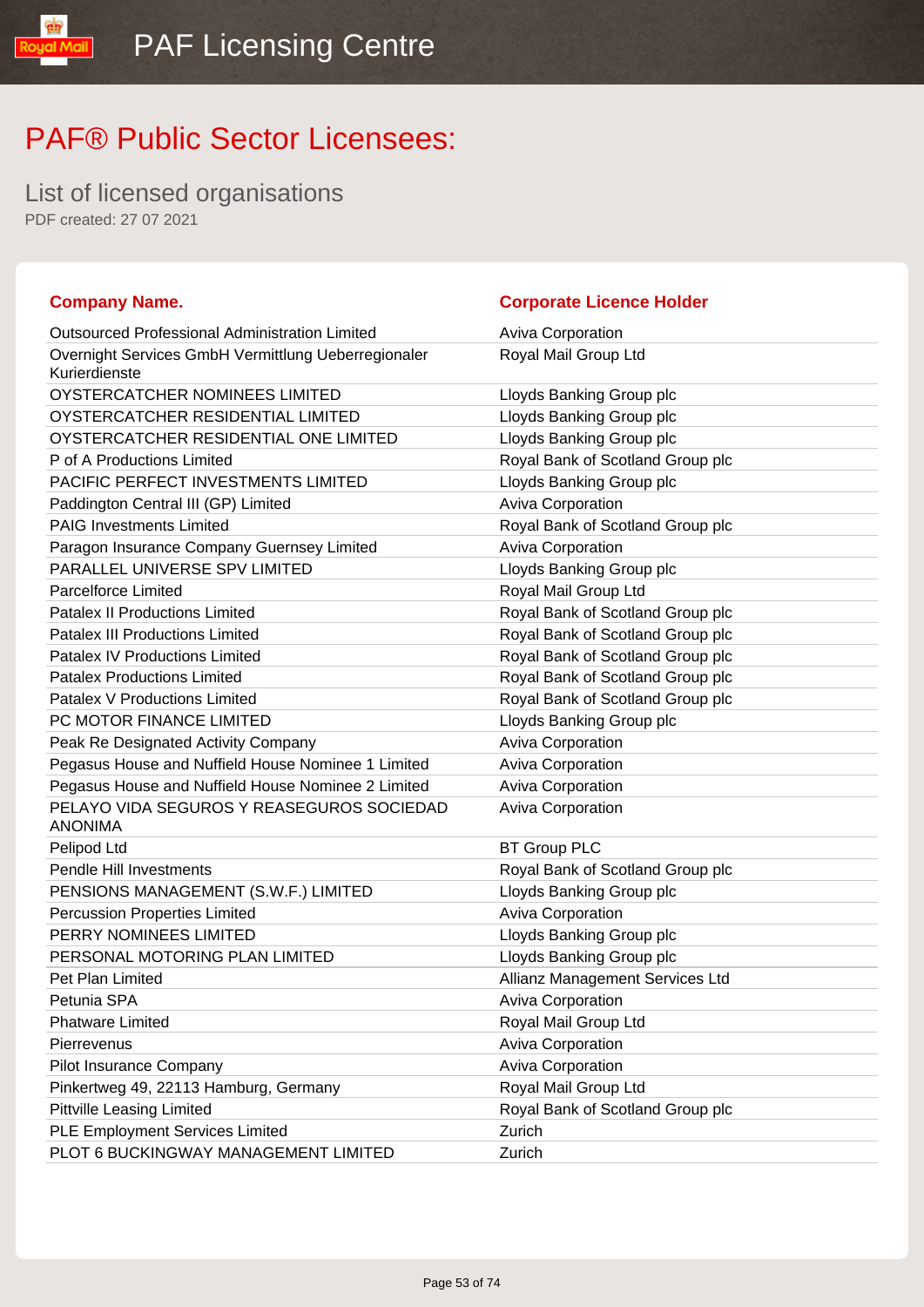# PAF® Public Sector Licensees:

## List of licensed organisations

PDF created: 27 07 2021

| Company Name. | Corporate Licence Holder |
|---|---|
| Outsourced Professional Administration Limited | Aviva Corporation |
| Overnight Services GmbH Vermittlung Ueberregionaler Kurierdienste | Royal Mail Group Ltd |
| OYSTERCATCHER NOMINEES LIMITED | Lloyds Banking Group plc |
| OYSTERCATCHER RESIDENTIAL LIMITED | Lloyds Banking Group plc |
| OYSTERCATCHER RESIDENTIAL ONE LIMITED | Lloyds Banking Group plc |
| P of A Productions Limited | Royal Bank of Scotland Group plc |
| PACIFIC PERFECT INVESTMENTS LIMITED | Lloyds Banking Group plc |
| Paddington Central III (GP) Limited | Aviva Corporation |
| PAIG Investments Limited | Royal Bank of Scotland Group plc |
| Paragon Insurance Company Guernsey Limited | Aviva Corporation |
| PARALLEL UNIVERSE SPV LIMITED | Lloyds Banking Group plc |
| Parcelforce Limited | Royal Mail Group Ltd |
| Patalex II Productions Limited | Royal Bank of Scotland Group plc |
| Patalex III Productions Limited | Royal Bank of Scotland Group plc |
| Patalex IV Productions Limited | Royal Bank of Scotland Group plc |
| Patalex Productions Limited | Royal Bank of Scotland Group plc |
| Patalex V Productions Limited | Royal Bank of Scotland Group plc |
| PC MOTOR FINANCE LIMITED | Lloyds Banking Group plc |
| Peak Re Designated Activity Company | Aviva Corporation |
| Pegasus House and Nuffield House Nominee 1 Limited | Aviva Corporation |
| Pegasus House and Nuffield House Nominee 2 Limited | Aviva Corporation |
| PELAYO VIDA SEGUROS Y REASEGUROS SOCIEDAD ANONIMA | Aviva Corporation |
| Pelipod Ltd | BT Group PLC |
| Pendle Hill Investments | Royal Bank of Scotland Group plc |
| PENSIONS MANAGEMENT (S.W.F.) LIMITED | Lloyds Banking Group plc |
| Percussion Properties Limited | Aviva Corporation |
| PERRY NOMINEES LIMITED | Lloyds Banking Group plc |
| PERSONAL MOTORING PLAN LIMITED | Lloyds Banking Group plc |
| Pet Plan Limited | Allianz Management Services Ltd |
| Petunia SPA | Aviva Corporation |
| Phatware Limited | Royal Mail Group Ltd |
| Pierrevenus | Aviva Corporation |
| Pilot Insurance Company | Aviva Corporation |
| Pinkertweg 49, 22113 Hamburg, Germany | Royal Mail Group Ltd |
| Pittville Leasing Limited | Royal Bank of Scotland Group plc |
| PLE Employment Services Limited | Zurich |
| PLOT 6 BUCKINGWAY MANAGEMENT LIMITED | Zurich |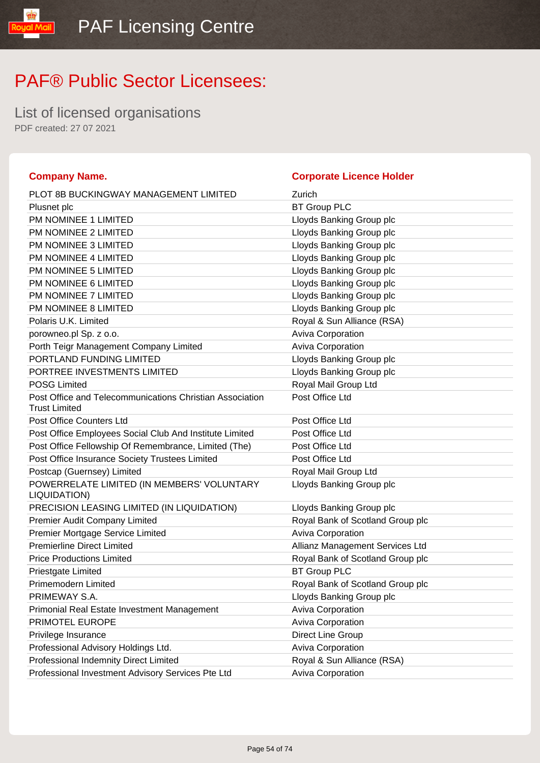# PAF® Public Sector Licensees:

## List of licensed organisations

PDF created: 27 07 2021

| Company Name. | Corporate Licence Holder |
|---|---|
| PLOT 8B BUCKINGWAY MANAGEMENT LIMITED | Zurich |
| Plusnet plc | BT Group PLC |
| PM NOMINEE 1 LIMITED | Lloyds Banking Group plc |
| PM NOMINEE 2 LIMITED | Lloyds Banking Group plc |
| PM NOMINEE 3 LIMITED | Lloyds Banking Group plc |
| PM NOMINEE 4 LIMITED | Lloyds Banking Group plc |
| PM NOMINEE 5 LIMITED | Lloyds Banking Group plc |
| PM NOMINEE 6 LIMITED | Lloyds Banking Group plc |
| PM NOMINEE 7 LIMITED | Lloyds Banking Group plc |
| PM NOMINEE 8 LIMITED | Lloyds Banking Group plc |
| Polaris U.K. Limited | Royal & Sun Alliance (RSA) |
| porowneo.pl Sp. z o.o. | Aviva Corporation |
| Porth Teigr Management Company Limited | Aviva Corporation |
| PORTLAND FUNDING LIMITED | Lloyds Banking Group plc |
| PORTREE INVESTMENTS LIMITED | Lloyds Banking Group plc |
| POSG Limited | Royal Mail Group Ltd |
| Post Office and Telecommunications Christian Association Trust Limited | Post Office Ltd |
| Post Office Counters Ltd | Post Office Ltd |
| Post Office Employees Social Club And Institute Limited | Post Office Ltd |
| Post Office Fellowship Of Remembrance, Limited (The) | Post Office Ltd |
| Post Office Insurance Society Trustees Limited | Post Office Ltd |
| Postcap (Guernsey) Limited | Royal Mail Group Ltd |
| POWERRELATE LIMITED (IN MEMBERS' VOLUNTARY LIQUIDATION) | Lloyds Banking Group plc |
| PRECISION LEASING LIMITED (IN LIQUIDATION) | Lloyds Banking Group plc |
| Premier Audit Company Limited | Royal Bank of Scotland Group plc |
| Premier Mortgage Service Limited | Aviva Corporation |
| Premierline Direct Limited | Allianz Management Services Ltd |
| Price Productions Limited | Royal Bank of Scotland Group plc |
| Priestgate Limited | BT Group PLC |
| Primemodern Limited | Royal Bank of Scotland Group plc |
| PRIMEWAY S.A. | Lloyds Banking Group plc |
| Primonial Real Estate Investment Management | Aviva Corporation |
| PRIMOTEL EUROPE | Aviva Corporation |
| Privilege Insurance | Direct Line Group |
| Professional Advisory Holdings Ltd. | Aviva Corporation |
| Professional Indemnity Direct Limited | Royal & Sun Alliance (RSA) |
| Professional Investment Advisory Services Pte Ltd | Aviva Corporation |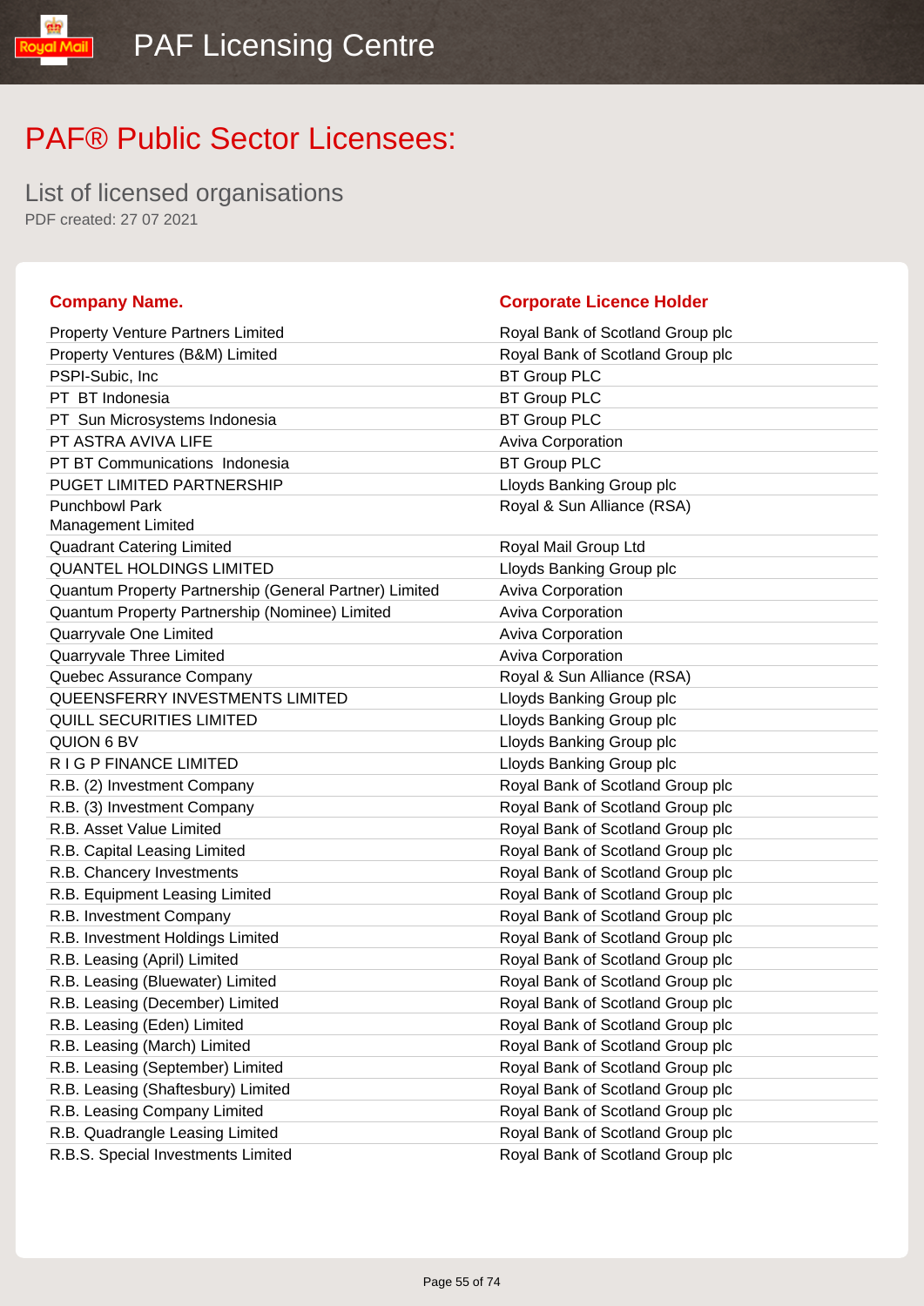# PAF® Public Sector Licensees:

## List of licensed organisations

PDF created: 27 07 2021

| Company Name. | Corporate Licence Holder |
|---|---|
| Property Venture Partners Limited | Royal Bank of Scotland Group plc |
| Property Ventures (B&M) Limited | Royal Bank of Scotland Group plc |
| PSPI-Subic, Inc | BT Group PLC |
| PT BT Indonesia | BT Group PLC |
| PT Sun Microsystems Indonesia | BT Group PLC |
| PT ASTRA AVIVA LIFE | Aviva Corporation |
| PT BT Communications Indonesia | BT Group PLC |
| PUGET LIMITED PARTNERSHIP | Lloyds Banking Group plc |
| Punchbowl Park Management Limited | Royal & Sun Alliance (RSA) |
| Quadrant Catering Limited | Royal Mail Group Ltd |
| QUANTEL HOLDINGS LIMITED | Lloyds Banking Group plc |
| Quantum Property Partnership (General Partner) Limited | Aviva Corporation |
| Quantum Property Partnership (Nominee) Limited | Aviva Corporation |
| Quarryvale One Limited | Aviva Corporation |
| Quarryvale Three Limited | Aviva Corporation |
| Quebec Assurance Company | Royal & Sun Alliance (RSA) |
| QUEENSFERRY INVESTMENTS LIMITED | Lloyds Banking Group plc |
| QUILL SECURITIES LIMITED | Lloyds Banking Group plc |
| QUION 6 BV | Lloyds Banking Group plc |
| R I G P FINANCE LIMITED | Lloyds Banking Group plc |
| R.B. (2) Investment Company | Royal Bank of Scotland Group plc |
| R.B. (3) Investment Company | Royal Bank of Scotland Group plc |
| R.B. Asset Value Limited | Royal Bank of Scotland Group plc |
| R.B. Capital Leasing Limited | Royal Bank of Scotland Group plc |
| R.B. Chancery Investments | Royal Bank of Scotland Group plc |
| R.B. Equipment Leasing Limited | Royal Bank of Scotland Group plc |
| R.B. Investment Company | Royal Bank of Scotland Group plc |
| R.B. Investment Holdings Limited | Royal Bank of Scotland Group plc |
| R.B. Leasing (April) Limited | Royal Bank of Scotland Group plc |
| R.B. Leasing (Bluewater) Limited | Royal Bank of Scotland Group plc |
| R.B. Leasing (December) Limited | Royal Bank of Scotland Group plc |
| R.B. Leasing (Eden) Limited | Royal Bank of Scotland Group plc |
| R.B. Leasing (March) Limited | Royal Bank of Scotland Group plc |
| R.B. Leasing (September) Limited | Royal Bank of Scotland Group plc |
| R.B. Leasing (Shaftesbury) Limited | Royal Bank of Scotland Group plc |
| R.B. Leasing Company Limited | Royal Bank of Scotland Group plc |
| R.B. Quadrangle Leasing Limited | Royal Bank of Scotland Group plc |
| R.B.S. Special Investments Limited | Royal Bank of Scotland Group plc |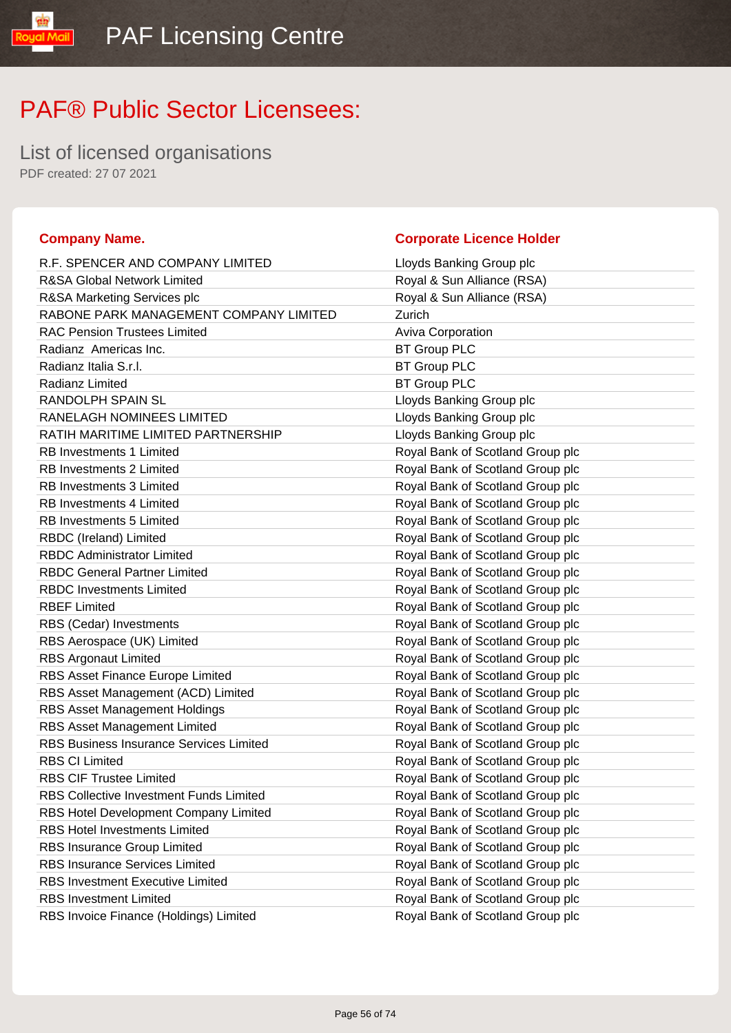# PAF® Public Sector Licensees:

## List of licensed organisations

PDF created: 27 07 2021

| Company Name. | Corporate Licence Holder |
| --- | --- |
| R.F. SPENCER AND COMPANY LIMITED | Lloyds Banking Group plc |
| R&SA Global Network Limited | Royal & Sun Alliance (RSA) |
| R&SA Marketing Services plc | Royal & Sun Alliance (RSA) |
| RABONE PARK MANAGEMENT COMPANY LIMITED | Zurich |
| RAC Pension Trustees Limited | Aviva Corporation |
| Radianz  Americas Inc. | BT Group PLC |
| Radianz Italia S.r.l. | BT Group PLC |
| Radianz Limited | BT Group PLC |
| RANDOLPH SPAIN SL | Lloyds Banking Group plc |
| RANELAGH NOMINEES LIMITED | Lloyds Banking Group plc |
| RATIH MARITIME LIMITED PARTNERSHIP | Lloyds Banking Group plc |
| RB Investments 1 Limited | Royal Bank of Scotland Group plc |
| RB Investments 2 Limited | Royal Bank of Scotland Group plc |
| RB Investments 3 Limited | Royal Bank of Scotland Group plc |
| RB Investments 4 Limited | Royal Bank of Scotland Group plc |
| RB Investments 5 Limited | Royal Bank of Scotland Group plc |
| RBDC (Ireland) Limited | Royal Bank of Scotland Group plc |
| RBDC Administrator Limited | Royal Bank of Scotland Group plc |
| RBDC General Partner Limited | Royal Bank of Scotland Group plc |
| RBDC Investments Limited | Royal Bank of Scotland Group plc |
| RBEF Limited | Royal Bank of Scotland Group plc |
| RBS (Cedar) Investments | Royal Bank of Scotland Group plc |
| RBS Aerospace (UK) Limited | Royal Bank of Scotland Group plc |
| RBS Argonaut Limited | Royal Bank of Scotland Group plc |
| RBS Asset Finance Europe Limited | Royal Bank of Scotland Group plc |
| RBS Asset Management (ACD) Limited | Royal Bank of Scotland Group plc |
| RBS Asset Management Holdings | Royal Bank of Scotland Group plc |
| RBS Asset Management Limited | Royal Bank of Scotland Group plc |
| RBS Business Insurance Services Limited | Royal Bank of Scotland Group plc |
| RBS CI Limited | Royal Bank of Scotland Group plc |
| RBS CIF Trustee Limited | Royal Bank of Scotland Group plc |
| RBS Collective Investment Funds Limited | Royal Bank of Scotland Group plc |
| RBS Hotel Development Company Limited | Royal Bank of Scotland Group plc |
| RBS Hotel Investments Limited | Royal Bank of Scotland Group plc |
| RBS Insurance Group Limited | Royal Bank of Scotland Group plc |
| RBS Insurance Services Limited | Royal Bank of Scotland Group plc |
| RBS Investment Executive Limited | Royal Bank of Scotland Group plc |
| RBS Investment Limited | Royal Bank of Scotland Group plc |
| RBS Invoice Finance (Holdings) Limited | Royal Bank of Scotland Group plc |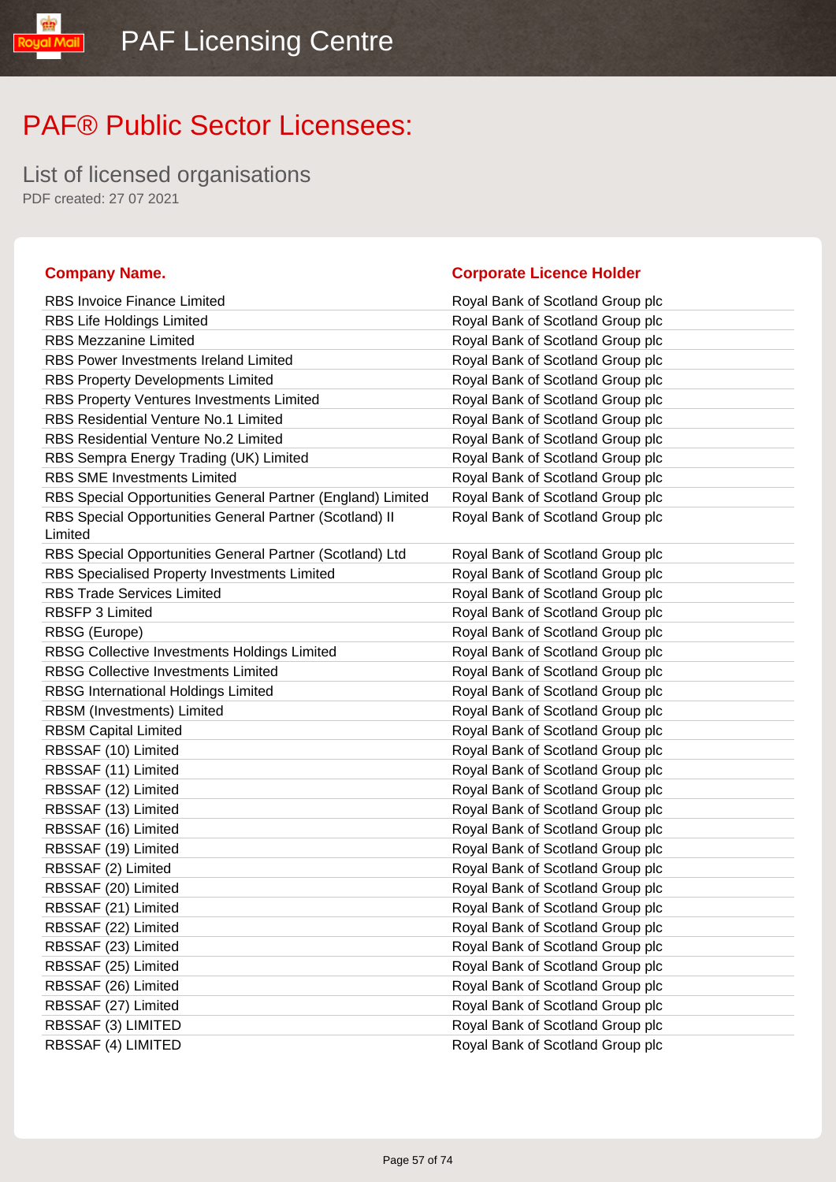# PAF® Public Sector Licensees:

## List of licensed organisations

PDF created: 27 07 2021

| Company Name. | Corporate Licence Holder |
|---|---|
| RBS Invoice Finance Limited | Royal Bank of Scotland Group plc |
| RBS Life Holdings Limited | Royal Bank of Scotland Group plc |
| RBS Mezzanine Limited | Royal Bank of Scotland Group plc |
| RBS Power Investments Ireland Limited | Royal Bank of Scotland Group plc |
| RBS Property Developments Limited | Royal Bank of Scotland Group plc |
| RBS Property Ventures Investments Limited | Royal Bank of Scotland Group plc |
| RBS Residential Venture No.1 Limited | Royal Bank of Scotland Group plc |
| RBS Residential Venture No.2 Limited | Royal Bank of Scotland Group plc |
| RBS Sempra Energy Trading (UK) Limited | Royal Bank of Scotland Group plc |
| RBS SME Investments Limited | Royal Bank of Scotland Group plc |
| RBS Special Opportunities General Partner (England) Limited | Royal Bank of Scotland Group plc |
| RBS Special Opportunities General Partner (Scotland) II Limited | Royal Bank of Scotland Group plc |
| RBS Special Opportunities General Partner (Scotland) Ltd | Royal Bank of Scotland Group plc |
| RBS Specialised Property Investments Limited | Royal Bank of Scotland Group plc |
| RBS Trade Services Limited | Royal Bank of Scotland Group plc |
| RBSFP 3 Limited | Royal Bank of Scotland Group plc |
| RBSG (Europe) | Royal Bank of Scotland Group plc |
| RBSG Collective Investments Holdings Limited | Royal Bank of Scotland Group plc |
| RBSG Collective Investments Limited | Royal Bank of Scotland Group plc |
| RBSG International Holdings Limited | Royal Bank of Scotland Group plc |
| RBSM (Investments) Limited | Royal Bank of Scotland Group plc |
| RBSM Capital Limited | Royal Bank of Scotland Group plc |
| RBSSAF (10) Limited | Royal Bank of Scotland Group plc |
| RBSSAF (11) Limited | Royal Bank of Scotland Group plc |
| RBSSAF (12) Limited | Royal Bank of Scotland Group plc |
| RBSSAF (13) Limited | Royal Bank of Scotland Group plc |
| RBSSAF (16) Limited | Royal Bank of Scotland Group plc |
| RBSSAF (19) Limited | Royal Bank of Scotland Group plc |
| RBSSAF (2) Limited | Royal Bank of Scotland Group plc |
| RBSSAF (20) Limited | Royal Bank of Scotland Group plc |
| RBSSAF (21) Limited | Royal Bank of Scotland Group plc |
| RBSSAF (22) Limited | Royal Bank of Scotland Group plc |
| RBSSAF (23) Limited | Royal Bank of Scotland Group plc |
| RBSSAF (25) Limited | Royal Bank of Scotland Group plc |
| RBSSAF (26) Limited | Royal Bank of Scotland Group plc |
| RBSSAF (27) Limited | Royal Bank of Scotland Group plc |
| RBSSAF (3) LIMITED | Royal Bank of Scotland Group plc |
| RBSSAF (4) LIMITED | Royal Bank of Scotland Group plc |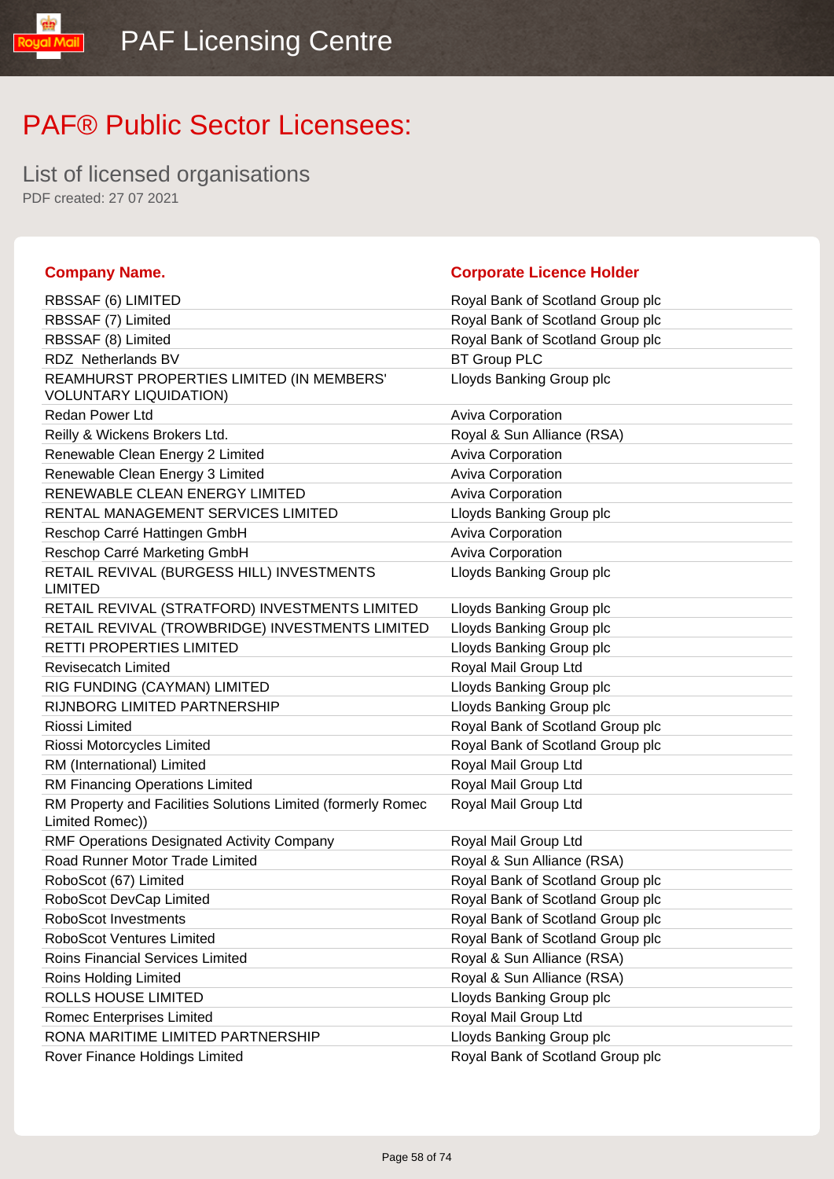PAF Licensing Centre

# PAF® Public Sector Licensees:

## List of licensed organisations

PDF created: 27 07 2021

| Company Name. | Corporate Licence Holder |
|---|---|
| RBSSAF (6) LIMITED | Royal Bank of Scotland Group plc |
| RBSSAF (7) Limited | Royal Bank of Scotland Group plc |
| RBSSAF (8) Limited | Royal Bank of Scotland Group plc |
| RDZ Netherlands BV | BT Group PLC |
| REAMHURST PROPERTIES LIMITED (IN MEMBERS' VOLUNTARY LIQUIDATION) | Lloyds Banking Group plc |
| Redan Power Ltd | Aviva Corporation |
| Reilly & Wickens Brokers Ltd. | Royal & Sun Alliance (RSA) |
| Renewable Clean Energy 2 Limited | Aviva Corporation |
| Renewable Clean Energy 3 Limited | Aviva Corporation |
| RENEWABLE CLEAN ENERGY LIMITED | Aviva Corporation |
| RENTAL MANAGEMENT SERVICES LIMITED | Lloyds Banking Group plc |
| Reschop Carré Hattingen GmbH | Aviva Corporation |
| Reschop Carré Marketing GmbH | Aviva Corporation |
| RETAIL REVIVAL (BURGESS HILL) INVESTMENTS LIMITED | Lloyds Banking Group plc |
| RETAIL REVIVAL (STRATFORD) INVESTMENTS LIMITED | Lloyds Banking Group plc |
| RETAIL REVIVAL (TROWBRIDGE) INVESTMENTS LIMITED | Lloyds Banking Group plc |
| RETTI PROPERTIES LIMITED | Lloyds Banking Group plc |
| Revisecatch Limited | Royal Mail Group Ltd |
| RIG FUNDING (CAYMAN) LIMITED | Lloyds Banking Group plc |
| RIJNBORG LIMITED PARTNERSHIP | Lloyds Banking Group plc |
| Riossi Limited | Royal Bank of Scotland Group plc |
| Riossi Motorcycles Limited | Royal Bank of Scotland Group plc |
| RM (International) Limited | Royal Mail Group Ltd |
| RM Financing Operations Limited | Royal Mail Group Ltd |
| RM Property and Facilities Solutions Limited (formerly Romec Limited Romec)) | Royal Mail Group Ltd |
| RMF Operations Designated Activity Company | Royal Mail Group Ltd |
| Road Runner Motor Trade Limited | Royal & Sun Alliance (RSA) |
| RoboScot (67) Limited | Royal Bank of Scotland Group plc |
| RoboScot DevCap Limited | Royal Bank of Scotland Group plc |
| RoboScot Investments | Royal Bank of Scotland Group plc |
| RoboScot Ventures Limited | Royal Bank of Scotland Group plc |
| Roins Financial Services Limited | Royal & Sun Alliance (RSA) |
| Roins Holding Limited | Royal & Sun Alliance (RSA) |
| ROLLS HOUSE LIMITED | Lloyds Banking Group plc |
| Romec Enterprises Limited | Royal Mail Group Ltd |
| RONA MARITIME LIMITED PARTNERSHIP | Lloyds Banking Group plc |
| Rover Finance Holdings Limited | Royal Bank of Scotland Group plc |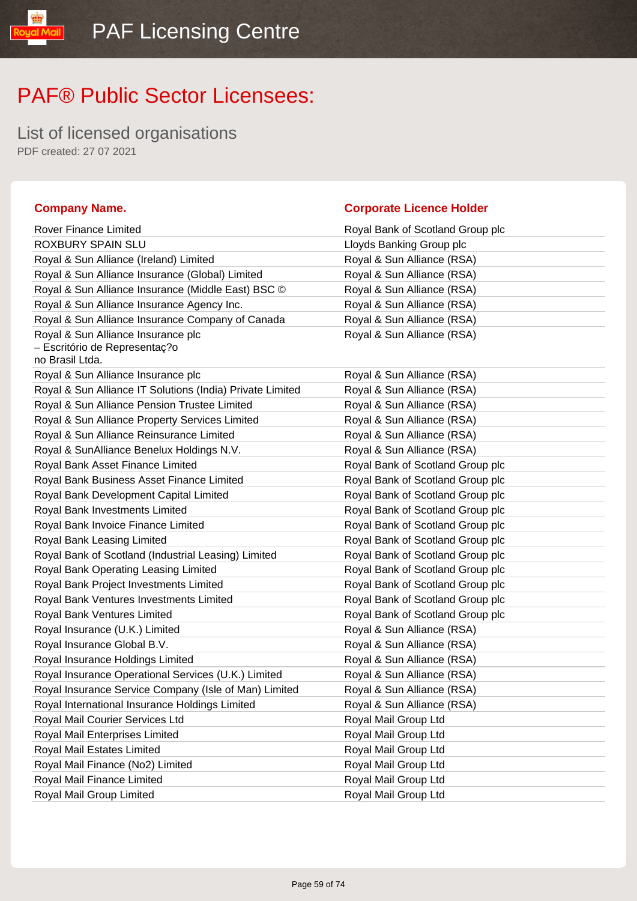# PAF® Public Sector Licensees:

## List of licensed organisations

PDF created: 27 07 2021

| Company Name. | Corporate Licence Holder |
|---|---|
| Rover Finance Limited | Royal Bank of Scotland Group plc |
| ROXBURY SPAIN SLU | Lloyds Banking Group plc |
| Royal & Sun Alliance (Ireland) Limited | Royal & Sun Alliance (RSA) |
| Royal & Sun Alliance Insurance (Global) Limited | Royal & Sun Alliance (RSA) |
| Royal & Sun Alliance Insurance (Middle East) BSC © | Royal & Sun Alliance (RSA) |
| Royal & Sun Alliance Insurance Agency Inc. | Royal & Sun Alliance (RSA) |
| Royal & Sun Alliance Insurance Company of Canada | Royal & Sun Alliance (RSA) |
| Royal & Sun Alliance Insurance plc – Escritório de Representaç?o no Brasil Ltda. | Royal & Sun Alliance (RSA) |
| Royal & Sun Alliance Insurance plc | Royal & Sun Alliance (RSA) |
| Royal & Sun Alliance IT Solutions (India) Private Limited | Royal & Sun Alliance (RSA) |
| Royal & Sun Alliance Pension Trustee Limited | Royal & Sun Alliance (RSA) |
| Royal & Sun Alliance Property Services Limited | Royal & Sun Alliance (RSA) |
| Royal & Sun Alliance Reinsurance Limited | Royal & Sun Alliance (RSA) |
| Royal & SunAlliance Benelux Holdings N.V. | Royal & Sun Alliance (RSA) |
| Royal Bank Asset Finance Limited | Royal Bank of Scotland Group plc |
| Royal Bank Business Asset Finance Limited | Royal Bank of Scotland Group plc |
| Royal Bank Development Capital Limited | Royal Bank of Scotland Group plc |
| Royal Bank Investments Limited | Royal Bank of Scotland Group plc |
| Royal Bank Invoice Finance Limited | Royal Bank of Scotland Group plc |
| Royal Bank Leasing Limited | Royal Bank of Scotland Group plc |
| Royal Bank of Scotland (Industrial Leasing) Limited | Royal Bank of Scotland Group plc |
| Royal Bank Operating Leasing Limited | Royal Bank of Scotland Group plc |
| Royal Bank Project Investments Limited | Royal Bank of Scotland Group plc |
| Royal Bank Ventures Investments Limited | Royal Bank of Scotland Group plc |
| Royal Bank Ventures Limited | Royal Bank of Scotland Group plc |
| Royal Insurance (U.K.) Limited | Royal & Sun Alliance (RSA) |
| Royal Insurance Global B.V. | Royal & Sun Alliance (RSA) |
| Royal Insurance Holdings Limited | Royal & Sun Alliance (RSA) |
| Royal Insurance Operational Services (U.K.) Limited | Royal & Sun Alliance (RSA) |
| Royal Insurance Service Company (Isle of Man) Limited | Royal & Sun Alliance (RSA) |
| Royal International Insurance Holdings Limited | Royal & Sun Alliance (RSA) |
| Royal Mail Courier Services Ltd | Royal Mail Group Ltd |
| Royal Mail Enterprises Limited | Royal Mail Group Ltd |
| Royal Mail Estates Limited | Royal Mail Group Ltd |
| Royal Mail Finance (No2) Limited | Royal Mail Group Ltd |
| Royal Mail Finance Limited | Royal Mail Group Ltd |
| Royal Mail Group Limited | Royal Mail Group Ltd |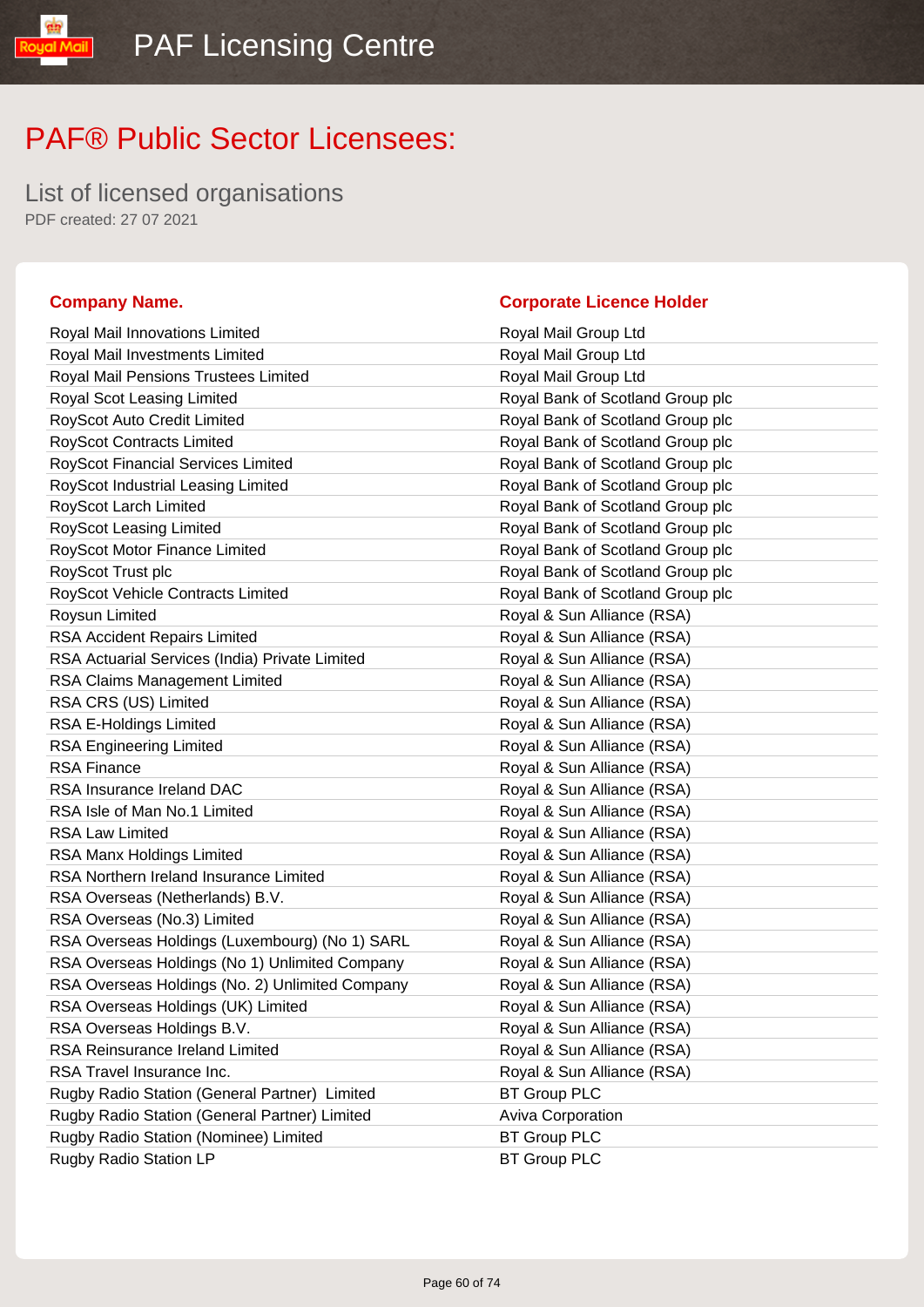# PAF® Public Sector Licensees:

List of licensed organisations

PDF created: 27 07 2021

| Company Name. | Corporate Licence Holder |
|---|---|
| Royal Mail Innovations Limited | Royal Mail Group Ltd |
| Royal Mail Investments Limited | Royal Mail Group Ltd |
| Royal Mail Pensions Trustees Limited | Royal Mail Group Ltd |
| Royal Scot Leasing Limited | Royal Bank of Scotland Group plc |
| RoyScot Auto Credit Limited | Royal Bank of Scotland Group plc |
| RoyScot Contracts Limited | Royal Bank of Scotland Group plc |
| RoyScot Financial Services Limited | Royal Bank of Scotland Group plc |
| RoyScot Industrial Leasing Limited | Royal Bank of Scotland Group plc |
| RoyScot Larch Limited | Royal Bank of Scotland Group plc |
| RoyScot Leasing Limited | Royal Bank of Scotland Group plc |
| RoyScot Motor Finance Limited | Royal Bank of Scotland Group plc |
| RoyScot Trust plc | Royal Bank of Scotland Group plc |
| RoyScot Vehicle Contracts Limited | Royal Bank of Scotland Group plc |
| Roysun Limited | Royal & Sun Alliance (RSA) |
| RSA Accident Repairs Limited | Royal & Sun Alliance (RSA) |
| RSA Actuarial Services (India) Private Limited | Royal & Sun Alliance (RSA) |
| RSA Claims Management Limited | Royal & Sun Alliance (RSA) |
| RSA CRS (US) Limited | Royal & Sun Alliance (RSA) |
| RSA E-Holdings Limited | Royal & Sun Alliance (RSA) |
| RSA Engineering Limited | Royal & Sun Alliance (RSA) |
| RSA Finance | Royal & Sun Alliance (RSA) |
| RSA Insurance Ireland DAC | Royal & Sun Alliance (RSA) |
| RSA Isle of Man No.1 Limited | Royal & Sun Alliance (RSA) |
| RSA Law Limited | Royal & Sun Alliance (RSA) |
| RSA Manx Holdings Limited | Royal & Sun Alliance (RSA) |
| RSA Northern Ireland Insurance Limited | Royal & Sun Alliance (RSA) |
| RSA Overseas (Netherlands) B.V. | Royal & Sun Alliance (RSA) |
| RSA Overseas (No.3) Limited | Royal & Sun Alliance (RSA) |
| RSA Overseas Holdings (Luxembourg) (No 1) SARL | Royal & Sun Alliance (RSA) |
| RSA Overseas Holdings (No 1) Unlimited Company | Royal & Sun Alliance (RSA) |
| RSA Overseas Holdings (No. 2) Unlimited Company | Royal & Sun Alliance (RSA) |
| RSA Overseas Holdings (UK) Limited | Royal & Sun Alliance (RSA) |
| RSA Overseas Holdings B.V. | Royal & Sun Alliance (RSA) |
| RSA Reinsurance Ireland Limited | Royal & Sun Alliance (RSA) |
| RSA Travel Insurance Inc. | Royal & Sun Alliance (RSA) |
| Rugby Radio Station (General Partner) Limited | BT Group PLC |
| Rugby Radio Station (General Partner) Limited | Aviva Corporation |
| Rugby Radio Station (Nominee) Limited | BT Group PLC |
| Rugby Radio Station LP | BT Group PLC |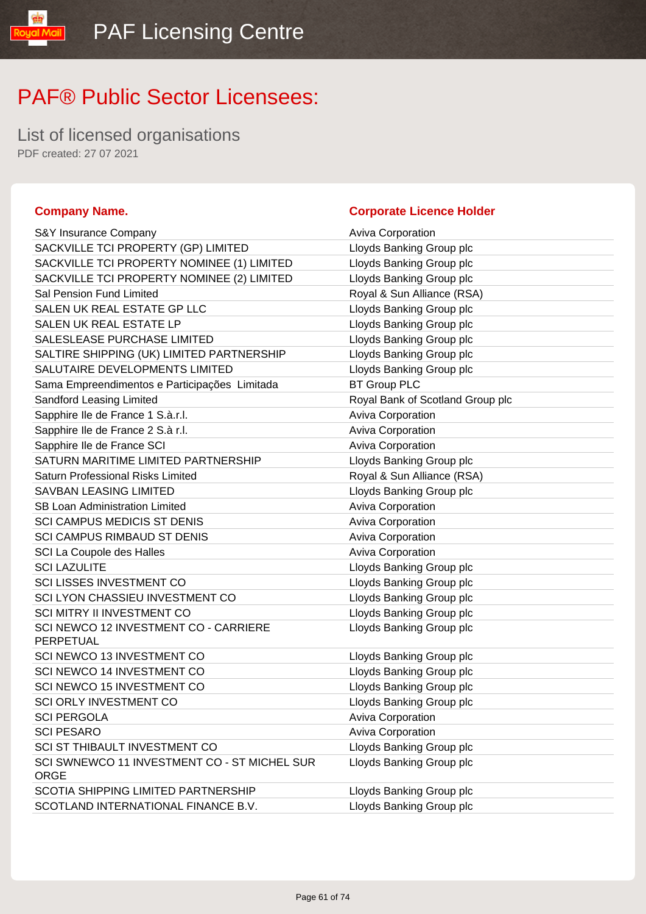# PAF® Public Sector Licensees:

## List of licensed organisations

PDF created: 27 07 2021

| Company Name. | Corporate Licence Holder |
|---|---|
| S&Y Insurance Company | Aviva Corporation |
| SACKVILLE TCI PROPERTY (GP) LIMITED | Lloyds Banking Group plc |
| SACKVILLE TCI PROPERTY NOMINEE (1) LIMITED | Lloyds Banking Group plc |
| SACKVILLE TCI PROPERTY NOMINEE (2) LIMITED | Lloyds Banking Group plc |
| Sal Pension Fund Limited | Royal & Sun Alliance (RSA) |
| SALEN UK REAL ESTATE GP LLC | Lloyds Banking Group plc |
| SALEN UK REAL ESTATE LP | Lloyds Banking Group plc |
| SALESLEASE PURCHASE LIMITED | Lloyds Banking Group plc |
| SALTIRE SHIPPING (UK) LIMITED PARTNERSHIP | Lloyds Banking Group plc |
| SALUTAIRE DEVELOPMENTS LIMITED | Lloyds Banking Group plc |
| Sama Empreendimentos e Participações  Limitada | BT Group PLC |
| Sandford Leasing Limited | Royal Bank of Scotland Group plc |
| Sapphire Ile de France 1 S.à.r.l. | Aviva Corporation |
| Sapphire Ile de France 2 S.à r.l. | Aviva Corporation |
| Sapphire Ile de France SCI | Aviva Corporation |
| SATURN MARITIME LIMITED PARTNERSHIP | Lloyds Banking Group plc |
| Saturn Professional Risks Limited | Royal & Sun Alliance (RSA) |
| SAVBAN LEASING LIMITED | Lloyds Banking Group plc |
| SB Loan Administration Limited | Aviva Corporation |
| SCI CAMPUS MEDICIS ST DENIS | Aviva Corporation |
| SCI CAMPUS RIMBAUD ST DENIS | Aviva Corporation |
| SCI La Coupole des Halles | Aviva Corporation |
| SCI LAZULITE | Lloyds Banking Group plc |
| SCI LISSES INVESTMENT CO | Lloyds Banking Group plc |
| SCI LYON CHASSIEU INVESTMENT CO | Lloyds Banking Group plc |
| SCI MITRY II INVESTMENT CO | Lloyds Banking Group plc |
| SCI NEWCO 12 INVESTMENT CO - CARRIERE PERPETUAL | Lloyds Banking Group plc |
| SCI NEWCO 13 INVESTMENT CO | Lloyds Banking Group plc |
| SCI NEWCO 14 INVESTMENT CO | Lloyds Banking Group plc |
| SCI NEWCO 15 INVESTMENT CO | Lloyds Banking Group plc |
| SCI ORLY INVESTMENT CO | Lloyds Banking Group plc |
| SCI PERGOLA | Aviva Corporation |
| SCI PESARO | Aviva Corporation |
| SCI ST THIBAULT INVESTMENT CO | Lloyds Banking Group plc |
| SCI SWNEWCO 11 INVESTMENT CO - ST MICHEL SUR ORGE | Lloyds Banking Group plc |
| SCOTIA SHIPPING LIMITED PARTNERSHIP | Lloyds Banking Group plc |
| SCOTLAND INTERNATIONAL FINANCE B.V. | Lloyds Banking Group plc |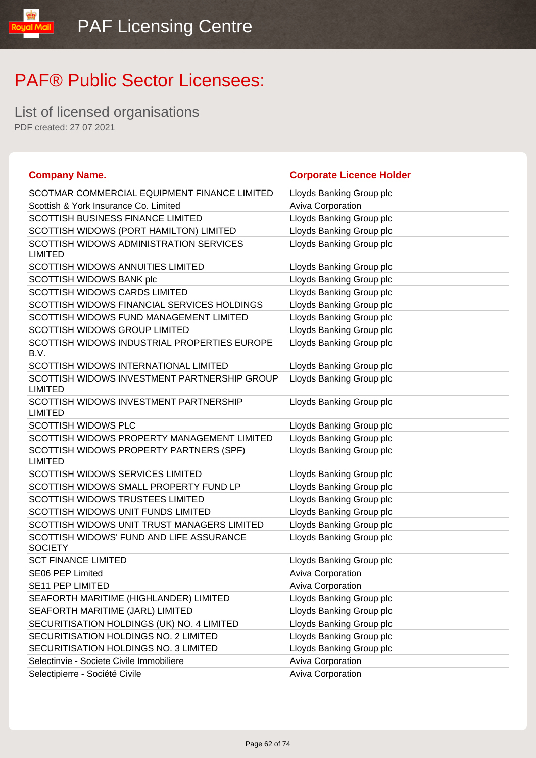# PAF® Public Sector Licensees:

## List of licensed organisations

PDF created: 27 07 2021

| Company Name. | Corporate Licence Holder |
|---|---|
| SCOTMAR COMMERCIAL EQUIPMENT FINANCE LIMITED | Lloyds Banking Group plc |
| Scottish & York Insurance Co. Limited | Aviva Corporation |
| SCOTTISH BUSINESS FINANCE LIMITED | Lloyds Banking Group plc |
| SCOTTISH WIDOWS (PORT HAMILTON) LIMITED | Lloyds Banking Group plc |
| SCOTTISH WIDOWS ADMINISTRATION SERVICES LIMITED | Lloyds Banking Group plc |
| SCOTTISH WIDOWS ANNUITIES LIMITED | Lloyds Banking Group plc |
| SCOTTISH WIDOWS BANK plc | Lloyds Banking Group plc |
| SCOTTISH WIDOWS CARDS LIMITED | Lloyds Banking Group plc |
| SCOTTISH WIDOWS FINANCIAL SERVICES HOLDINGS | Lloyds Banking Group plc |
| SCOTTISH WIDOWS FUND MANAGEMENT LIMITED | Lloyds Banking Group plc |
| SCOTTISH WIDOWS GROUP LIMITED | Lloyds Banking Group plc |
| SCOTTISH WIDOWS INDUSTRIAL PROPERTIES EUROPE B.V. | Lloyds Banking Group plc |
| SCOTTISH WIDOWS INTERNATIONAL LIMITED | Lloyds Banking Group plc |
| SCOTTISH WIDOWS INVESTMENT PARTNERSHIP GROUP LIMITED | Lloyds Banking Group plc |
| SCOTTISH WIDOWS INVESTMENT PARTNERSHIP LIMITED | Lloyds Banking Group plc |
| SCOTTISH WIDOWS PLC | Lloyds Banking Group plc |
| SCOTTISH WIDOWS PROPERTY MANAGEMENT LIMITED | Lloyds Banking Group plc |
| SCOTTISH WIDOWS PROPERTY PARTNERS (SPF) LIMITED | Lloyds Banking Group plc |
| SCOTTISH WIDOWS SERVICES LIMITED | Lloyds Banking Group plc |
| SCOTTISH WIDOWS SMALL PROPERTY FUND LP | Lloyds Banking Group plc |
| SCOTTISH WIDOWS TRUSTEES LIMITED | Lloyds Banking Group plc |
| SCOTTISH WIDOWS UNIT FUNDS LIMITED | Lloyds Banking Group plc |
| SCOTTISH WIDOWS UNIT TRUST MANAGERS LIMITED | Lloyds Banking Group plc |
| SCOTTISH WIDOWS' FUND AND LIFE ASSURANCE SOCIETY | Lloyds Banking Group plc |
| SCT FINANCE LIMITED | Lloyds Banking Group plc |
| SE06 PEP Limited | Aviva Corporation |
| SE11 PEP LIMITED | Aviva Corporation |
| SEAFORTH MARITIME (HIGHLANDER) LIMITED | Lloyds Banking Group plc |
| SEAFORTH MARITIME (JARL) LIMITED | Lloyds Banking Group plc |
| SECURITISATION HOLDINGS (UK) NO. 4 LIMITED | Lloyds Banking Group plc |
| SECURITISATION HOLDINGS NO. 2 LIMITED | Lloyds Banking Group plc |
| SECURITISATION HOLDINGS NO. 3 LIMITED | Lloyds Banking Group plc |
| Selectinvie - Societe Civile Immobiliere | Aviva Corporation |
| Selectipierre - Société Civile | Aviva Corporation |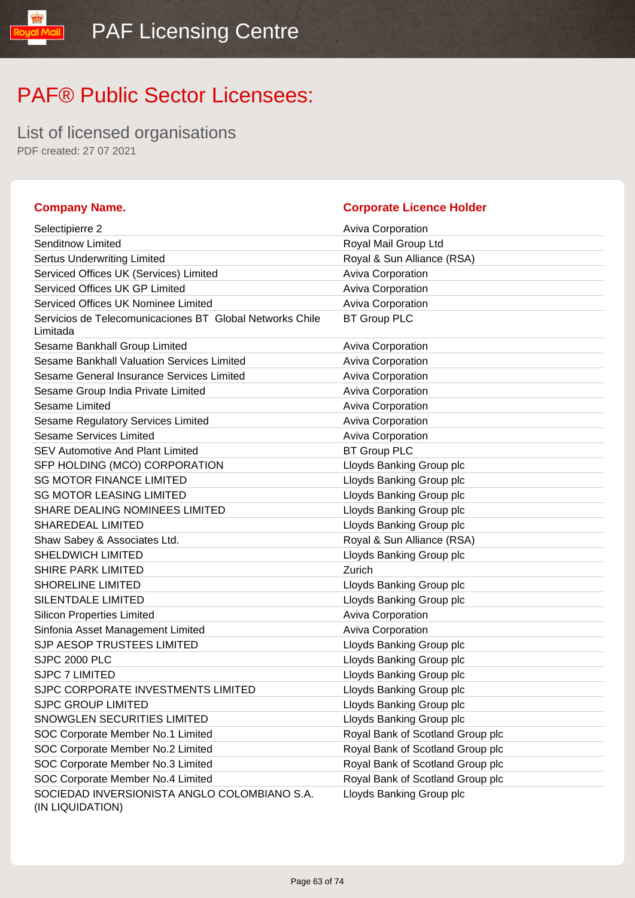# PAF® Public Sector Licensees:

## List of licensed organisations

PDF created: 27 07 2021

| Company Name. | Corporate Licence Holder |
| --- | --- |
| Selectipierre 2 | Aviva Corporation |
| Senditnow Limited | Royal Mail Group Ltd |
| Sertus Underwriting Limited | Royal & Sun Alliance (RSA) |
| Serviced Offices UK (Services) Limited | Aviva Corporation |
| Serviced Offices UK GP Limited | Aviva Corporation |
| Serviced Offices UK Nominee Limited | Aviva Corporation |
| Servicios de Telecomunicaciones BT Global Networks Chile Limitada | BT Group PLC |
| Sesame Bankhall Group Limited | Aviva Corporation |
| Sesame Bankhall Valuation Services Limited | Aviva Corporation |
| Sesame General Insurance Services Limited | Aviva Corporation |
| Sesame Group India Private Limited | Aviva Corporation |
| Sesame Limited | Aviva Corporation |
| Sesame Regulatory Services Limited | Aviva Corporation |
| Sesame Services Limited | Aviva Corporation |
| SEV Automotive And Plant Limited | BT Group PLC |
| SFP HOLDING (MCO) CORPORATION | Lloyds Banking Group plc |
| SG MOTOR FINANCE LIMITED | Lloyds Banking Group plc |
| SG MOTOR LEASING LIMITED | Lloyds Banking Group plc |
| SHARE DEALING NOMINEES LIMITED | Lloyds Banking Group plc |
| SHAREDEAL LIMITED | Lloyds Banking Group plc |
| Shaw Sabey & Associates Ltd. | Royal & Sun Alliance (RSA) |
| SHELDWICH LIMITED | Lloyds Banking Group plc |
| SHIRE PARK LIMITED | Zurich |
| SHORELINE LIMITED | Lloyds Banking Group plc |
| SILENTDALE LIMITED | Lloyds Banking Group plc |
| Silicon Properties Limited | Aviva Corporation |
| Sinfonia Asset Management Limited | Aviva Corporation |
| SJP AESOP TRUSTEES LIMITED | Lloyds Banking Group plc |
| SJPC 2000 PLC | Lloyds Banking Group plc |
| SJPC 7 LIMITED | Lloyds Banking Group plc |
| SJPC CORPORATE INVESTMENTS LIMITED | Lloyds Banking Group plc |
| SJPC GROUP LIMITED | Lloyds Banking Group plc |
| SNOWGLEN SECURITIES LIMITED | Lloyds Banking Group plc |
| SOC Corporate Member No.1 Limited | Royal Bank of Scotland Group plc |
| SOC Corporate Member No.2 Limited | Royal Bank of Scotland Group plc |
| SOC Corporate Member No.3 Limited | Royal Bank of Scotland Group plc |
| SOC Corporate Member No.4 Limited | Royal Bank of Scotland Group plc |
| SOCIEDAD INVERSIONISTA ANGLO COLOMBIANO S.A. (IN LIQUIDATION) | Lloyds Banking Group plc |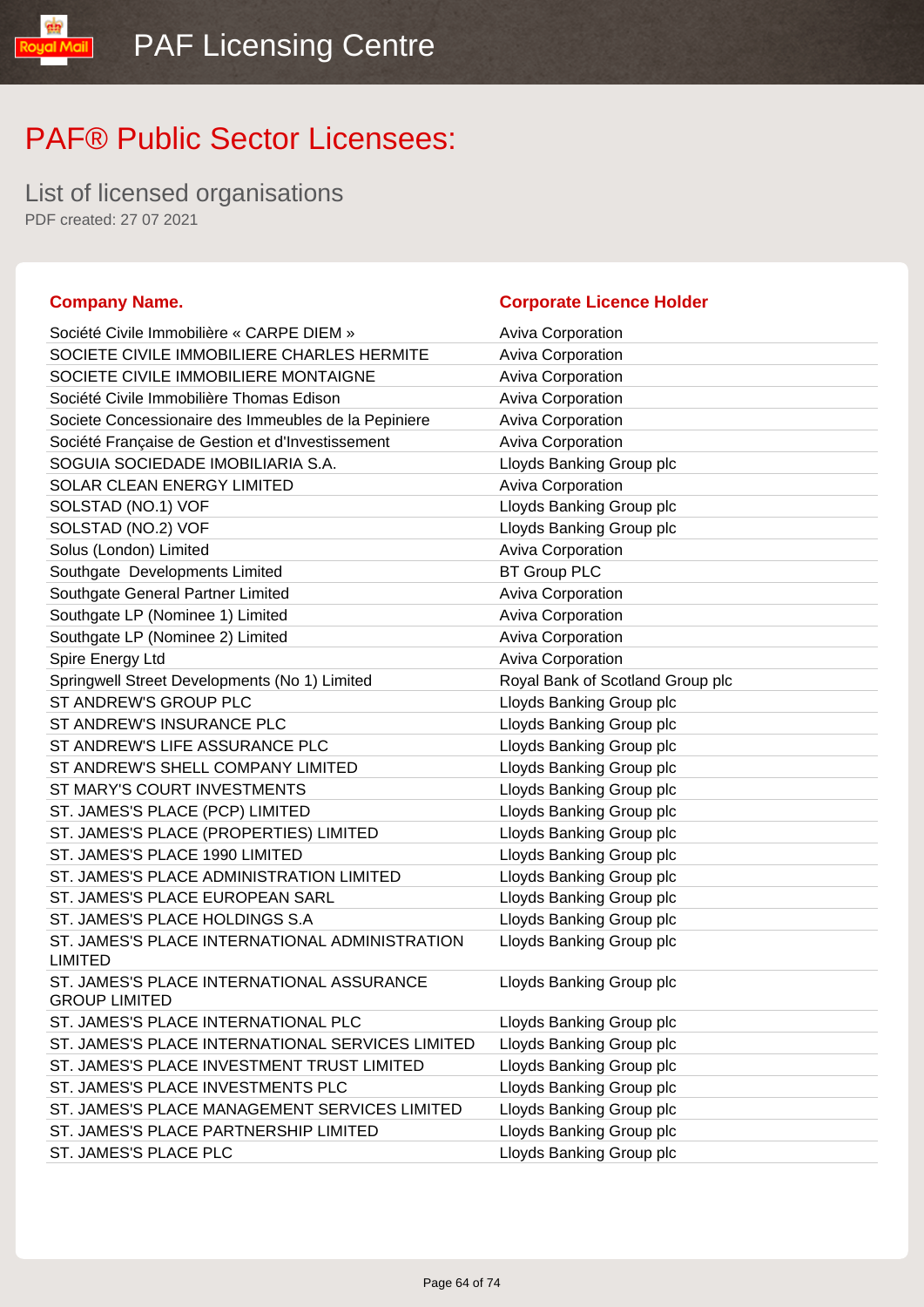# PAF® Public Sector Licensees:

## List of licensed organisations

PDF created: 27 07 2021

| Company Name. | Corporate Licence Holder |
|---|---|
| Société Civile Immobilière « CARPE DIEM » | Aviva Corporation |
| SOCIETE CIVILE IMMOBILIERE CHARLES HERMITE | Aviva Corporation |
| SOCIETE CIVILE IMMOBILIERE MONTAIGNE | Aviva Corporation |
| Société Civile Immobilière Thomas Edison | Aviva Corporation |
| Societe Concessionaire des Immeubles de la Pepiniere | Aviva Corporation |
| Société Française de Gestion et d'Investissement | Aviva Corporation |
| SOGUIA SOCIEDADE IMOBILIARIA S.A. | Lloyds Banking Group plc |
| SOLAR CLEAN ENERGY LIMITED | Aviva Corporation |
| SOLSTAD (NO.1) VOF | Lloyds Banking Group plc |
| SOLSTAD (NO.2) VOF | Lloyds Banking Group plc |
| Solus (London) Limited | Aviva Corporation |
| Southgate  Developments Limited | BT Group PLC |
| Southgate General Partner Limited | Aviva Corporation |
| Southgate LP (Nominee 1) Limited | Aviva Corporation |
| Southgate LP (Nominee 2) Limited | Aviva Corporation |
| Spire Energy Ltd | Aviva Corporation |
| Springwell Street Developments (No 1) Limited | Royal Bank of Scotland Group plc |
| ST ANDREW'S GROUP PLC | Lloyds Banking Group plc |
| ST ANDREW'S INSURANCE PLC | Lloyds Banking Group plc |
| ST ANDREW'S LIFE ASSURANCE PLC | Lloyds Banking Group plc |
| ST ANDREW'S SHELL COMPANY LIMITED | Lloyds Banking Group plc |
| ST MARY'S COURT INVESTMENTS | Lloyds Banking Group plc |
| ST. JAMES'S PLACE (PCP) LIMITED | Lloyds Banking Group plc |
| ST. JAMES'S PLACE (PROPERTIES) LIMITED | Lloyds Banking Group plc |
| ST. JAMES'S PLACE 1990 LIMITED | Lloyds Banking Group plc |
| ST. JAMES'S PLACE ADMINISTRATION LIMITED | Lloyds Banking Group plc |
| ST. JAMES'S PLACE EUROPEAN SARL | Lloyds Banking Group plc |
| ST. JAMES'S PLACE HOLDINGS S.A | Lloyds Banking Group plc |
| ST. JAMES'S PLACE INTERNATIONAL ADMINISTRATION LIMITED | Lloyds Banking Group plc |
| ST. JAMES'S PLACE INTERNATIONAL ASSURANCE GROUP LIMITED | Lloyds Banking Group plc |
| ST. JAMES'S PLACE INTERNATIONAL PLC | Lloyds Banking Group plc |
| ST. JAMES'S PLACE INTERNATIONAL SERVICES LIMITED | Lloyds Banking Group plc |
| ST. JAMES'S PLACE INVESTMENT TRUST LIMITED | Lloyds Banking Group plc |
| ST. JAMES'S PLACE INVESTMENTS PLC | Lloyds Banking Group plc |
| ST. JAMES'S PLACE MANAGEMENT SERVICES LIMITED | Lloyds Banking Group plc |
| ST. JAMES'S PLACE PARTNERSHIP LIMITED | Lloyds Banking Group plc |
| ST. JAMES'S PLACE PLC | Lloyds Banking Group plc |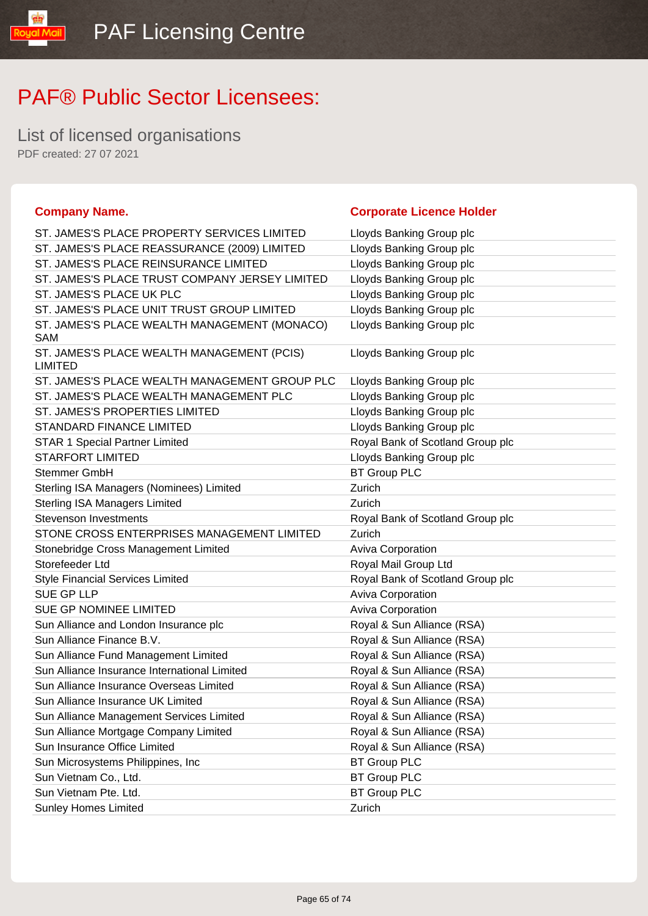# PAF® Public Sector Licensees:

## List of licensed organisations

PDF created: 27 07 2021

| Company Name. | Corporate Licence Holder |
|---|---|
| ST. JAMES'S PLACE PROPERTY SERVICES LIMITED | Lloyds Banking Group plc |
| ST. JAMES'S PLACE REASSURANCE (2009) LIMITED | Lloyds Banking Group plc |
| ST. JAMES'S PLACE REINSURANCE LIMITED | Lloyds Banking Group plc |
| ST. JAMES'S PLACE TRUST COMPANY JERSEY LIMITED | Lloyds Banking Group plc |
| ST. JAMES'S PLACE UK PLC | Lloyds Banking Group plc |
| ST. JAMES'S PLACE UNIT TRUST GROUP LIMITED | Lloyds Banking Group plc |
| ST. JAMES'S PLACE WEALTH MANAGEMENT (MONACO) SAM | Lloyds Banking Group plc |
| ST. JAMES'S PLACE WEALTH MANAGEMENT (PCIS) LIMITED | Lloyds Banking Group plc |
| ST. JAMES'S PLACE WEALTH MANAGEMENT GROUP PLC | Lloyds Banking Group plc |
| ST. JAMES'S PLACE WEALTH MANAGEMENT PLC | Lloyds Banking Group plc |
| ST. JAMES'S PROPERTIES LIMITED | Lloyds Banking Group plc |
| STANDARD FINANCE LIMITED | Lloyds Banking Group plc |
| STAR 1 Special Partner Limited | Royal Bank of Scotland Group plc |
| STARFORT LIMITED | Lloyds Banking Group plc |
| Stemmer GmbH | BT Group PLC |
| Sterling ISA Managers (Nominees) Limited | Zurich |
| Sterling ISA Managers Limited | Zurich |
| Stevenson Investments | Royal Bank of Scotland Group plc |
| STONE CROSS ENTERPRISES MANAGEMENT LIMITED | Zurich |
| Stonebridge Cross Management Limited | Aviva Corporation |
| Storefeeder Ltd | Royal Mail Group Ltd |
| Style Financial Services Limited | Royal Bank of Scotland Group plc |
| SUE GP LLP | Aviva Corporation |
| SUE GP NOMINEE LIMITED | Aviva Corporation |
| Sun Alliance and London Insurance plc | Royal & Sun Alliance (RSA) |
| Sun Alliance Finance B.V. | Royal & Sun Alliance (RSA) |
| Sun Alliance Fund Management Limited | Royal & Sun Alliance (RSA) |
| Sun Alliance Insurance International Limited | Royal & Sun Alliance (RSA) |
| Sun Alliance Insurance Overseas Limited | Royal & Sun Alliance (RSA) |
| Sun Alliance Insurance UK Limited | Royal & Sun Alliance (RSA) |
| Sun Alliance Management Services Limited | Royal & Sun Alliance (RSA) |
| Sun Alliance Mortgage Company Limited | Royal & Sun Alliance (RSA) |
| Sun Insurance Office Limited | Royal & Sun Alliance (RSA) |
| Sun Microsystems Philippines, Inc | BT Group PLC |
| Sun Vietnam Co., Ltd. | BT Group PLC |
| Sun Vietnam Pte. Ltd. | BT Group PLC |
| Sunley Homes Limited | Zurich |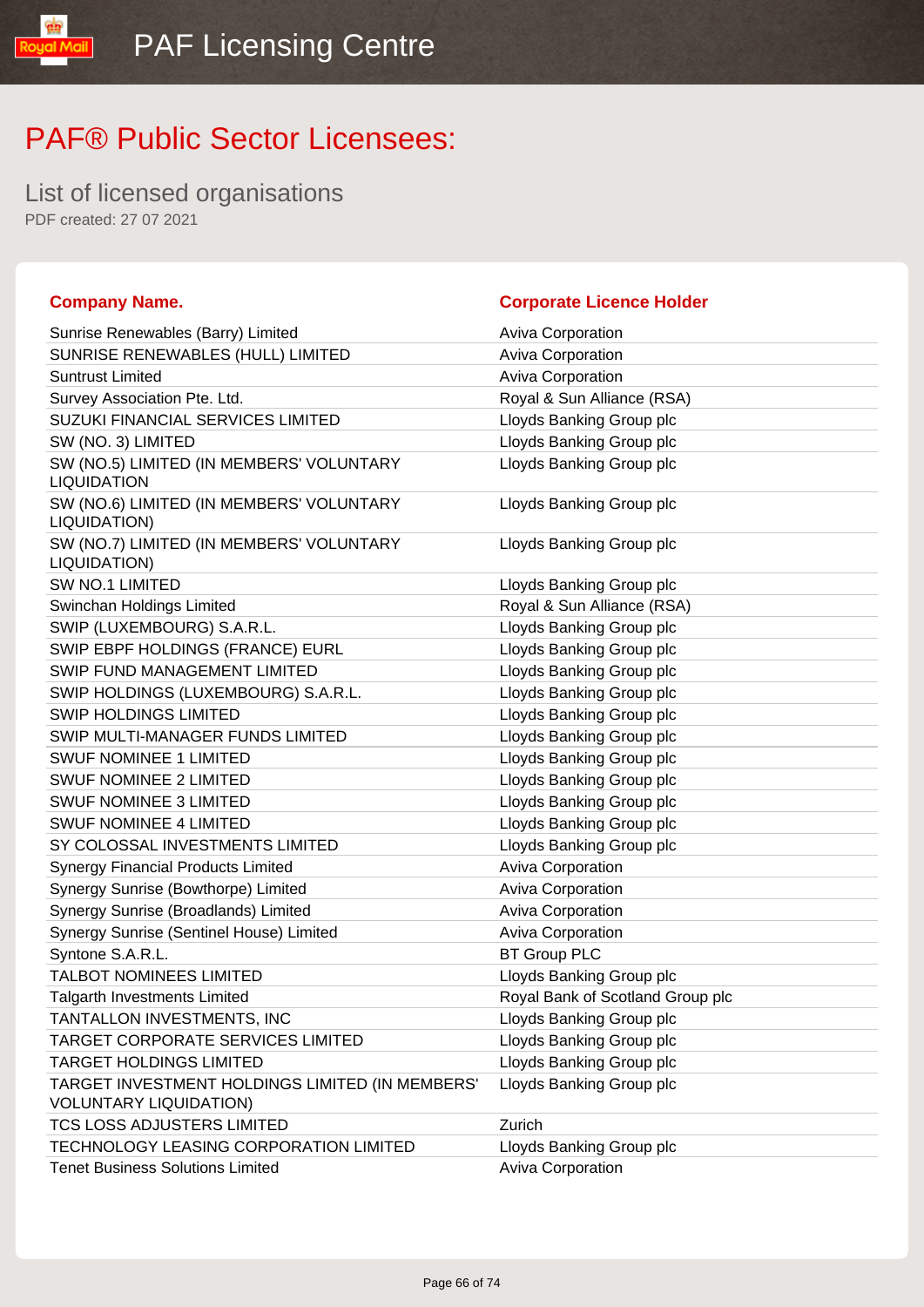# PAF® Public Sector Licensees:

## List of licensed organisations

PDF created: 27 07 2021

| Company Name. | Corporate Licence Holder |
|---|---|
| Sunrise Renewables (Barry) Limited | Aviva Corporation |
| SUNRISE RENEWABLES (HULL) LIMITED | Aviva Corporation |
| Suntrust Limited | Aviva Corporation |
| Survey Association Pte. Ltd. | Royal & Sun Alliance (RSA) |
| SUZUKI FINANCIAL SERVICES LIMITED | Lloyds Banking Group plc |
| SW (NO. 3) LIMITED | Lloyds Banking Group plc |
| SW (NO.5) LIMITED (IN MEMBERS' VOLUNTARY LIQUIDATION | Lloyds Banking Group plc |
| SW (NO.6) LIMITED (IN MEMBERS' VOLUNTARY LIQUIDATION) | Lloyds Banking Group plc |
| SW (NO.7) LIMITED (IN MEMBERS' VOLUNTARY LIQUIDATION) | Lloyds Banking Group plc |
| SW NO.1 LIMITED | Lloyds Banking Group plc |
| Swinchan Holdings Limited | Royal & Sun Alliance (RSA) |
| SWIP (LUXEMBOURG) S.A.R.L. | Lloyds Banking Group plc |
| SWIP EBPF HOLDINGS (FRANCE) EURL | Lloyds Banking Group plc |
| SWIP FUND MANAGEMENT LIMITED | Lloyds Banking Group plc |
| SWIP HOLDINGS (LUXEMBOURG) S.A.R.L. | Lloyds Banking Group plc |
| SWIP HOLDINGS LIMITED | Lloyds Banking Group plc |
| SWIP MULTI-MANAGER FUNDS LIMITED | Lloyds Banking Group plc |
| SWUF NOMINEE 1 LIMITED | Lloyds Banking Group plc |
| SWUF NOMINEE 2 LIMITED | Lloyds Banking Group plc |
| SWUF NOMINEE 3 LIMITED | Lloyds Banking Group plc |
| SWUF NOMINEE 4 LIMITED | Lloyds Banking Group plc |
| SY COLOSSAL INVESTMENTS LIMITED | Lloyds Banking Group plc |
| Synergy Financial Products Limited | Aviva Corporation |
| Synergy Sunrise (Bowthorpe) Limited | Aviva Corporation |
| Synergy Sunrise (Broadlands) Limited | Aviva Corporation |
| Synergy Sunrise (Sentinel House) Limited | Aviva Corporation |
| Syntone S.A.R.L. | BT Group PLC |
| TALBOT NOMINEES LIMITED | Lloyds Banking Group plc |
| Talgarth Investments Limited | Royal Bank of Scotland Group plc |
| TANTALLON INVESTMENTS, INC | Lloyds Banking Group plc |
| TARGET CORPORATE SERVICES LIMITED | Lloyds Banking Group plc |
| TARGET HOLDINGS LIMITED | Lloyds Banking Group plc |
| TARGET INVESTMENT HOLDINGS LIMITED (IN MEMBERS' VOLUNTARY LIQUIDATION) | Lloyds Banking Group plc |
| TCS LOSS ADJUSTERS LIMITED | Zurich |
| TECHNOLOGY LEASING CORPORATION LIMITED | Lloyds Banking Group plc |
| Tenet Business Solutions Limited | Aviva Corporation |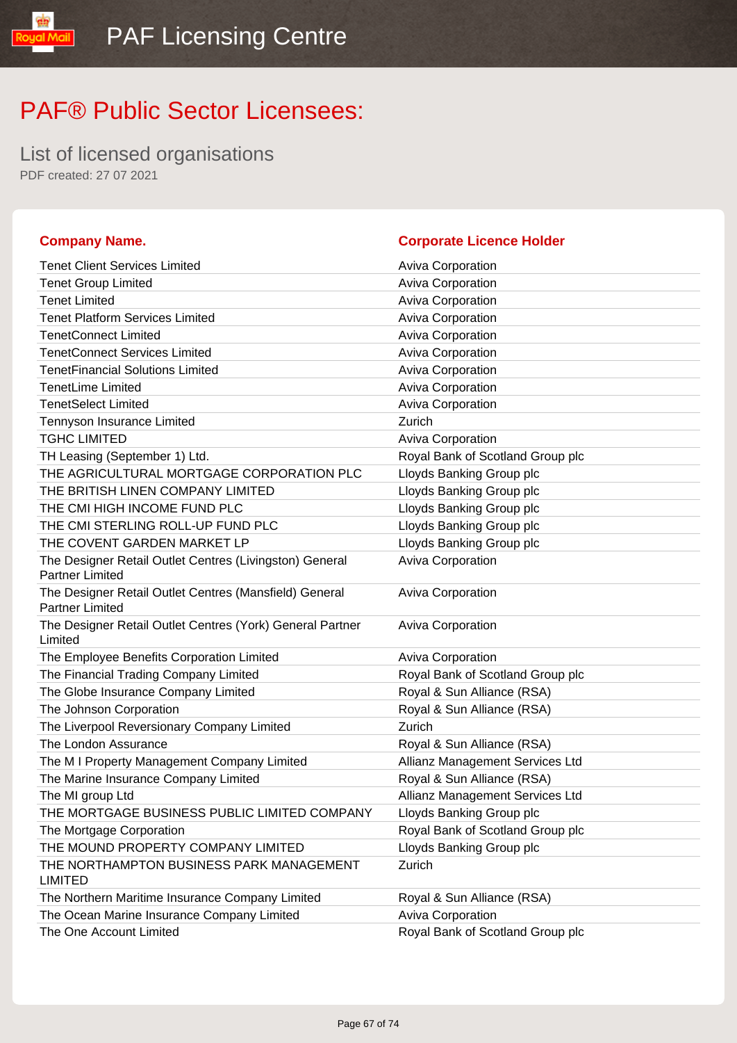# PAF® Public Sector Licensees:

List of licensed organisations

PDF created: 27 07 2021

| Company Name. | Corporate Licence Holder |
|---|---|
| Tenet Client Services Limited | Aviva Corporation |
| Tenet Group Limited | Aviva Corporation |
| Tenet Limited | Aviva Corporation |
| Tenet Platform Services Limited | Aviva Corporation |
| TenetConnect Limited | Aviva Corporation |
| TenetConnect Services Limited | Aviva Corporation |
| TenetFinancial Solutions Limited | Aviva Corporation |
| TenetLime Limited | Aviva Corporation |
| TenetSelect Limited | Aviva Corporation |
| Tennyson Insurance Limited | Zurich |
| TGHC LIMITED | Aviva Corporation |
| TH Leasing (September 1) Ltd. | Royal Bank of Scotland Group plc |
| THE AGRICULTURAL MORTGAGE CORPORATION PLC | Lloyds Banking Group plc |
| THE BRITISH LINEN COMPANY LIMITED | Lloyds Banking Group plc |
| THE CMI HIGH INCOME FUND PLC | Lloyds Banking Group plc |
| THE CMI STERLING ROLL-UP FUND PLC | Lloyds Banking Group plc |
| THE COVENT GARDEN MARKET LP | Lloyds Banking Group plc |
| The Designer Retail Outlet Centres (Livingston) General Partner Limited | Aviva Corporation |
| The Designer Retail Outlet Centres (Mansfield) General Partner Limited | Aviva Corporation |
| The Designer Retail Outlet Centres (York) General Partner Limited | Aviva Corporation |
| The Employee Benefits Corporation Limited | Aviva Corporation |
| The Financial Trading Company Limited | Royal Bank of Scotland Group plc |
| The Globe Insurance Company Limited | Royal & Sun Alliance (RSA) |
| The Johnson Corporation | Royal & Sun Alliance (RSA) |
| The Liverpool Reversionary Company Limited | Zurich |
| The London Assurance | Royal & Sun Alliance (RSA) |
| The M I Property Management Company Limited | Allianz Management Services Ltd |
| The Marine Insurance Company Limited | Royal & Sun Alliance (RSA) |
| The MI group Ltd | Allianz Management Services Ltd |
| THE MORTGAGE BUSINESS PUBLIC LIMITED COMPANY | Lloyds Banking Group plc |
| The Mortgage Corporation | Royal Bank of Scotland Group plc |
| THE MOUND PROPERTY COMPANY LIMITED | Lloyds Banking Group plc |
| THE NORTHAMPTON BUSINESS PARK MANAGEMENT LIMITED | Zurich |
| The Northern Maritime Insurance Company Limited | Royal & Sun Alliance (RSA) |
| The Ocean Marine Insurance Company Limited | Aviva Corporation |
| The One Account Limited | Royal Bank of Scotland Group plc |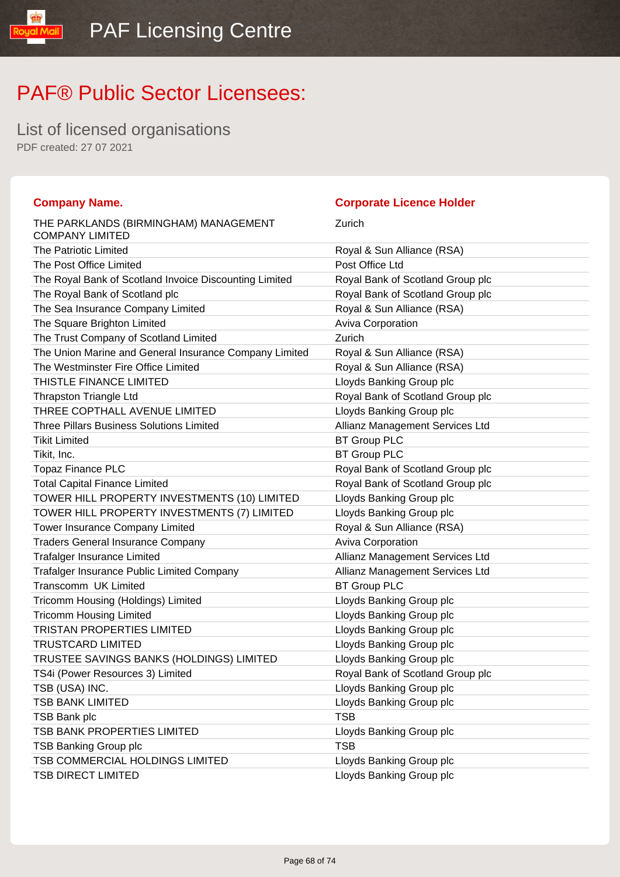# PAF® Public Sector Licensees:

List of licensed organisations

PDF created: 27 07 2021

| Company Name. | Corporate Licence Holder |
|---|---|
| THE PARKLANDS (BIRMINGHAM) MANAGEMENT COMPANY LIMITED | Zurich |
| The Patriotic Limited | Royal & Sun Alliance (RSA) |
| The Post Office Limited | Post Office Ltd |
| The Royal Bank of Scotland Invoice Discounting Limited | Royal Bank of Scotland Group plc |
| The Royal Bank of Scotland plc | Royal Bank of Scotland Group plc |
| The Sea Insurance Company Limited | Royal & Sun Alliance (RSA) |
| The Square Brighton Limited | Aviva Corporation |
| The Trust Company of Scotland Limited | Zurich |
| The Union Marine and General Insurance Company Limited | Royal & Sun Alliance (RSA) |
| The Westminster Fire Office Limited | Royal & Sun Alliance (RSA) |
| THISTLE FINANCE LIMITED | Lloyds Banking Group plc |
| Thrapston Triangle Ltd | Royal Bank of Scotland Group plc |
| THREE COPTHALL AVENUE LIMITED | Lloyds Banking Group plc |
| Three Pillars Business Solutions Limited | Allianz Management Services Ltd |
| Tikit Limited | BT Group PLC |
| Tikit, Inc. | BT Group PLC |
| Topaz Finance PLC | Royal Bank of Scotland Group plc |
| Total Capital Finance Limited | Royal Bank of Scotland Group plc |
| TOWER HILL PROPERTY INVESTMENTS (10) LIMITED | Lloyds Banking Group plc |
| TOWER HILL PROPERTY INVESTMENTS (7) LIMITED | Lloyds Banking Group plc |
| Tower Insurance Company Limited | Royal & Sun Alliance (RSA) |
| Traders General Insurance Company | Aviva Corporation |
| Trafalger Insurance Limited | Allianz Management Services Ltd |
| Trafalger Insurance Public Limited Company | Allianz Management Services Ltd |
| Transcomm UK Limited | BT Group PLC |
| Tricomm Housing (Holdings) Limited | Lloyds Banking Group plc |
| Tricomm Housing Limited | Lloyds Banking Group plc |
| TRISTAN PROPERTIES LIMITED | Lloyds Banking Group plc |
| TRUSTCARD LIMITED | Lloyds Banking Group plc |
| TRUSTEE SAVINGS BANKS (HOLDINGS) LIMITED | Lloyds Banking Group plc |
| TS4i (Power Resources 3) Limited | Royal Bank of Scotland Group plc |
| TSB (USA) INC. | Lloyds Banking Group plc |
| TSB BANK LIMITED | Lloyds Banking Group plc |
| TSB Bank plc | TSB |
| TSB BANK PROPERTIES LIMITED | Lloyds Banking Group plc |
| TSB Banking Group plc | TSB |
| TSB COMMERCIAL HOLDINGS LIMITED | Lloyds Banking Group plc |
| TSB DIRECT LIMITED | Lloyds Banking Group plc |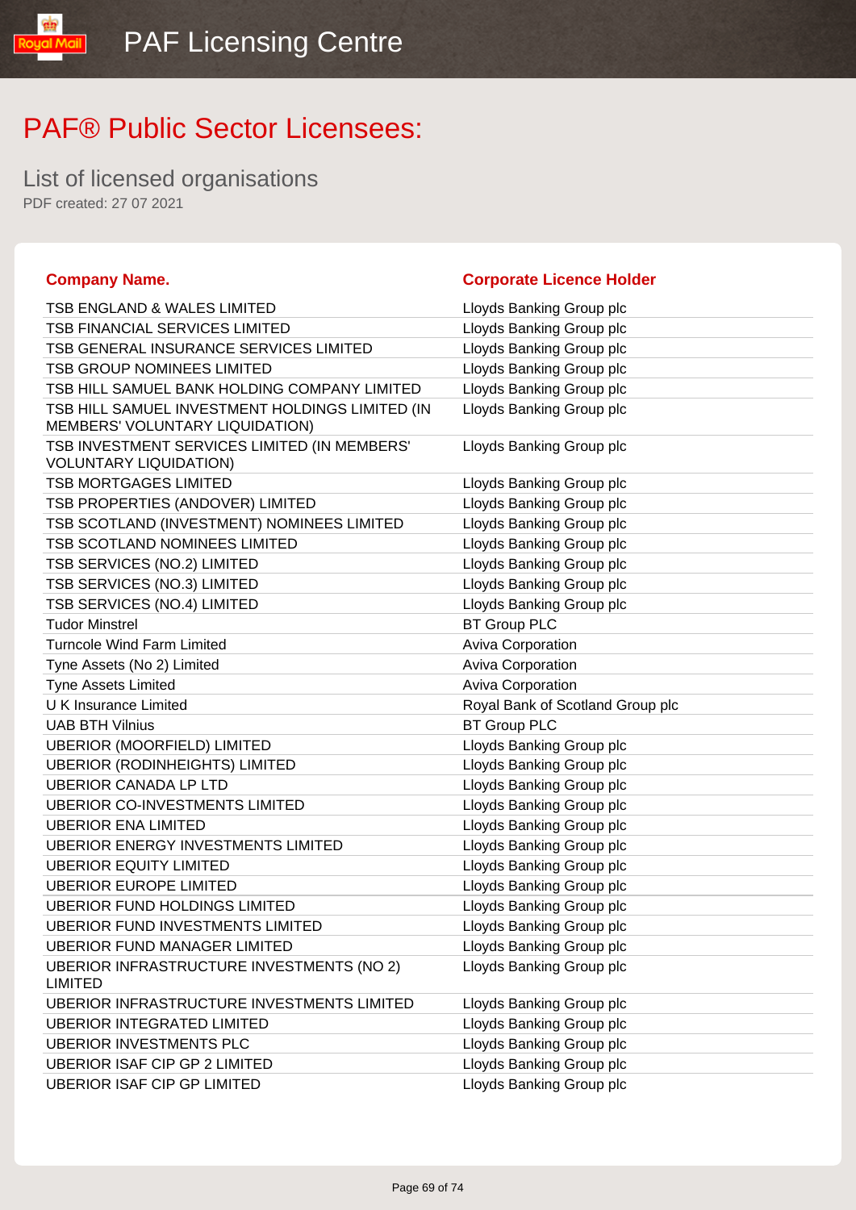# PAF® Public Sector Licensees:

## List of licensed organisations

PDF created: 27 07 2021

| Company Name. | Corporate Licence Holder |
|---|---|
| TSB ENGLAND & WALES LIMITED | Lloyds Banking Group plc |
| TSB FINANCIAL SERVICES LIMITED | Lloyds Banking Group plc |
| TSB GENERAL INSURANCE SERVICES LIMITED | Lloyds Banking Group plc |
| TSB GROUP NOMINEES LIMITED | Lloyds Banking Group plc |
| TSB HILL SAMUEL BANK HOLDING COMPANY LIMITED | Lloyds Banking Group plc |
| TSB HILL SAMUEL INVESTMENT HOLDINGS LIMITED (IN MEMBERS' VOLUNTARY LIQUIDATION) | Lloyds Banking Group plc |
| TSB INVESTMENT SERVICES LIMITED (IN MEMBERS' VOLUNTARY LIQUIDATION) | Lloyds Banking Group plc |
| TSB MORTGAGES LIMITED | Lloyds Banking Group plc |
| TSB PROPERTIES (ANDOVER) LIMITED | Lloyds Banking Group plc |
| TSB SCOTLAND (INVESTMENT) NOMINEES LIMITED | Lloyds Banking Group plc |
| TSB SCOTLAND NOMINEES LIMITED | Lloyds Banking Group plc |
| TSB SERVICES (NO.2) LIMITED | Lloyds Banking Group plc |
| TSB SERVICES (NO.3) LIMITED | Lloyds Banking Group plc |
| TSB SERVICES (NO.4) LIMITED | Lloyds Banking Group plc |
| Tudor Minstrel | BT Group PLC |
| Turncole Wind Farm Limited | Aviva Corporation |
| Tyne Assets (No 2) Limited | Aviva Corporation |
| Tyne Assets Limited | Aviva Corporation |
| U K Insurance Limited | Royal Bank of Scotland Group plc |
| UAB BTH Vilnius | BT Group PLC |
| UBERIOR (MOORFIELD) LIMITED | Lloyds Banking Group plc |
| UBERIOR (RODINHEIGHTS) LIMITED | Lloyds Banking Group plc |
| UBERIOR CANADA LP LTD | Lloyds Banking Group plc |
| UBERIOR CO-INVESTMENTS LIMITED | Lloyds Banking Group plc |
| UBERIOR ENA LIMITED | Lloyds Banking Group plc |
| UBERIOR ENERGY INVESTMENTS LIMITED | Lloyds Banking Group plc |
| UBERIOR EQUITY LIMITED | Lloyds Banking Group plc |
| UBERIOR EUROPE LIMITED | Lloyds Banking Group plc |
| UBERIOR FUND HOLDINGS LIMITED | Lloyds Banking Group plc |
| UBERIOR FUND INVESTMENTS LIMITED | Lloyds Banking Group plc |
| UBERIOR FUND MANAGER LIMITED | Lloyds Banking Group plc |
| UBERIOR INFRASTRUCTURE INVESTMENTS (NO 2) LIMITED | Lloyds Banking Group plc |
| UBERIOR INFRASTRUCTURE INVESTMENTS LIMITED | Lloyds Banking Group plc |
| UBERIOR INTEGRATED LIMITED | Lloyds Banking Group plc |
| UBERIOR INVESTMENTS PLC | Lloyds Banking Group plc |
| UBERIOR ISAF CIP GP 2 LIMITED | Lloyds Banking Group plc |
| UBERIOR ISAF CIP GP LIMITED | Lloyds Banking Group plc |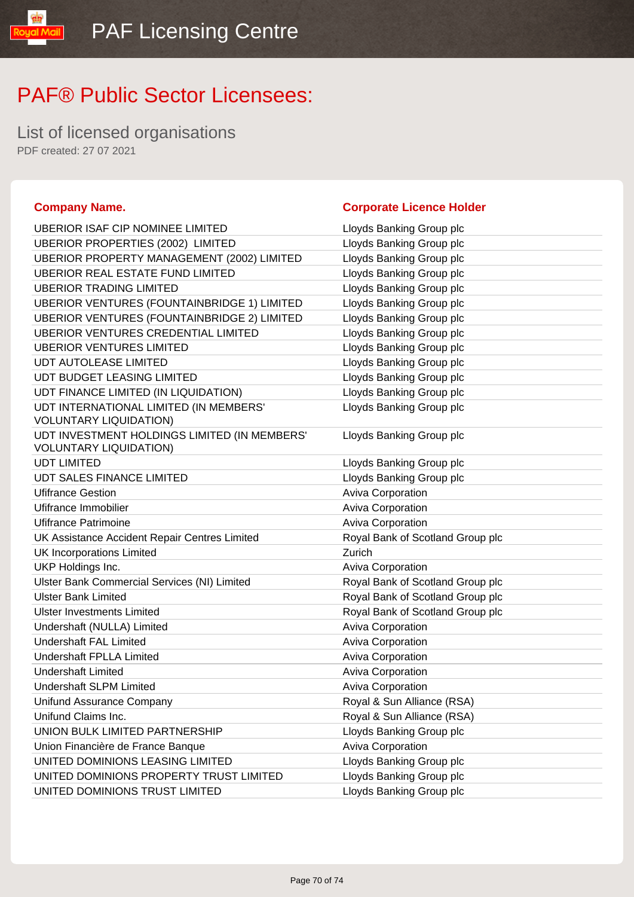# PAF® Public Sector Licensees:

## List of licensed organisations

PDF created: 27 07 2021

| Company Name. | Corporate Licence Holder |
|---|---|
| UBERIOR ISAF CIP NOMINEE LIMITED | Lloyds Banking Group plc |
| UBERIOR PROPERTIES (2002) LIMITED | Lloyds Banking Group plc |
| UBERIOR PROPERTY MANAGEMENT (2002) LIMITED | Lloyds Banking Group plc |
| UBERIOR REAL ESTATE FUND LIMITED | Lloyds Banking Group plc |
| UBERIOR TRADING LIMITED | Lloyds Banking Group plc |
| UBERIOR VENTURES (FOUNTAINBRIDGE 1) LIMITED | Lloyds Banking Group plc |
| UBERIOR VENTURES (FOUNTAINBRIDGE 2) LIMITED | Lloyds Banking Group plc |
| UBERIOR VENTURES CREDENTIAL LIMITED | Lloyds Banking Group plc |
| UBERIOR VENTURES LIMITED | Lloyds Banking Group plc |
| UDT AUTOLEASE LIMITED | Lloyds Banking Group plc |
| UDT BUDGET LEASING LIMITED | Lloyds Banking Group plc |
| UDT FINANCE LIMITED (IN LIQUIDATION) | Lloyds Banking Group plc |
| UDT INTERNATIONAL LIMITED (IN MEMBERS' VOLUNTARY LIQUIDATION) | Lloyds Banking Group plc |
| UDT INVESTMENT HOLDINGS LIMITED (IN MEMBERS' VOLUNTARY LIQUIDATION) | Lloyds Banking Group plc |
| UDT LIMITED | Lloyds Banking Group plc |
| UDT SALES FINANCE LIMITED | Lloyds Banking Group plc |
| Ufifrance Gestion | Aviva Corporation |
| Ufifrance Immobilier | Aviva Corporation |
| Ufifrance Patrimoine | Aviva Corporation |
| UK Assistance Accident Repair Centres Limited | Royal Bank of Scotland Group plc |
| UK Incorporations Limited | Zurich |
| UKP Holdings Inc. | Aviva Corporation |
| Ulster Bank Commercial Services (NI) Limited | Royal Bank of Scotland Group plc |
| Ulster Bank Limited | Royal Bank of Scotland Group plc |
| Ulster Investments Limited | Royal Bank of Scotland Group plc |
| Undershaft (NULLA) Limited | Aviva Corporation |
| Undershaft FAL Limited | Aviva Corporation |
| Undershaft FPLLA Limited | Aviva Corporation |
| Undershaft Limited | Aviva Corporation |
| Undershaft SLPM Limited | Aviva Corporation |
| Unifund Assurance Company | Royal & Sun Alliance (RSA) |
| Unifund Claims Inc. | Royal & Sun Alliance (RSA) |
| UNION BULK LIMITED PARTNERSHIP | Lloyds Banking Group plc |
| Union Financière de France Banque | Aviva Corporation |
| UNITED DOMINIONS LEASING LIMITED | Lloyds Banking Group plc |
| UNITED DOMINIONS PROPERTY TRUST LIMITED | Lloyds Banking Group plc |
| UNITED DOMINIONS TRUST LIMITED | Lloyds Banking Group plc |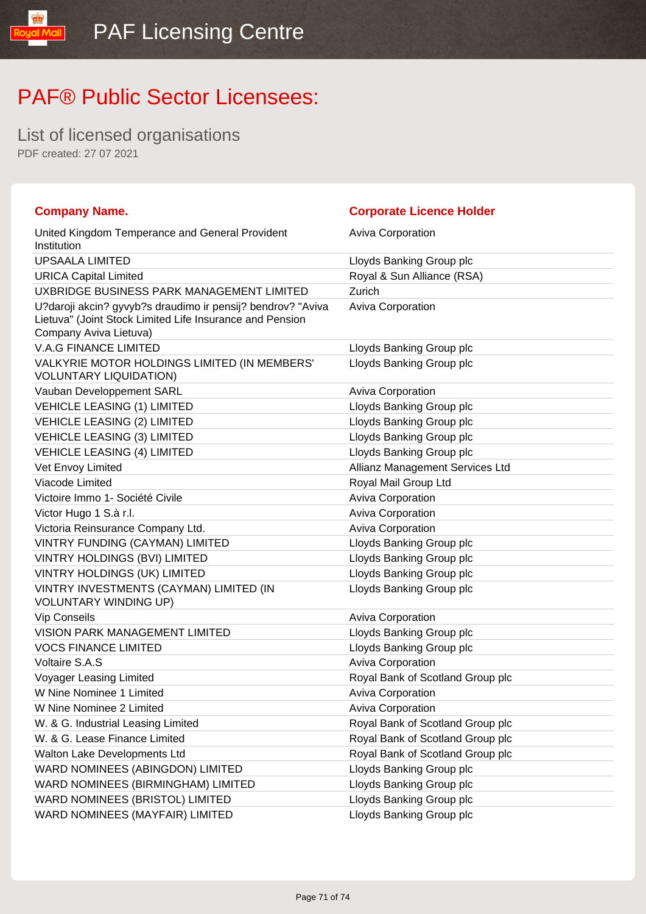# PAF® Public Sector Licensees:

List of licensed organisations

PDF created: 27 07 2021

| Company Name. | Corporate Licence Holder |
|---|---|
| United Kingdom Temperance and General Provident Institution | Aviva Corporation |
| UPSAALA LIMITED | Lloyds Banking Group plc |
| URICA Capital Limited | Royal & Sun Alliance (RSA) |
| UXBRIDGE BUSINESS PARK MANAGEMENT LIMITED | Zurich |
| U?daroji akcin? gyvyb?s draudimo ir pensij? bendrov? "Aviva Lietuva" (Joint Stock Limited Life Insurance and Pension Company Aviva Lietuva) | Aviva Corporation |
| V.A.G FINANCE LIMITED | Lloyds Banking Group plc |
| VALKYRIE MOTOR HOLDINGS LIMITED (IN MEMBERS' VOLUNTARY LIQUIDATION) | Lloyds Banking Group plc |
| Vauban Developpement SARL | Aviva Corporation |
| VEHICLE LEASING (1) LIMITED | Lloyds Banking Group plc |
| VEHICLE LEASING (2) LIMITED | Lloyds Banking Group plc |
| VEHICLE LEASING (3) LIMITED | Lloyds Banking Group plc |
| VEHICLE LEASING (4) LIMITED | Lloyds Banking Group plc |
| Vet Envoy Limited | Allianz Management Services Ltd |
| Viacode Limited | Royal Mail Group Ltd |
| Victoire Immo 1- Société Civile | Aviva Corporation |
| Victor Hugo 1 S.à r.l. | Aviva Corporation |
| Victoria Reinsurance Company Ltd. | Aviva Corporation |
| VINTRY FUNDING (CAYMAN) LIMITED | Lloyds Banking Group plc |
| VINTRY HOLDINGS (BVI) LIMITED | Lloyds Banking Group plc |
| VINTRY HOLDINGS (UK) LIMITED | Lloyds Banking Group plc |
| VINTRY INVESTMENTS (CAYMAN) LIMITED (IN VOLUNTARY WINDING UP) | Lloyds Banking Group plc |
| Vip Conseils | Aviva Corporation |
| VISION PARK MANAGEMENT LIMITED | Lloyds Banking Group plc |
| VOCS FINANCE LIMITED | Lloyds Banking Group plc |
| Voltaire S.A.S | Aviva Corporation |
| Voyager Leasing Limited | Royal Bank of Scotland Group plc |
| W Nine Nominee 1 Limited | Aviva Corporation |
| W Nine Nominee 2 Limited | Aviva Corporation |
| W. & G. Industrial Leasing Limited | Royal Bank of Scotland Group plc |
| W. & G. Lease Finance Limited | Royal Bank of Scotland Group plc |
| Walton Lake Developments Ltd | Royal Bank of Scotland Group plc |
| WARD NOMINEES (ABINGDON) LIMITED | Lloyds Banking Group plc |
| WARD NOMINEES (BIRMINGHAM) LIMITED | Lloyds Banking Group plc |
| WARD NOMINEES (BRISTOL) LIMITED | Lloyds Banking Group plc |
| WARD NOMINEES (MAYFAIR) LIMITED | Lloyds Banking Group plc |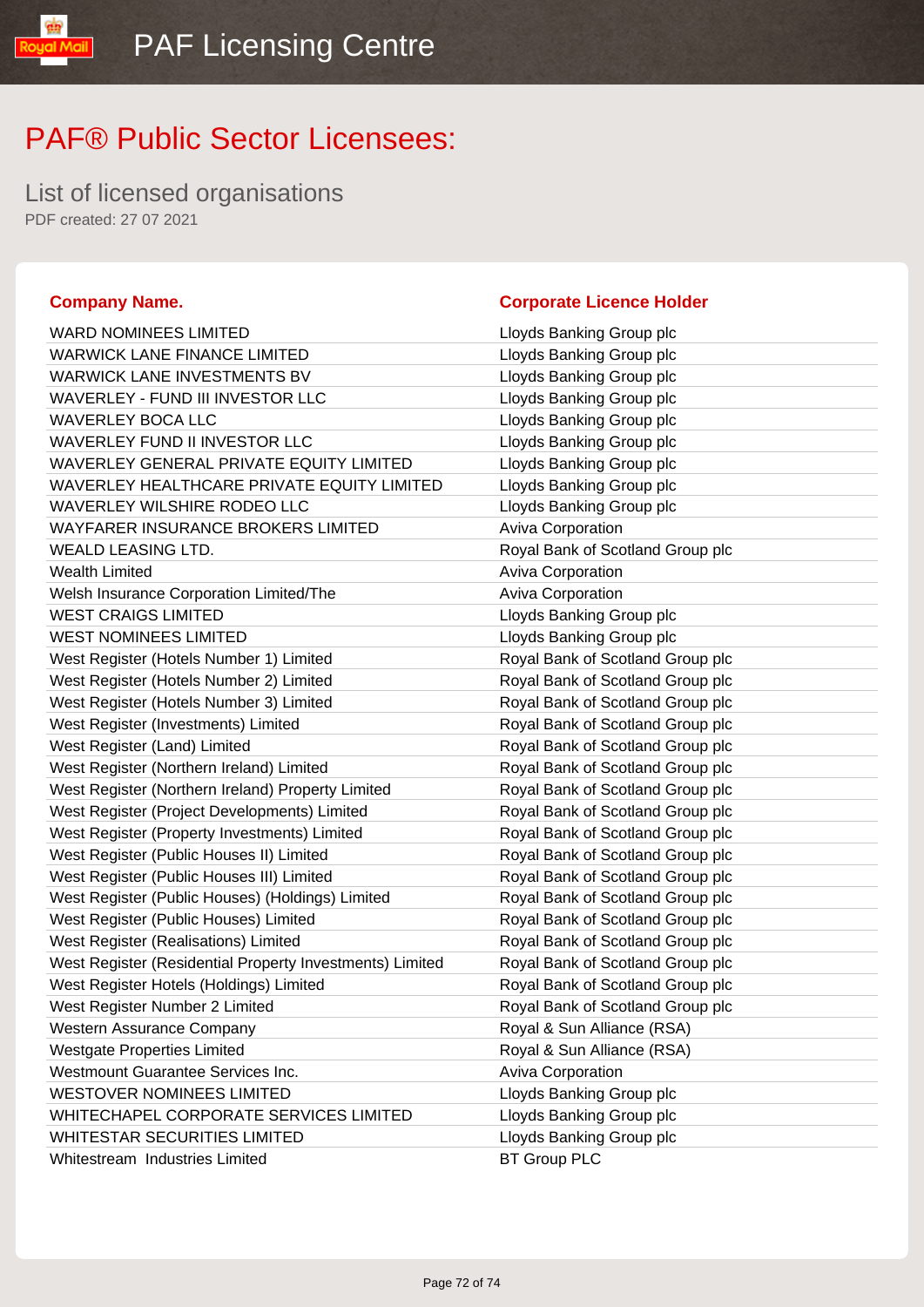# PAF® Public Sector Licensees:

## List of licensed organisations

PDF created: 27 07 2021

| Company Name. | Corporate Licence Holder |
|---|---|
| WARD NOMINEES LIMITED | Lloyds Banking Group plc |
| WARWICK LANE FINANCE LIMITED | Lloyds Banking Group plc |
| WARWICK LANE INVESTMENTS BV | Lloyds Banking Group plc |
| WAVERLEY - FUND III INVESTOR LLC | Lloyds Banking Group plc |
| WAVERLEY BOCA LLC | Lloyds Banking Group plc |
| WAVERLEY FUND II INVESTOR LLC | Lloyds Banking Group plc |
| WAVERLEY GENERAL PRIVATE EQUITY LIMITED | Lloyds Banking Group plc |
| WAVERLEY HEALTHCARE PRIVATE EQUITY LIMITED | Lloyds Banking Group plc |
| WAVERLEY WILSHIRE RODEO LLC | Lloyds Banking Group plc |
| WAYFARER INSURANCE BROKERS LIMITED | Aviva Corporation |
| WEALD LEASING LTD. | Royal Bank of Scotland Group plc |
| Wealth Limited | Aviva Corporation |
| Welsh Insurance Corporation Limited/The | Aviva Corporation |
| WEST CRAIGS LIMITED | Lloyds Banking Group plc |
| WEST NOMINEES LIMITED | Lloyds Banking Group plc |
| West Register (Hotels Number 1) Limited | Royal Bank of Scotland Group plc |
| West Register (Hotels Number 2) Limited | Royal Bank of Scotland Group plc |
| West Register (Hotels Number 3) Limited | Royal Bank of Scotland Group plc |
| West Register (Investments) Limited | Royal Bank of Scotland Group plc |
| West Register (Land) Limited | Royal Bank of Scotland Group plc |
| West Register (Northern Ireland) Limited | Royal Bank of Scotland Group plc |
| West Register (Northern Ireland) Property Limited | Royal Bank of Scotland Group plc |
| West Register (Project Developments) Limited | Royal Bank of Scotland Group plc |
| West Register (Property Investments) Limited | Royal Bank of Scotland Group plc |
| West Register (Public Houses II) Limited | Royal Bank of Scotland Group plc |
| West Register (Public Houses III) Limited | Royal Bank of Scotland Group plc |
| West Register (Public Houses) (Holdings) Limited | Royal Bank of Scotland Group plc |
| West Register (Public Houses) Limited | Royal Bank of Scotland Group plc |
| West Register (Realisations) Limited | Royal Bank of Scotland Group plc |
| West Register (Residential Property Investments) Limited | Royal Bank of Scotland Group plc |
| West Register Hotels (Holdings) Limited | Royal Bank of Scotland Group plc |
| West Register Number 2 Limited | Royal Bank of Scotland Group plc |
| Western Assurance Company | Royal & Sun Alliance (RSA) |
| Westgate Properties Limited | Royal & Sun Alliance (RSA) |
| Westmount Guarantee Services Inc. | Aviva Corporation |
| WESTOVER NOMINEES LIMITED | Lloyds Banking Group plc |
| WHITECHAPEL CORPORATE SERVICES LIMITED | Lloyds Banking Group plc |
| WHITESTAR SECURITIES LIMITED | Lloyds Banking Group plc |
| Whitestream  Industries Limited | BT Group PLC |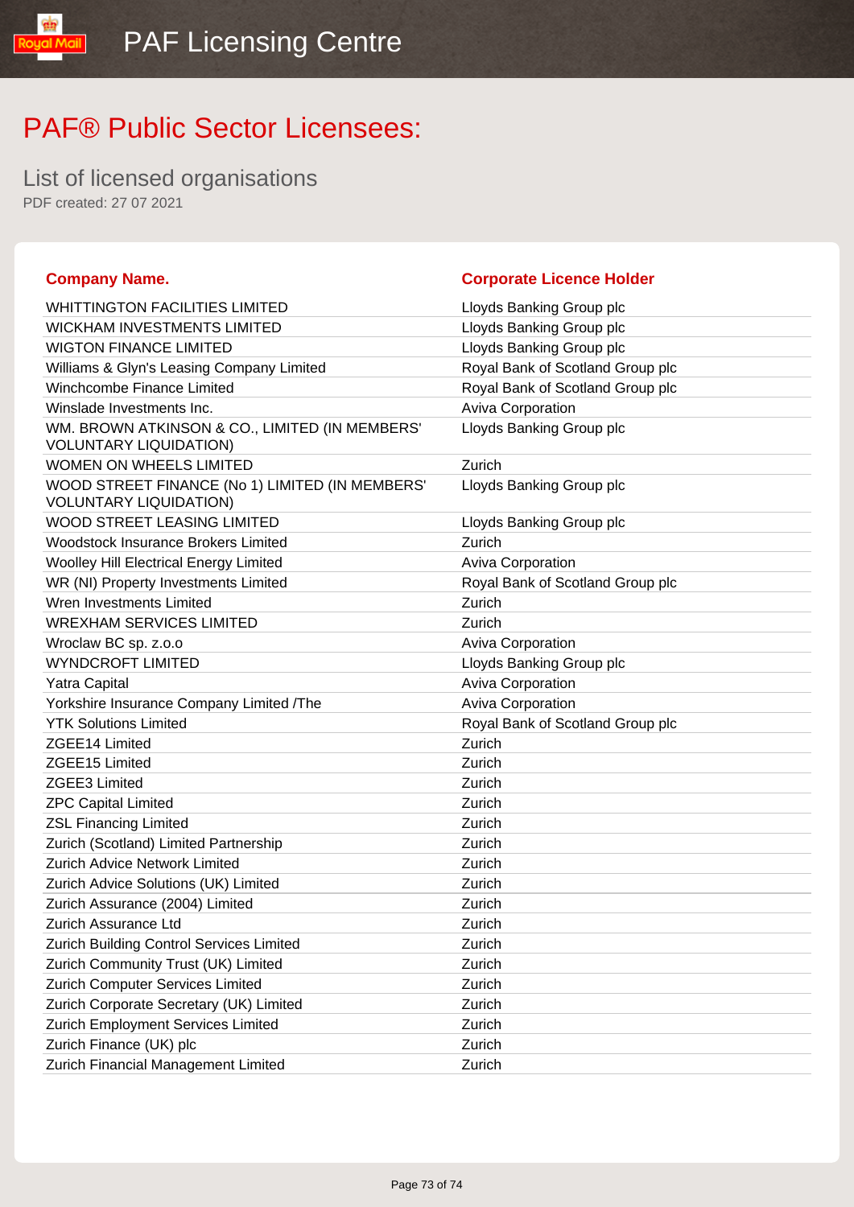# PAF® Public Sector Licensees:

## List of licensed organisations

PDF created: 27 07 2021

| Company Name. | Corporate Licence Holder |
|---|---|
| WHITTINGTON FACILITIES LIMITED | Lloyds Banking Group plc |
| WICKHAM INVESTMENTS LIMITED | Lloyds Banking Group plc |
| WIGTON FINANCE LIMITED | Lloyds Banking Group plc |
| Williams & Glyn's Leasing Company Limited | Royal Bank of Scotland Group plc |
| Winchcombe Finance Limited | Royal Bank of Scotland Group plc |
| Winslade Investments Inc. | Aviva Corporation |
| WM. BROWN ATKINSON & CO., LIMITED (IN MEMBERS' VOLUNTARY LIQUIDATION) | Lloyds Banking Group plc |
| WOMEN ON WHEELS LIMITED | Zurich |
| WOOD STREET FINANCE (No 1) LIMITED (IN MEMBERS' VOLUNTARY LIQUIDATION) | Lloyds Banking Group plc |
| WOOD STREET LEASING LIMITED | Lloyds Banking Group plc |
| Woodstock Insurance Brokers Limited | Zurich |
| Woolley Hill Electrical Energy Limited | Aviva Corporation |
| WR (NI) Property Investments Limited | Royal Bank of Scotland Group plc |
| Wren Investments Limited | Zurich |
| WREXHAM SERVICES LIMITED | Zurich |
| Wroclaw BC sp. z.o.o | Aviva Corporation |
| WYNDCROFT LIMITED | Lloyds Banking Group plc |
| Yatra Capital | Aviva Corporation |
| Yorkshire Insurance Company Limited /The | Aviva Corporation |
| YTK Solutions Limited | Royal Bank of Scotland Group plc |
| ZGEE14 Limited | Zurich |
| ZGEE15 Limited | Zurich |
| ZGEE3 Limited | Zurich |
| ZPC Capital Limited | Zurich |
| ZSL Financing Limited | Zurich |
| Zurich (Scotland) Limited Partnership | Zurich |
| Zurich Advice Network Limited | Zurich |
| Zurich Advice Solutions (UK) Limited | Zurich |
| Zurich Assurance (2004) Limited | Zurich |
| Zurich Assurance Ltd | Zurich |
| Zurich Building Control Services Limited | Zurich |
| Zurich Community Trust (UK) Limited | Zurich |
| Zurich Computer Services Limited | Zurich |
| Zurich Corporate Secretary (UK) Limited | Zurich |
| Zurich Employment Services Limited | Zurich |
| Zurich Finance (UK) plc | Zurich |
| Zurich Financial Management Limited | Zurich |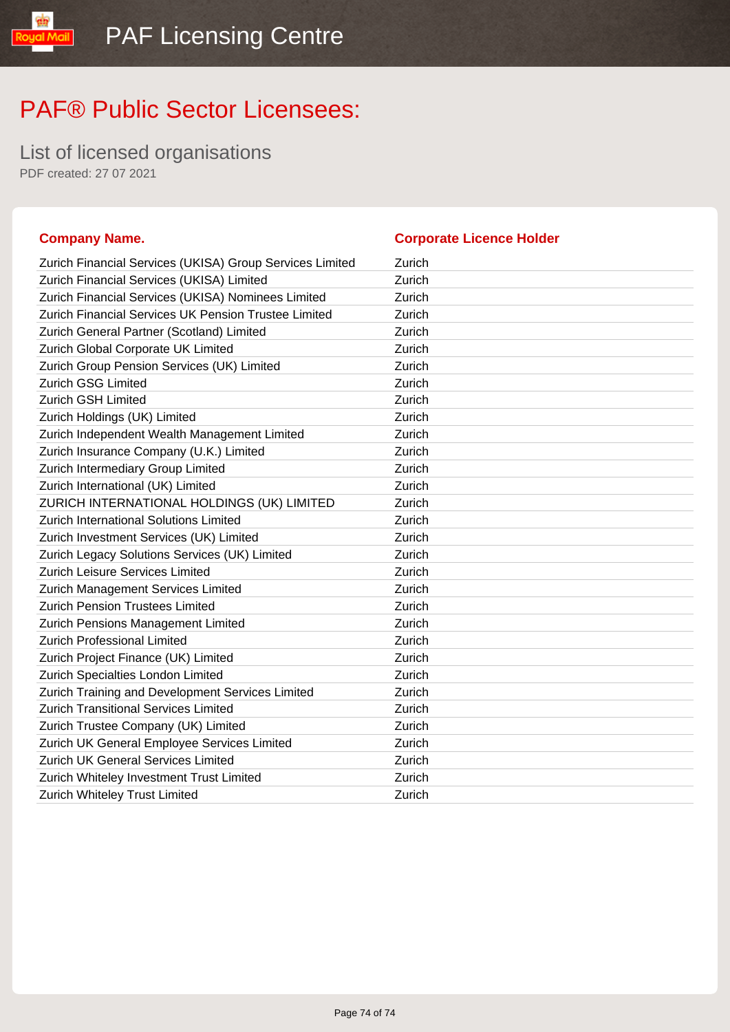# PAF Licensing Centre

# PAF® Public Sector Licensees:

## List of licensed organisations

PDF created: 27 07 2021

| Company Name. | Corporate Licence Holder |
|---|---|
| Zurich Financial Services (UKISA) Group Services Limited | Zurich |
| Zurich Financial Services (UKISA) Limited | Zurich |
| Zurich Financial Services (UKISA) Nominees Limited | Zurich |
| Zurich Financial Services UK Pension Trustee Limited | Zurich |
| Zurich General Partner (Scotland) Limited | Zurich |
| Zurich Global Corporate UK Limited | Zurich |
| Zurich Group Pension Services (UK) Limited | Zurich |
| Zurich GSG Limited | Zurich |
| Zurich GSH Limited | Zurich |
| Zurich Holdings (UK) Limited | Zurich |
| Zurich Independent Wealth Management Limited | Zurich |
| Zurich Insurance Company (U.K.) Limited | Zurich |
| Zurich Intermediary Group Limited | Zurich |
| Zurich International (UK) Limited | Zurich |
| ZURICH INTERNATIONAL HOLDINGS (UK) LIMITED | Zurich |
| Zurich International Solutions Limited | Zurich |
| Zurich Investment Services (UK) Limited | Zurich |
| Zurich Legacy Solutions Services (UK) Limited | Zurich |
| Zurich Leisure Services Limited | Zurich |
| Zurich Management Services Limited | Zurich |
| Zurich Pension Trustees Limited | Zurich |
| Zurich Pensions Management Limited | Zurich |
| Zurich Professional Limited | Zurich |
| Zurich Project Finance (UK) Limited | Zurich |
| Zurich Specialties London Limited | Zurich |
| Zurich Training and Development Services Limited | Zurich |
| Zurich Transitional Services Limited | Zurich |
| Zurich Trustee Company (UK) Limited | Zurich |
| Zurich UK General Employee Services Limited | Zurich |
| Zurich UK General Services Limited | Zurich |
| Zurich Whiteley Investment Trust Limited | Zurich |
| Zurich Whiteley Trust Limited | Zurich |